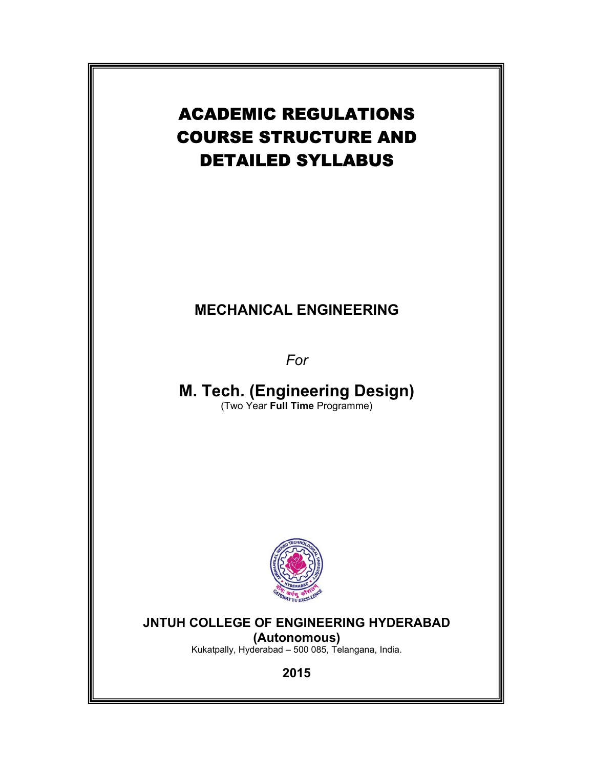# ACADEMIC REGULATIONS COURSE STRUCTURE AND DETAILED SYLLABUS

## MECHANICAL ENGINEERING

*For*

## M. Tech. (Engineering Design)

(Two Year **Full Time** Programme)

**JNTUH COLLEGE OF ENGINEERING HYDERABAD**
**(Autonomous)**

Kukatpally, Hyderabad – 500 085, Telangana, India.

**2015**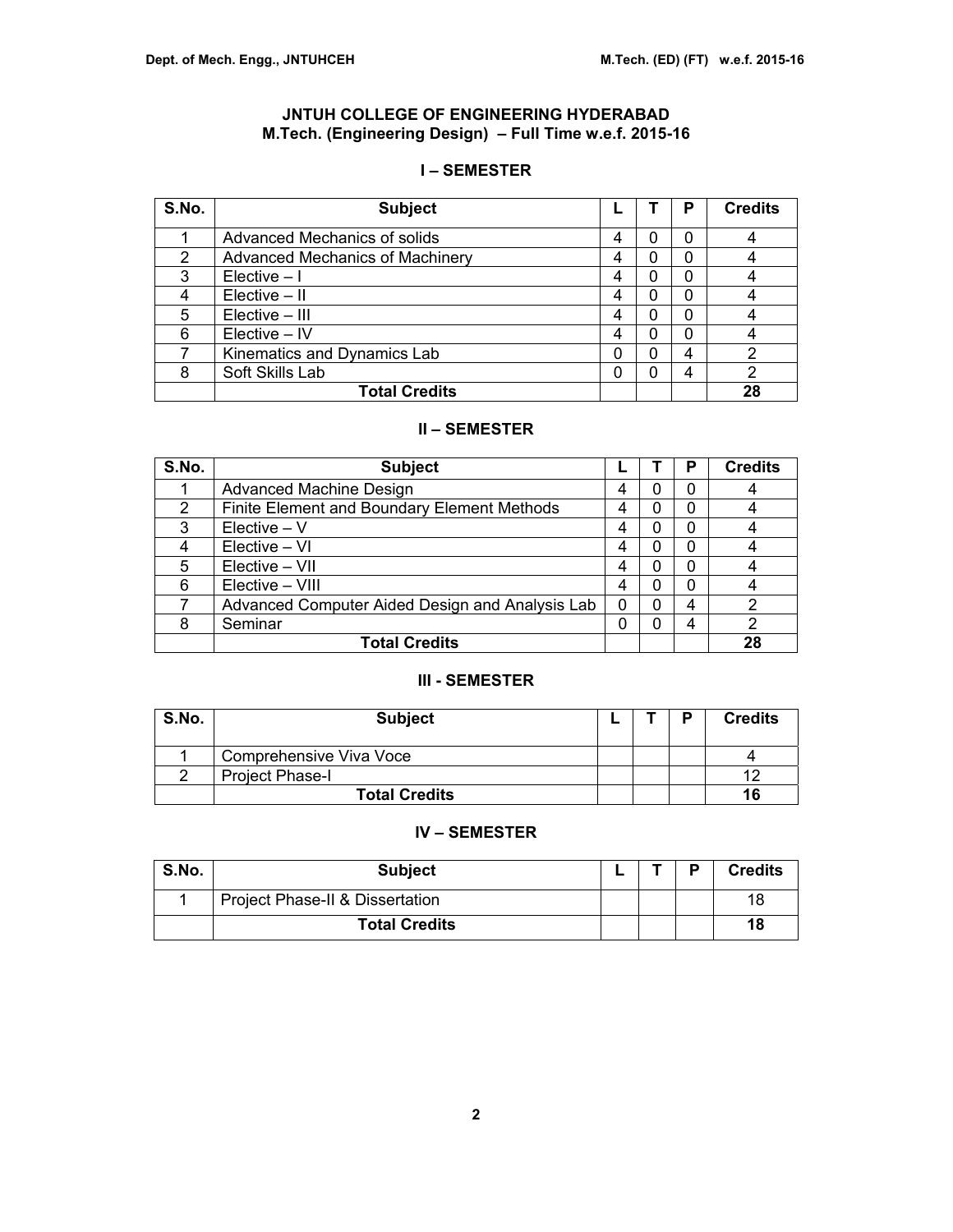# JNTUH COLLEGE OF ENGINEERING HYDERABAD
## M.Tech. (Engineering Design) – Full Time w.e.f. 2015-16

### I – SEMESTER

| S.No. | Subject | L | T | P | Credits |
|---|---|---|---|---|---|
| 1 | Advanced Mechanics of solids | 4 | 0 | 0 | 4 |
| 2 | Advanced Mechanics of Machinery | 4 | 0 | 0 | 4 |
| 3 | Elective – I | 4 | 0 | 0 | 4 |
| 4 | Elective – II | 4 | 0 | 0 | 4 |
| 5 | Elective – III | 4 | 0 | 0 | 4 |
| 6 | Elective – IV | 4 | 0 | 0 | 4 |
| 7 | Kinematics and Dynamics Lab | 0 | 0 | 4 | 2 |
| 8 | Soft Skills Lab | 0 | 0 | 4 | 2 |
| | **Total Credits** | | | | **28** |

### II – SEMESTER

| S.No. | Subject | L | T | P | Credits |
|---|---|---|---|---|---|
| 1 | Advanced Machine Design | 4 | 0 | 0 | 4 |
| 2 | Finite Element and Boundary Element Methods | 4 | 0 | 0 | 4 |
| 3 | Elective – V | 4 | 0 | 0 | 4 |
| 4 | Elective – VI | 4 | 0 | 0 | 4 |
| 5 | Elective – VII | 4 | 0 | 0 | 4 |
| 6 | Elective – VIII | 4 | 0 | 0 | 4 |
| 7 | Advanced Computer Aided Design and Analysis Lab | 0 | 0 | 4 | 2 |
| 8 | Seminar | 0 | 0 | 4 | 2 |
| | **Total Credits** | | | | **28** |

### III - SEMESTER

| S.No. | Subject | L | T | P | Credits |
|---|---|---|---|---|---|
| 1 | Comprehensive Viva Voce | | | | 4 |
| 2 | Project Phase-I | | | | 12 |
| | **Total Credits** | | | | **16** |

### IV – SEMESTER

| S.No. | Subject | L | T | P | Credits |
|---|---|---|---|---|---|
| 1 | Project Phase-II & Dissertation | | | | 18 |
| | **Total Credits** | | | | **18** |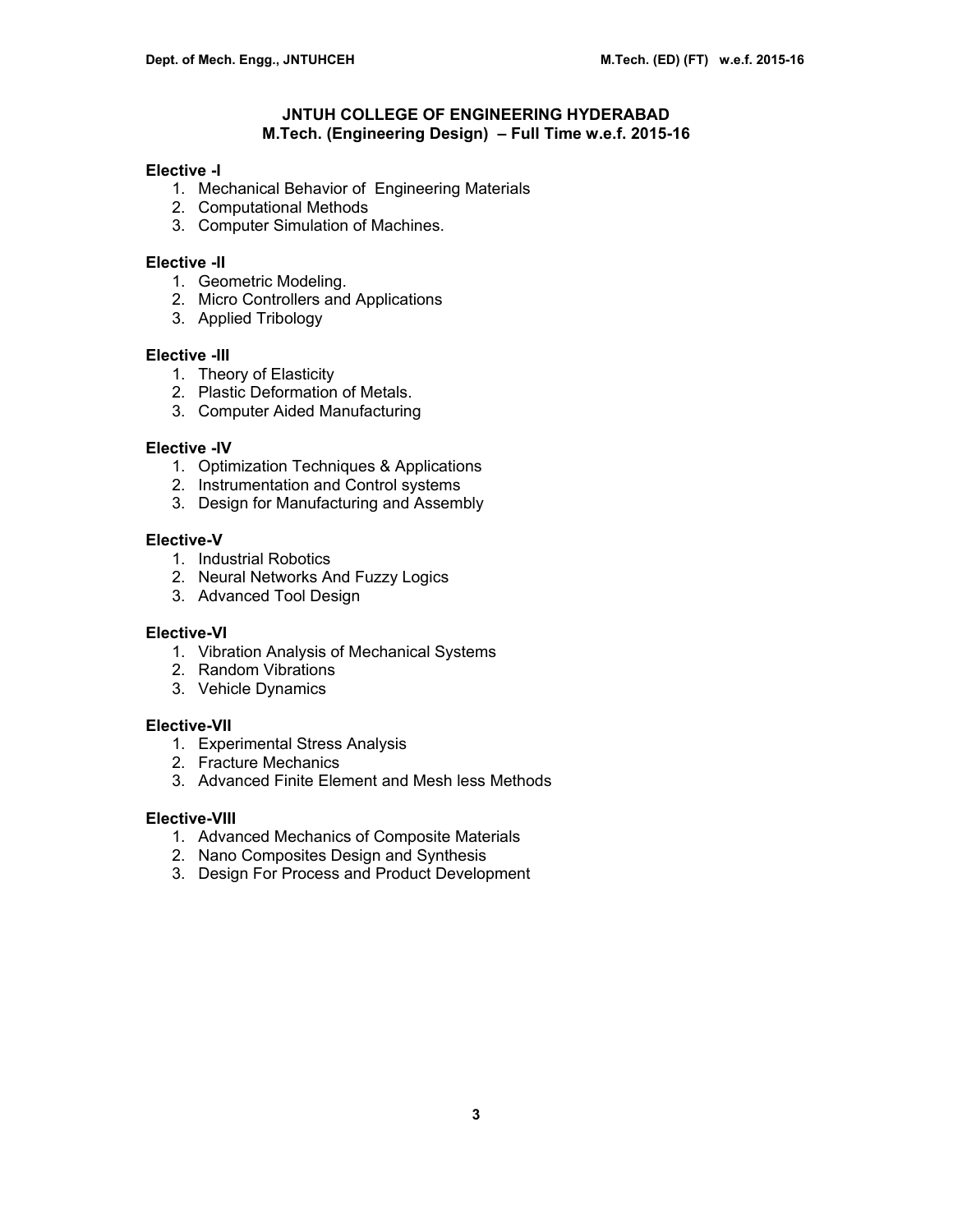**JNTUH COLLEGE OF ENGINEERING HYDERABAD**
**M.Tech. (Engineering Design) – Full Time w.e.f. 2015-16**

**Elective -I**

1. Mechanical Behavior of Engineering Materials
2. Computational Methods
3. Computer Simulation of Machines.

**Elective -II**

1. Geometric Modeling.
2. Micro Controllers and Applications
3. Applied Tribology

**Elective -III**

1. Theory of Elasticity
2. Plastic Deformation of Metals.
3. Computer Aided Manufacturing

**Elective -IV**

1. Optimization Techniques & Applications
2. Instrumentation and Control systems
3. Design for Manufacturing and Assembly

**Elective-V**

1. Industrial Robotics
2. Neural Networks And Fuzzy Logics
3. Advanced Tool Design

**Elective-VI**

1. Vibration Analysis of Mechanical Systems
2. Random Vibrations
3. Vehicle Dynamics

**Elective-VII**

1. Experimental Stress Analysis
2. Fracture Mechanics
3. Advanced Finite Element and Mesh less Methods

**Elective-VIII**

1. Advanced Mechanics of Composite Materials
2. Nano Composites Design and Synthesis
3. Design For Process and Product Development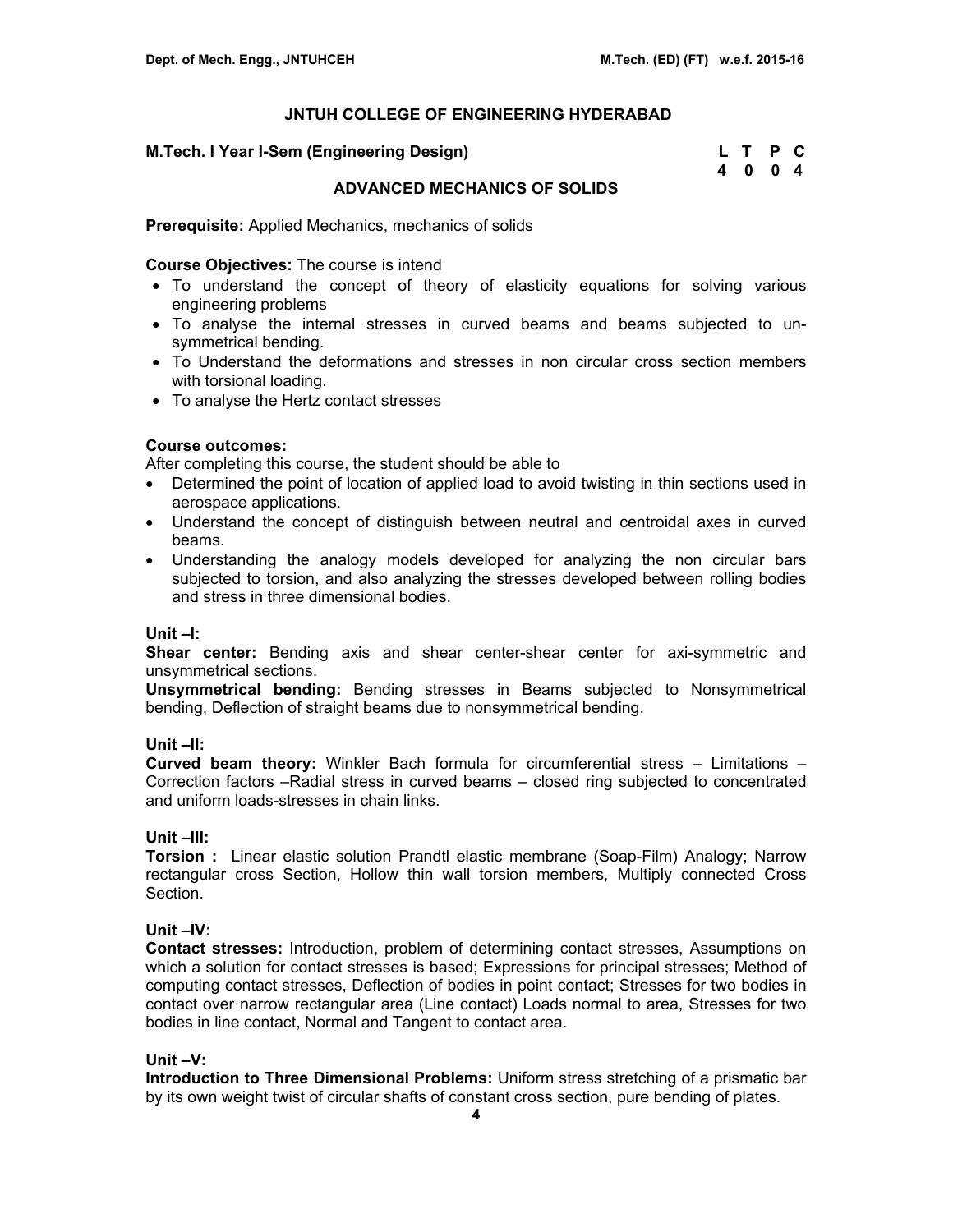## JNTUH COLLEGE OF ENGINEERING HYDERABAD

**M.Tech. I Year I-Sem (Engineering Design)**

| L | T | P | C |
|---|---|---|---|
| 4 | 0 | 0 | 4 |

### ADVANCED MECHANICS OF SOLIDS

**Prerequisite:** Applied Mechanics, mechanics of solids

**Course Objectives:** The course is intend

- To understand the concept of theory of elasticity equations for solving various engineering problems
- To analyse the internal stresses in curved beams and beams subjected to un-symmetrical bending.
- To Understand the deformations and stresses in non circular cross section members with torsional loading.
- To analyse the Hertz contact stresses

**Course outcomes:**

After completing this course, the student should be able to

- Determined the point of location of applied load to avoid twisting in thin sections used in aerospace applications.
- Understand the concept of distinguish between neutral and centroidal axes in curved beams.
- Understanding the analogy models developed for analyzing the non circular bars subjected to torsion, and also analyzing the stresses developed between rolling bodies and stress in three dimensional bodies.

**Unit –I:**

**Shear center:** Bending axis and shear center-shear center for axi-symmetric and unsymmetrical sections.

**Unsymmetrical bending:** Bending stresses in Beams subjected to Nonsymmetrical bending, Deflection of straight beams due to nonsymmetrical bending.

**Unit –II:**

**Curved beam theory:** Winkler Bach formula for circumferential stress – Limitations – Correction factors –Radial stress in curved beams – closed ring subjected to concentrated and uniform loads-stresses in chain links.

**Unit –III:**

**Torsion :** Linear elastic solution Prandtl elastic membrane (Soap-Film) Analogy; Narrow rectangular cross Section, Hollow thin wall torsion members, Multiply connected Cross Section.

**Unit –IV:**

**Contact stresses:** Introduction, problem of determining contact stresses, Assumptions on which a solution for contact stresses is based; Expressions for principal stresses; Method of computing contact stresses, Deflection of bodies in point contact; Stresses for two bodies in contact over narrow rectangular area (Line contact) Loads normal to area, Stresses for two bodies in line contact, Normal and Tangent to contact area.

**Unit –V:**

**Introduction to Three Dimensional Problems:** Uniform stress stretching of a prismatic bar by its own weight twist of circular shafts of constant cross section, pure bending of plates.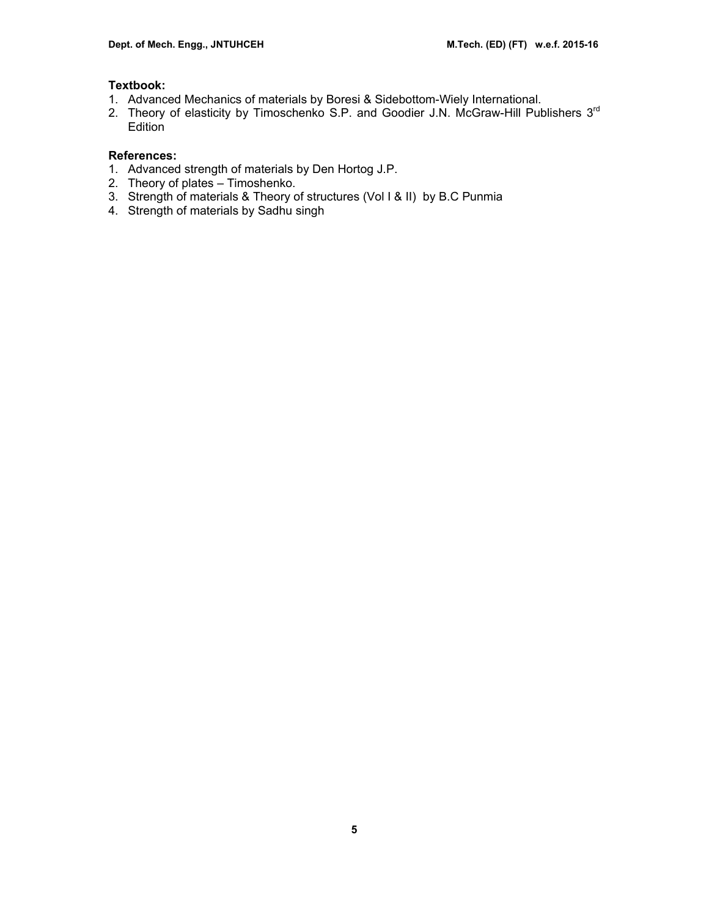**Textbook:**

1. Advanced Mechanics of materials by Boresi & Sidebottom-Wiely International.
2. Theory of elasticity by Timoschenko S.P. and Goodier J.N. McGraw-Hill Publishers 3rd Edition

**References:**

1. Advanced strength of materials by Den Hortog J.P.
2. Theory of plates – Timoshenko.
3. Strength of materials & Theory of structures (Vol I & II) by B.C Punmia
4. Strength of materials by Sadhu singh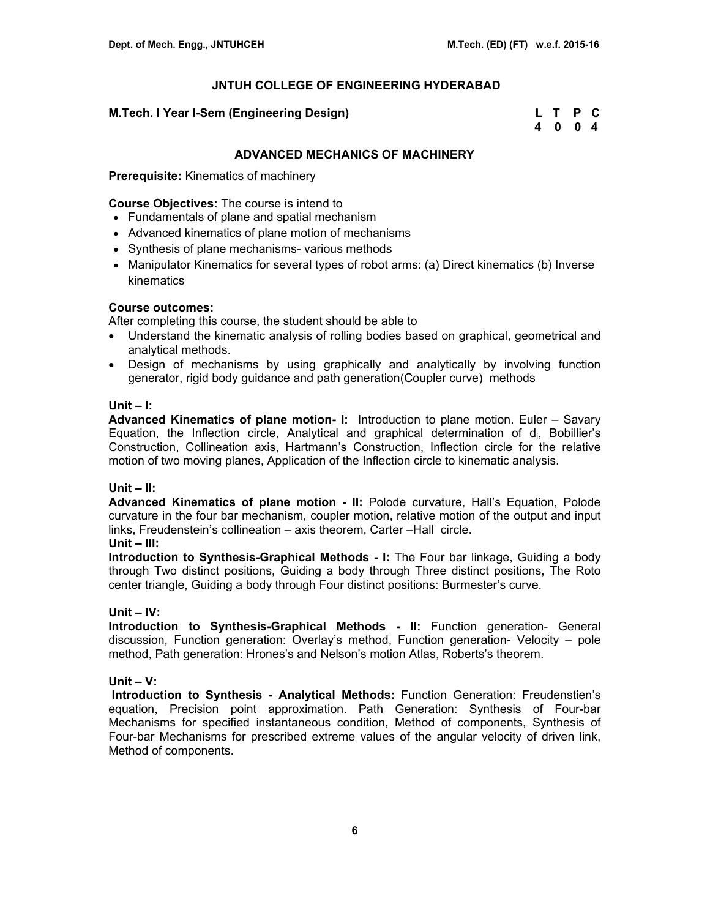## JNTUH COLLEGE OF ENGINEERING HYDERABAD

**M.Tech. I Year I-Sem (Engineering Design)**

| L | T | P | C |
|---|---|---|---|
| 4 | 0 | 0 | 4 |

### ADVANCED MECHANICS OF MACHINERY

**Prerequisite:** Kinematics of machinery

**Course Objectives:** The course is intend to

- Fundamentals of plane and spatial mechanism
- Advanced kinematics of plane motion of mechanisms
- Synthesis of plane mechanisms- various methods
- Manipulator Kinematics for several types of robot arms: (a) Direct kinematics (b) Inverse kinematics

**Course outcomes:**
After completing this course, the student should be able to

- Understand the kinematic analysis of rolling bodies based on graphical, geometrical and analytical methods.
- Design of mechanisms by using graphically and analytically by involving function generator, rigid body guidance and path generation(Coupler curve) methods

**Unit – I:**
**Advanced Kinematics of plane motion- I:** Introduction to plane motion. Euler – Savary Equation, the Inflection circle, Analytical and graphical determination of $d_i$, Bobillier's Construction, Collineation axis, Hartmann's Construction, Inflection circle for the relative motion of two moving planes, Application of the Inflection circle to kinematic analysis.

**Unit – II:**
**Advanced Kinematics of plane motion - II:** Polode curvature, Hall's Equation, Polode curvature in the four bar mechanism, coupler motion, relative motion of the output and input links, Freudenstein's collineation – axis theorem, Carter –Hall circle.

**Unit – III:**
**Introduction to Synthesis-Graphical Methods - I:** The Four bar linkage, Guiding a body through Two distinct positions, Guiding a body through Three distinct positions, The Roto center triangle, Guiding a body through Four distinct positions: Burmester's curve.

**Unit – IV:**
**Introduction to Synthesis-Graphical Methods - II:** Function generation- General discussion, Function generation: Overlay's method, Function generation- Velocity – pole method, Path generation: Hrones's and Nelson's motion Atlas, Roberts's theorem.

**Unit – V:**
**Introduction to Synthesis - Analytical Methods:** Function Generation: Freudenstien's equation, Precision point approximation. Path Generation: Synthesis of Four-bar Mechanisms for specified instantaneous condition, Method of components, Synthesis of Four-bar Mechanisms for prescribed extreme values of the angular velocity of driven link, Method of components.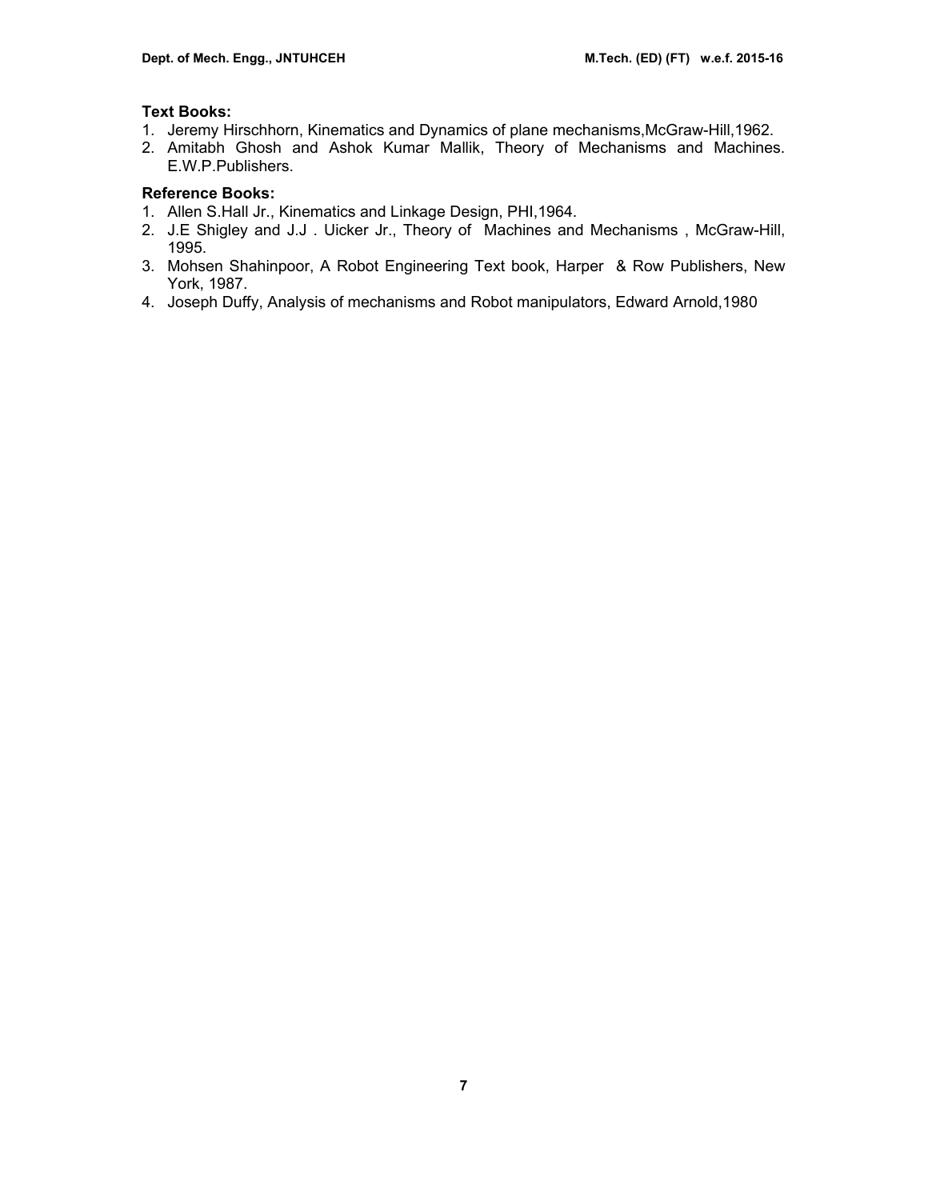**Text Books:**

1. Jeremy Hirschhorn, Kinematics and Dynamics of plane mechanisms,McGraw-Hill,1962.
2. Amitabh Ghosh and Ashok Kumar Mallik, Theory of Mechanisms and Machines. E.W.P.Publishers.

**Reference Books:**

1. Allen S.Hall Jr., Kinematics and Linkage Design, PHI,1964.
2. J.E Shigley and J.J . Uicker Jr., Theory of Machines and Mechanisms , McGraw-Hill, 1995.
3. Mohsen Shahinpoor, A Robot Engineering Text book, Harper & Row Publishers, New York, 1987.
4. Joseph Duffy, Analysis of mechanisms and Robot manipulators, Edward Arnold,1980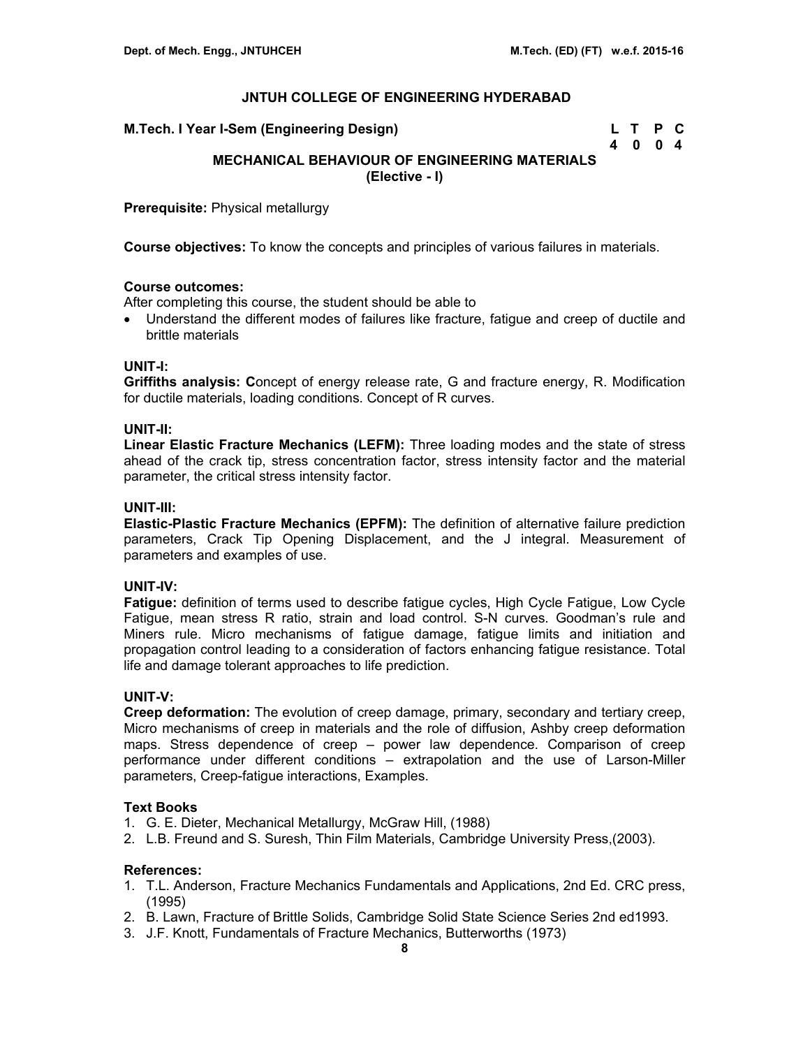## JNTUH COLLEGE OF ENGINEERING HYDERABAD

**M.Tech. I Year I-Sem (Engineering Design)**

| L | T | P | C |
|---|---|---|---|
| 4 | 0 | 0 | 4 |

### MECHANICAL BEHAVIOUR OF ENGINEERING MATERIALS
### (Elective - I)

**Prerequisite:** Physical metallurgy

**Course objectives:** To know the concepts and principles of various failures in materials.

**Course outcomes:**
After completing this course, the student should be able to

- Understand the different modes of failures like fracture, fatigue and creep of ductile and brittle materials

**UNIT-I:**
**Griffiths analysis: C**oncept of energy release rate, G and fracture energy, R. Modification for ductile materials, loading conditions. Concept of R curves.

**UNIT-II:**
**Linear Elastic Fracture Mechanics (LEFM):** Three loading modes and the state of stress ahead of the crack tip, stress concentration factor, stress intensity factor and the material parameter, the critical stress intensity factor.

**UNIT-III:**
**Elastic-Plastic Fracture Mechanics (EPFM):** The definition of alternative failure prediction parameters, Crack Tip Opening Displacement, and the J integral. Measurement of parameters and examples of use.

**UNIT-IV:**
**Fatigue:** definition of terms used to describe fatigue cycles, High Cycle Fatigue, Low Cycle Fatigue, mean stress R ratio, strain and load control. S-N curves. Goodman's rule and Miners rule. Micro mechanisms of fatigue damage, fatigue limits and initiation and propagation control leading to a consideration of factors enhancing fatigue resistance. Total life and damage tolerant approaches to life prediction.

**UNIT-V:**
**Creep deformation:** The evolution of creep damage, primary, secondary and tertiary creep, Micro mechanisms of creep in materials and the role of diffusion, Ashby creep deformation maps. Stress dependence of creep – power law dependence. Comparison of creep performance under different conditions – extrapolation and the use of Larson-Miller parameters, Creep-fatigue interactions, Examples.

**Text Books**
1. G. E. Dieter, Mechanical Metallurgy, McGraw Hill, (1988)
2. L.B. Freund and S. Suresh, Thin Film Materials, Cambridge University Press,(2003).

**References:**
1. T.L. Anderson, Fracture Mechanics Fundamentals and Applications, 2nd Ed. CRC press, (1995)
2. B. Lawn, Fracture of Brittle Solids, Cambridge Solid State Science Series 2nd ed1993.
3. J.F. Knott, Fundamentals of Fracture Mechanics, Butterworths (1973)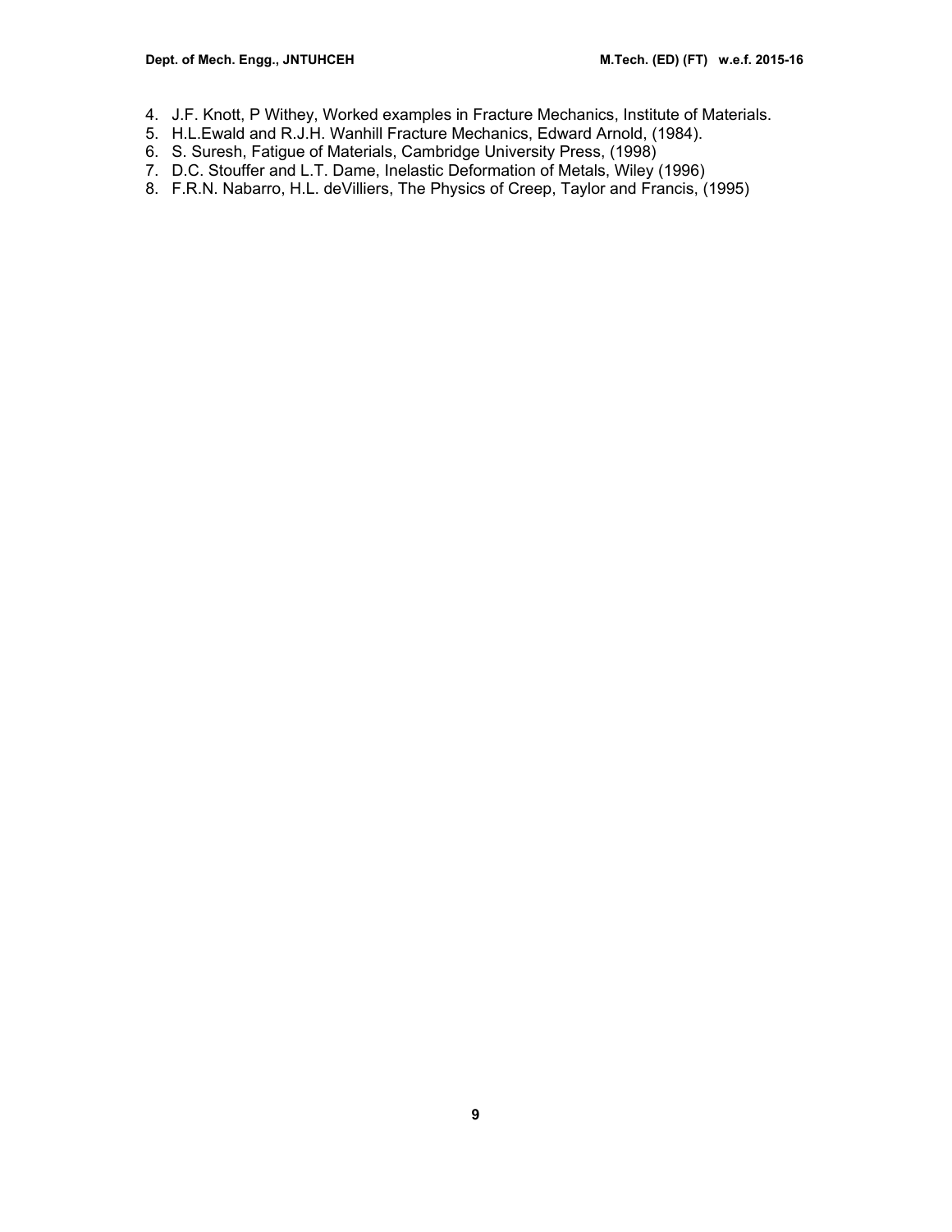4. J.F. Knott, P Withey, Worked examples in Fracture Mechanics, Institute of Materials.
5. H.L.Ewald and R.J.H. Wanhill Fracture Mechanics, Edward Arnold, (1984).
6. S. Suresh, Fatigue of Materials, Cambridge University Press, (1998)
7. D.C. Stouffer and L.T. Dame, Inelastic Deformation of Metals, Wiley (1996)
8. F.R.N. Nabarro, H.L. deVilliers, The Physics of Creep, Taylor and Francis, (1995)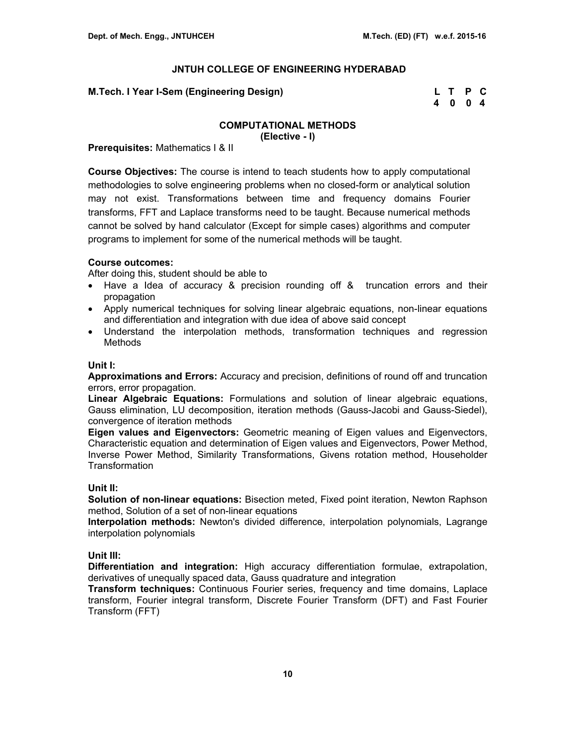## JNTUH COLLEGE OF ENGINEERING HYDERABAD

**M.Tech. I Year I-Sem (Engineering Design)**

| L | T | P | C |
|---|---|---|---|
| 4 | 0 | 0 | 4 |

### COMPUTATIONAL METHODS
**(Elective - I)**

**Prerequisites:** Mathematics I & II

**Course Objectives:** The course is intend to teach students how to apply computational methodologies to solve engineering problems when no closed-form or analytical solution may not exist. Transformations between time and frequency domains Fourier transforms, FFT and Laplace transforms need to be taught. Because numerical methods cannot be solved by hand calculator (Except for simple cases) algorithms and computer programs to implement for some of the numerical methods will be taught.

**Course outcomes:**
After doing this, student should be able to

- Have a Idea of accuracy & precision rounding off & truncation errors and their propagation
- Apply numerical techniques for solving linear algebraic equations, non-linear equations and differentiation and integration with due idea of above said concept
- Understand the interpolation methods, transformation techniques and regression Methods

**Unit I:**
**Approximations and Errors:** Accuracy and precision, definitions of round off and truncation errors, error propagation.
**Linear Algebraic Equations:** Formulations and solution of linear algebraic equations, Gauss elimination, LU decomposition, iteration methods (Gauss-Jacobi and Gauss-Siedel), convergence of iteration methods
**Eigen values and Eigenvectors:** Geometric meaning of Eigen values and Eigenvectors, Characteristic equation and determination of Eigen values and Eigenvectors, Power Method, Inverse Power Method, Similarity Transformations, Givens rotation method, Householder Transformation

**Unit II:**
**Solution of non-linear equations:** Bisection meted, Fixed point iteration, Newton Raphson method, Solution of a set of non-linear equations
**Interpolation methods:** Newton's divided difference, interpolation polynomials, Lagrange interpolation polynomials

**Unit III:**
**Differentiation and integration:** High accuracy differentiation formulae, extrapolation, derivatives of unequally spaced data, Gauss quadrature and integration
**Transform techniques:** Continuous Fourier series, frequency and time domains, Laplace transform, Fourier integral transform, Discrete Fourier Transform (DFT) and Fast Fourier Transform (FFT)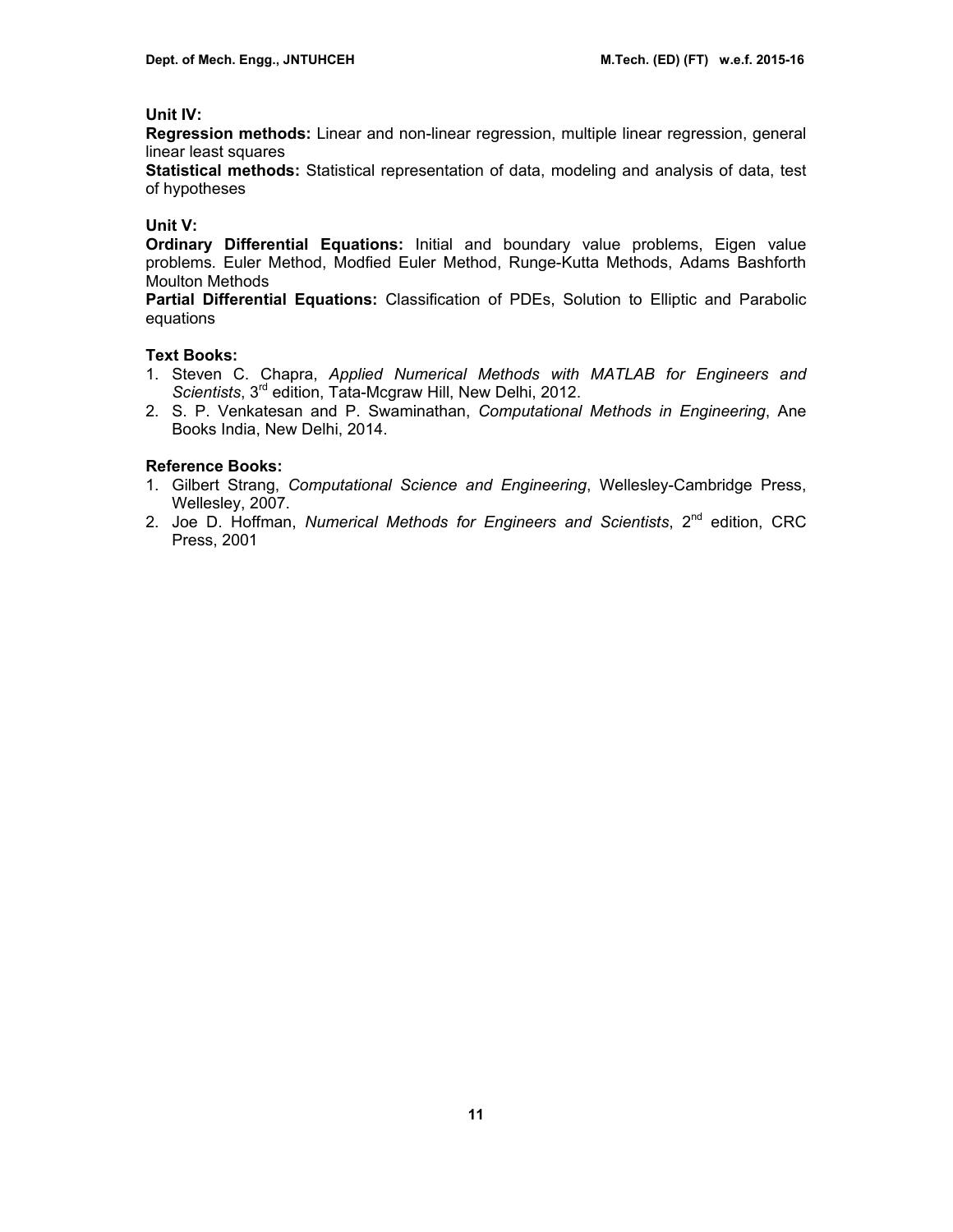**Unit IV:**

**Regression methods:** Linear and non-linear regression, multiple linear regression, general linear least squares

**Statistical methods:** Statistical representation of data, modeling and analysis of data, test of hypotheses

**Unit V:**

**Ordinary Differential Equations:** Initial and boundary value problems, Eigen value problems. Euler Method, Modfied Euler Method, Runge-Kutta Methods, Adams Bashforth Moulton Methods

**Partial Differential Equations:** Classification of PDEs, Solution to Elliptic and Parabolic equations

**Text Books:**

1. Steven C. Chapra, *Applied Numerical Methods with MATLAB for Engineers and Scientists*, 3rd edition, Tata-Mcgraw Hill, New Delhi, 2012.
2. S. P. Venkatesan and P. Swaminathan, *Computational Methods in Engineering*, Ane Books India, New Delhi, 2014.

**Reference Books:**

1. Gilbert Strang, *Computational Science and Engineering*, Wellesley-Cambridge Press, Wellesley, 2007.
2. Joe D. Hoffman, *Numerical Methods for Engineers and Scientists*, 2nd edition, CRC Press, 2001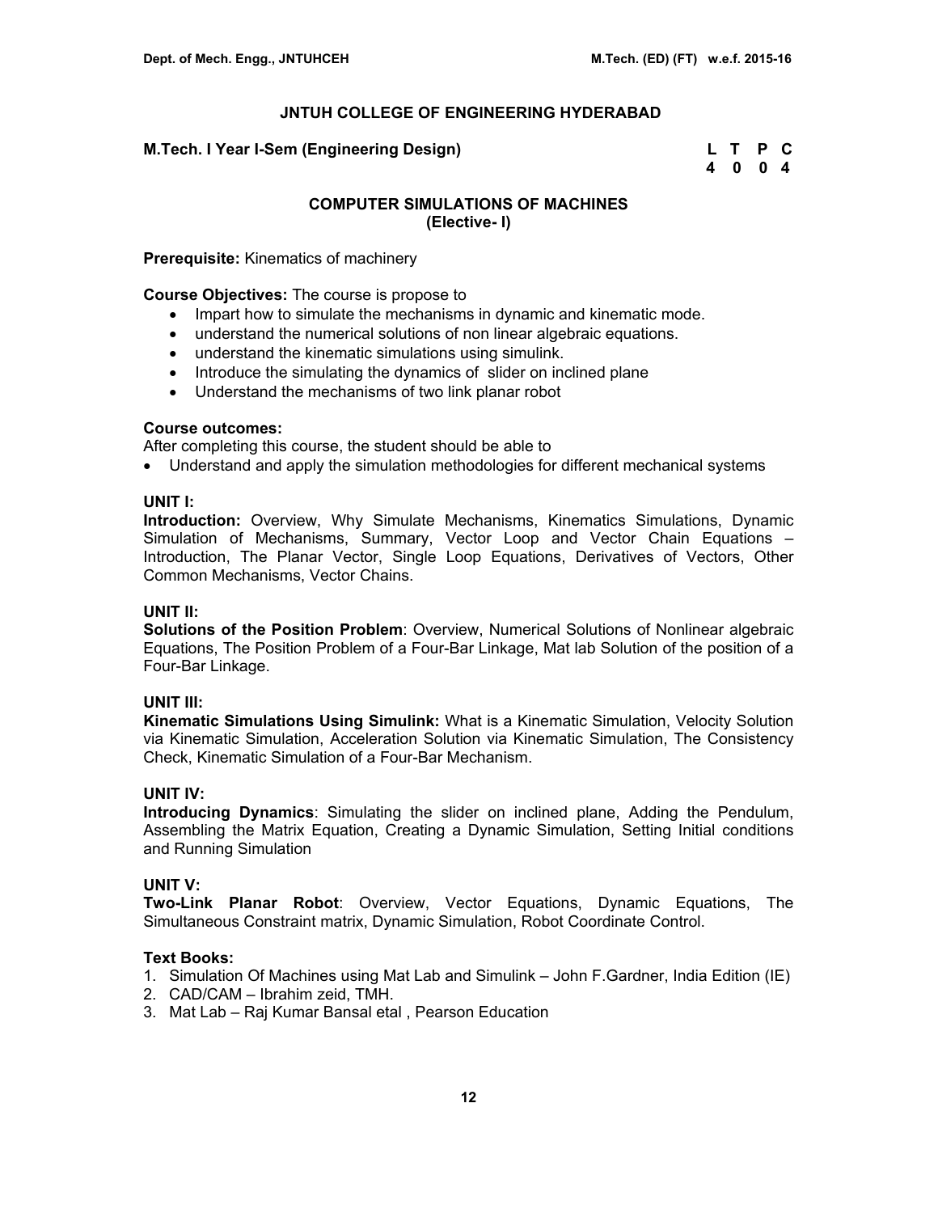## JNTUH COLLEGE OF ENGINEERING HYDERABAD

**M.Tech. I Year I-Sem (Engineering Design)**

| L | T | P | C |
|---|---|---|---|
| 4 | 0 | 0 | 4 |

### COMPUTER SIMULATIONS OF MACHINES
### (Elective- I)

**Prerequisite:** Kinematics of machinery

**Course Objectives:** The course is propose to

- Impart how to simulate the mechanisms in dynamic and kinematic mode.
- understand the numerical solutions of non linear algebraic equations.
- understand the kinematic simulations using simulink.
- Introduce the simulating the dynamics of slider on inclined plane
- Understand the mechanisms of two link planar robot

**Course outcomes:**
After completing this course, the student should be able to

- Understand and apply the simulation methodologies for different mechanical systems

**UNIT I:**
**Introduction:** Overview, Why Simulate Mechanisms, Kinematics Simulations, Dynamic Simulation of Mechanisms, Summary, Vector Loop and Vector Chain Equations – Introduction, The Planar Vector, Single Loop Equations, Derivatives of Vectors, Other Common Mechanisms, Vector Chains.

**UNIT II:**
**Solutions of the Position Problem**: Overview, Numerical Solutions of Nonlinear algebraic Equations, The Position Problem of a Four-Bar Linkage, Mat lab Solution of the position of a Four-Bar Linkage.

**UNIT III:**
**Kinematic Simulations Using Simulink:** What is a Kinematic Simulation, Velocity Solution via Kinematic Simulation, Acceleration Solution via Kinematic Simulation, The Consistency Check, Kinematic Simulation of a Four-Bar Mechanism.

**UNIT IV:**
**Introducing Dynamics**: Simulating the slider on inclined plane, Adding the Pendulum, Assembling the Matrix Equation, Creating a Dynamic Simulation, Setting Initial conditions and Running Simulation

**UNIT V:**
**Two-Link Planar Robot**: Overview, Vector Equations, Dynamic Equations, The Simultaneous Constraint matrix, Dynamic Simulation, Robot Coordinate Control.

**Text Books:**

1. Simulation Of Machines using Mat Lab and Simulink – John F.Gardner, India Edition (IE)
2. CAD/CAM – Ibrahim zeid, TMH.
3. Mat Lab – Raj Kumar Bansal etal , Pearson Education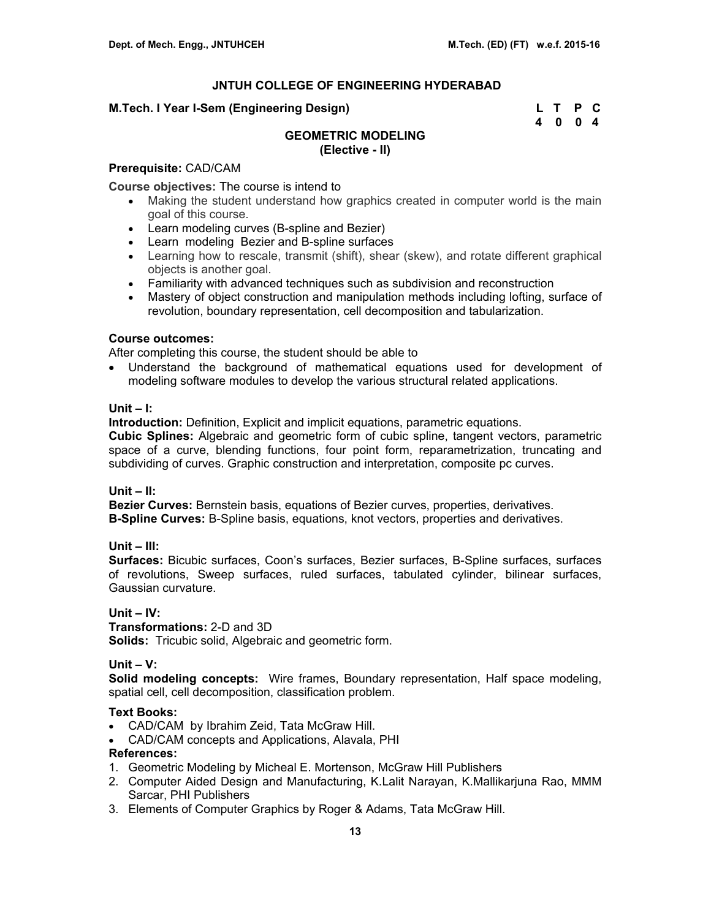## JNTUH COLLEGE OF ENGINEERING HYDERABAD

**M.Tech. I Year I-Sem (Engineering Design)**

| L | T | P | C |
|---|---|---|---|
| 4 | 0 | 0 | 4 |

### GEOMETRIC MODELING
### (Elective - II)

**Prerequisite:** CAD/CAM

**Course objectives:** The course is intend to

- Making the student understand how graphics created in computer world is the main goal of this course.
- Learn modeling curves (B-spline and Bezier)
- Learn modeling Bezier and B-spline surfaces
- Learning how to rescale, transmit (shift), shear (skew), and rotate different graphical objects is another goal.
- Familiarity with advanced techniques such as subdivision and reconstruction
- Mastery of object construction and manipulation methods including lofting, surface of revolution, boundary representation, cell decomposition and tabularization.

**Course outcomes:**
After completing this course, the student should be able to

- Understand the background of mathematical equations used for development of modeling software modules to develop the various structural related applications.

**Unit – I:**

**Introduction:** Definition, Explicit and implicit equations, parametric equations.

**Cubic Splines:** Algebraic and geometric form of cubic spline, tangent vectors, parametric space of a curve, blending functions, four point form, reparametrization, truncating and subdividing of curves. Graphic construction and interpretation, composite pc curves.

**Unit – II:**

**Bezier Curves:** Bernstein basis, equations of Bezier curves, properties, derivatives.

**B-Spline Curves:** B-Spline basis, equations, knot vectors, properties and derivatives.

**Unit – III:**

**Surfaces:** Bicubic surfaces, Coon's surfaces, Bezier surfaces, B-Spline surfaces, surfaces of revolutions, Sweep surfaces, ruled surfaces, tabulated cylinder, bilinear surfaces, Gaussian curvature.

**Unit – IV:**

**Transformations:** 2-D and 3D

**Solids:** Tricubic solid, Algebraic and geometric form.

**Unit – V:**

**Solid modeling concepts:** Wire frames, Boundary representation, Half space modeling, spatial cell, cell decomposition, classification problem.

**Text Books:**

- CAD/CAM by Ibrahim Zeid, Tata McGraw Hill.
- CAD/CAM concepts and Applications, Alavala, PHI

**References:**

1. Geometric Modeling by Micheal E. Mortenson, McGraw Hill Publishers
2. Computer Aided Design and Manufacturing, K.Lalit Narayan, K.Mallikarjuna Rao, MMM Sarcar, PHI Publishers
3. Elements of Computer Graphics by Roger & Adams, Tata McGraw Hill.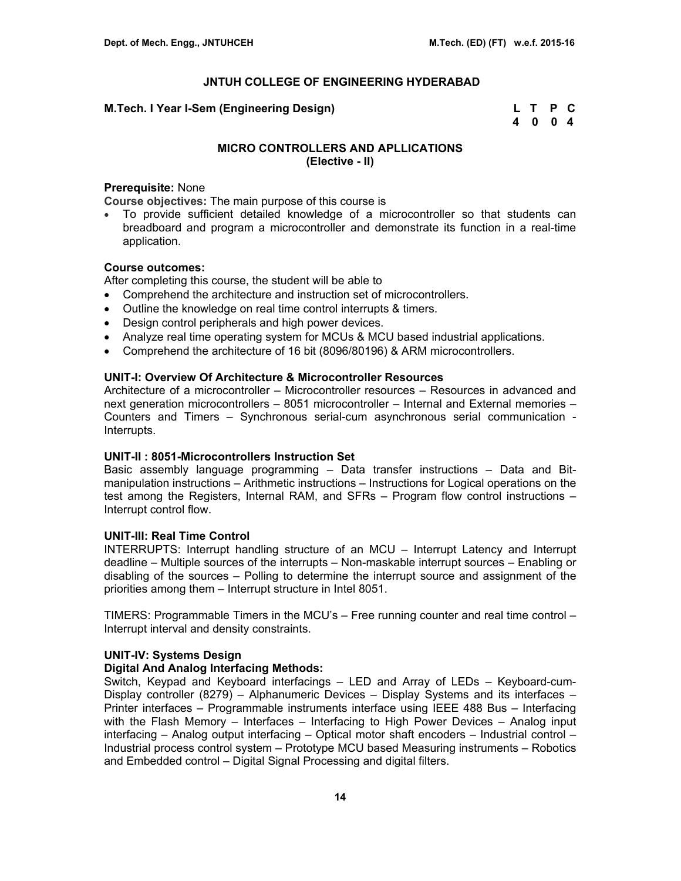## JNTUH COLLEGE OF ENGINEERING HYDERABAD

**M.Tech. I Year I-Sem (Engineering Design)**

| L | T | P | C |
|---|---|---|---|
| 4 | 0 | 0 | 4 |

### MICRO CONTROLLERS AND APLLICATIONS
### (Elective - II)

**Prerequisite:** None

**Course objectives:** The main purpose of this course is

- To provide sufficient detailed knowledge of a microcontroller so that students can breadboard and program a microcontroller and demonstrate its function in a real-time application.

**Course outcomes:**

After completing this course, the student will be able to

- Comprehend the architecture and instruction set of microcontrollers.
- Outline the knowledge on real time control interrupts & timers.
- Design control peripherals and high power devices.
- Analyze real time operating system for MCUs & MCU based industrial applications.
- Comprehend the architecture of 16 bit (8096/80196) & ARM microcontrollers.

**UNIT-I: Overview Of Architecture & Microcontroller Resources**

Architecture of a microcontroller – Microcontroller resources – Resources in advanced and next generation microcontrollers – 8051 microcontroller – Internal and External memories – Counters and Timers – Synchronous serial-cum asynchronous serial communication - Interrupts.

**UNIT-II : 8051-Microcontrollers Instruction Set**

Basic assembly language programming – Data transfer instructions – Data and Bit-manipulation instructions – Arithmetic instructions – Instructions for Logical operations on the test among the Registers, Internal RAM, and SFRs – Program flow control instructions – Interrupt control flow.

**UNIT-III: Real Time Control**

INTERRUPTS: Interrupt handling structure of an MCU – Interrupt Latency and Interrupt deadline – Multiple sources of the interrupts – Non-maskable interrupt sources – Enabling or disabling of the sources – Polling to determine the interrupt source and assignment of the priorities among them – Interrupt structure in Intel 8051.

TIMERS: Programmable Timers in the MCU's – Free running counter and real time control – Interrupt interval and density constraints.

**UNIT-IV: Systems Design**

**Digital And Analog Interfacing Methods:**

Switch, Keypad and Keyboard interfacings – LED and Array of LEDs – Keyboard-cum-Display controller (8279) – Alphanumeric Devices – Display Systems and its interfaces – Printer interfaces – Programmable instruments interface using IEEE 488 Bus – Interfacing with the Flash Memory – Interfaces – Interfacing to High Power Devices – Analog input interfacing – Analog output interfacing – Optical motor shaft encoders – Industrial control – Industrial process control system – Prototype MCU based Measuring instruments – Robotics and Embedded control – Digital Signal Processing and digital filters.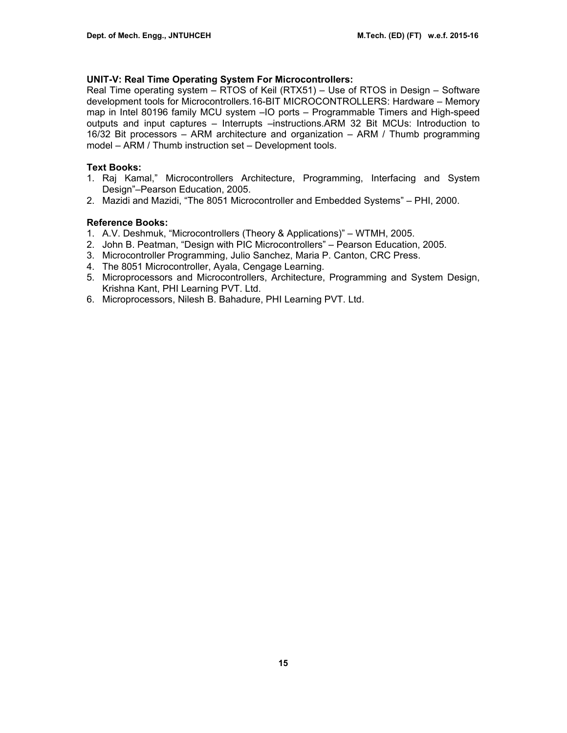**UNIT-V: Real Time Operating System For Microcontrollers:**
Real Time operating system – RTOS of Keil (RTX51) – Use of RTOS in Design – Software development tools for Microcontrollers.16-BIT MICROCONTROLLERS: Hardware – Memory map in Intel 80196 family MCU system –IO ports – Programmable Timers and High-speed outputs and input captures – Interrupts –instructions.ARM 32 Bit MCUs: Introduction to 16/32 Bit processors – ARM architecture and organization – ARM / Thumb programming model – ARM / Thumb instruction set – Development tools.

**Text Books:**

1. Raj Kamal," Microcontrollers Architecture, Programming, Interfacing and System Design"–Pearson Education, 2005.
2. Mazidi and Mazidi, "The 8051 Microcontroller and Embedded Systems" – PHI, 2000.

**Reference Books:**

1. A.V. Deshmuk, "Microcontrollers (Theory & Applications)" – WTMH, 2005.
2. John B. Peatman, "Design with PIC Microcontrollers" – Pearson Education, 2005.
3. Microcontroller Programming, Julio Sanchez, Maria P. Canton, CRC Press.
4. The 8051 Microcontroller, Ayala, Cengage Learning.
5. Microprocessors and Microcontrollers, Architecture, Programming and System Design, Krishna Kant, PHI Learning PVT. Ltd.
6. Microprocessors, Nilesh B. Bahadure, PHI Learning PVT. Ltd.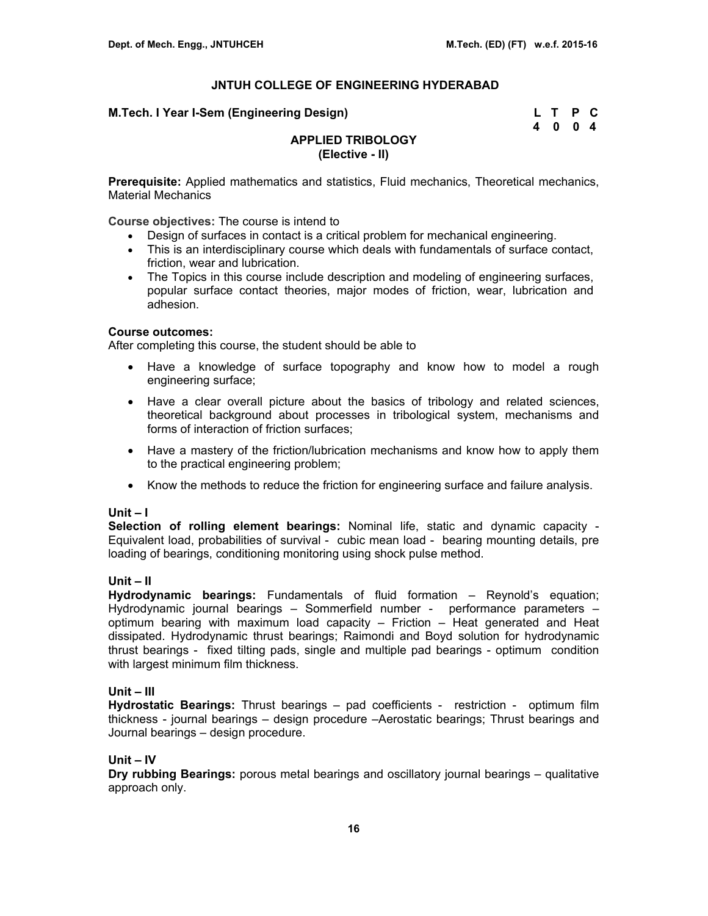## JNTUH COLLEGE OF ENGINEERING HYDERABAD

**M.Tech. I Year I-Sem (Engineering Design)**

| L | T | P | C |
|---|---|---|---|
| 4 | 0 | 0 | 4 |

### APPLIED TRIBOLOGY
### (Elective - II)

**Prerequisite:** Applied mathematics and statistics, Fluid mechanics, Theoretical mechanics, Material Mechanics

**Course objectives:** The course is intend to

- Design of surfaces in contact is a critical problem for mechanical engineering.
- This is an interdisciplinary course which deals with fundamentals of surface contact, friction, wear and lubrication.
- The Topics in this course include description and modeling of engineering surfaces, popular surface contact theories, major modes of friction, wear, lubrication and adhesion.

**Course outcomes:**
After completing this course, the student should be able to

- Have a knowledge of surface topography and know how to model a rough engineering surface;
- Have a clear overall picture about the basics of tribology and related sciences, theoretical background about processes in tribological system, mechanisms and forms of interaction of friction surfaces;
- Have a mastery of the friction/lubrication mechanisms and know how to apply them to the practical engineering problem;
- Know the methods to reduce the friction for engineering surface and failure analysis.

**Unit – I**
**Selection of rolling element bearings:** Nominal life, static and dynamic capacity - Equivalent load, probabilities of survival - cubic mean load - bearing mounting details, pre loading of bearings, conditioning monitoring using shock pulse method.

**Unit – II**
**Hydrodynamic bearings:** Fundamentals of fluid formation – Reynold's equation; Hydrodynamic journal bearings – Sommerfield number - performance parameters – optimum bearing with maximum load capacity – Friction – Heat generated and Heat dissipated. Hydrodynamic thrust bearings; Raimondi and Boyd solution for hydrodynamic thrust bearings - fixed tilting pads, single and multiple pad bearings - optimum condition with largest minimum film thickness.

**Unit – III**
**Hydrostatic Bearings:** Thrust bearings – pad coefficients - restriction - optimum film thickness - journal bearings – design procedure –Aerostatic bearings; Thrust bearings and Journal bearings – design procedure.

**Unit – IV**
**Dry rubbing Bearings:** porous metal bearings and oscillatory journal bearings – qualitative approach only.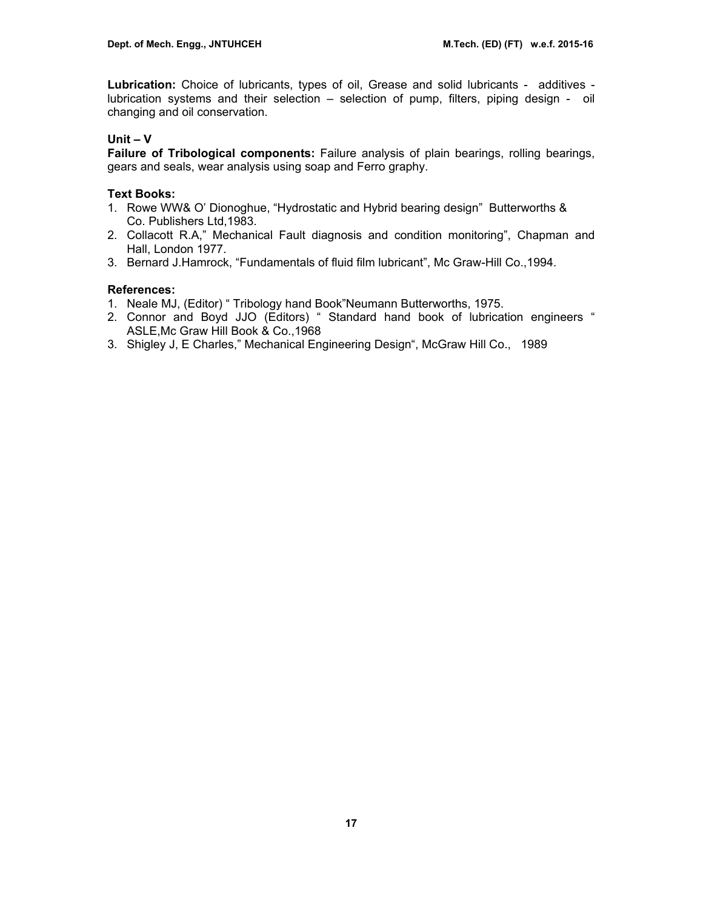**Lubrication:** Choice of lubricants, types of oil, Grease and solid lubricants - additives - lubrication systems and their selection – selection of pump, filters, piping design - oil changing and oil conservation.

**Unit – V**

**Failure of Tribological components:** Failure analysis of plain bearings, rolling bearings, gears and seals, wear analysis using soap and Ferro graphy.

**Text Books:**

1. Rowe WW& O' Dionoghue, "Hydrostatic and Hybrid bearing design" Butterworths & Co. Publishers Ltd,1983.
2. Collacott R.A," Mechanical Fault diagnosis and condition monitoring", Chapman and Hall, London 1977.
3. Bernard J.Hamrock, "Fundamentals of fluid film lubricant", Mc Graw-Hill Co.,1994.

**References:**

1. Neale MJ, (Editor) " Tribology hand Book"Neumann Butterworths, 1975.
2. Connor and Boyd JJO (Editors) " Standard hand book of lubrication engineers " ASLE,Mc Graw Hill Book & Co.,1968
3. Shigley J, E Charles," Mechanical Engineering Design", McGraw Hill Co., 1989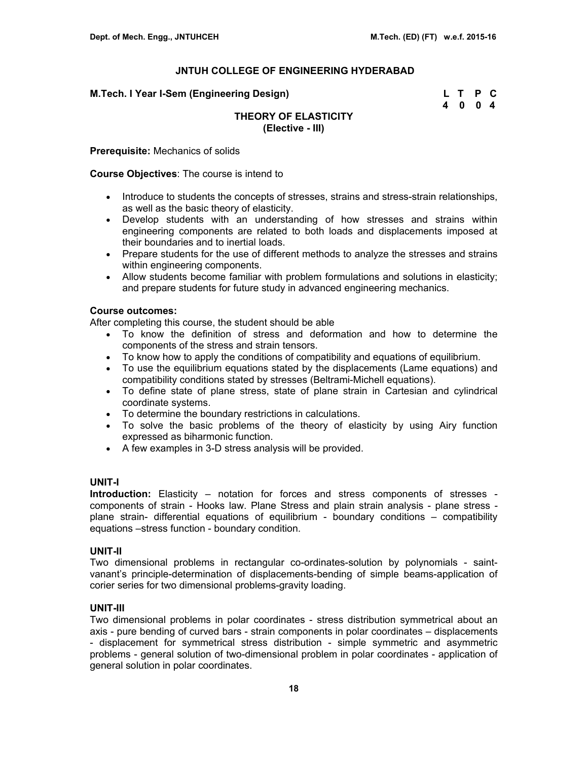## JNTUH COLLEGE OF ENGINEERING HYDERABAD

**M.Tech. I Year I-Sem (Engineering Design)**

| L | T | P | C |
|---|---|---|---|
| 4 | 0 | 0 | 4 |

### THEORY OF ELASTICITY
### (Elective - III)

**Prerequisite:** Mechanics of solids

**Course Objectives**: The course is intend to

- Introduce to students the concepts of stresses, strains and stress-strain relationships, as well as the basic theory of elasticity.
- Develop students with an understanding of how stresses and strains within engineering components are related to both loads and displacements imposed at their boundaries and to inertial loads.
- Prepare students for the use of different methods to analyze the stresses and strains within engineering components.
- Allow students become familiar with problem formulations and solutions in elasticity; and prepare students for future study in advanced engineering mechanics.

**Course outcomes:**
After completing this course, the student should be able

- To know the definition of stress and deformation and how to determine the components of the stress and strain tensors.
- To know how to apply the conditions of compatibility and equations of equilibrium.
- To use the equilibrium equations stated by the displacements (Lame equations) and compatibility conditions stated by stresses (Beltrami-Michell equations).
- To define state of plane stress, state of plane strain in Cartesian and cylindrical coordinate systems.
- To determine the boundary restrictions in calculations.
- To solve the basic problems of the theory of elasticity by using Airy function expressed as biharmonic function.
- A few examples in 3-D stress analysis will be provided.

**UNIT-I**
**Introduction:** Elasticity – notation for forces and stress components of stresses - components of strain - Hooks law. Plane Stress and plain strain analysis - plane stress - plane strain- differential equations of equilibrium - boundary conditions – compatibility equations –stress function - boundary condition.

**UNIT-II**
Two dimensional problems in rectangular co-ordinates-solution by polynomials - saint-vanant's principle-determination of displacements-bending of simple beams-application of corier series for two dimensional problems-gravity loading.

**UNIT-III**
Two dimensional problems in polar coordinates - stress distribution symmetrical about an axis - pure bending of curved bars - strain components in polar coordinates – displacements - displacement for symmetrical stress distribution - simple symmetric and asymmetric problems - general solution of two-dimensional problem in polar coordinates - application of general solution in polar coordinates.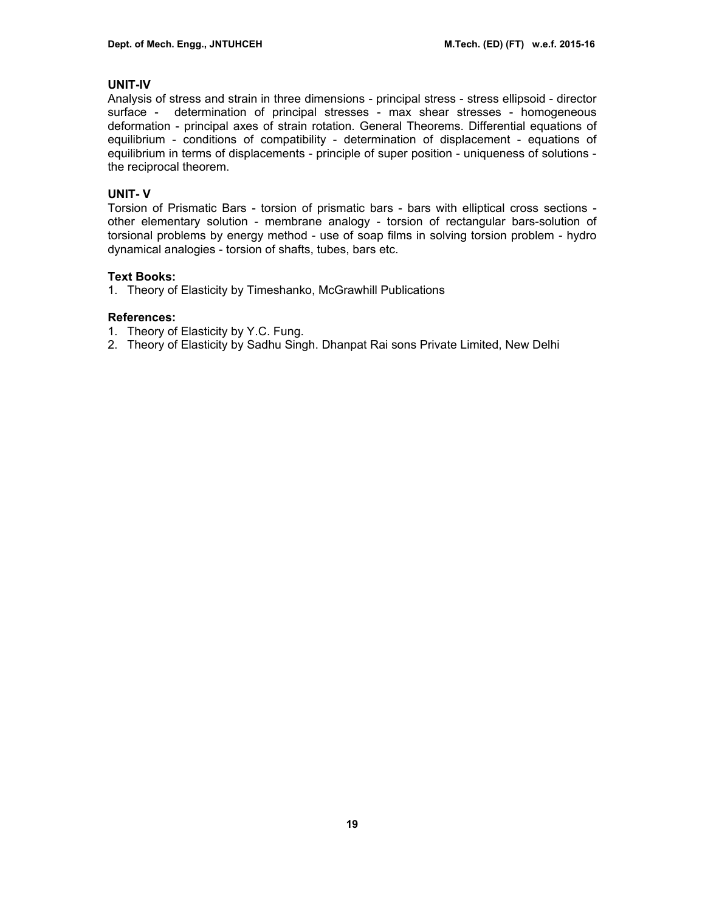### UNIT-IV

Analysis of stress and strain in three dimensions - principal stress - stress ellipsoid - director surface - determination of principal stresses - max shear stresses - homogeneous deformation - principal axes of strain rotation. General Theorems. Differential equations of equilibrium - conditions of compatibility - determination of displacement - equations of equilibrium in terms of displacements - principle of super position - uniqueness of solutions - the reciprocal theorem.

### UNIT- V

Torsion of Prismatic Bars - torsion of prismatic bars - bars with elliptical cross sections - other elementary solution - membrane analogy - torsion of rectangular bars-solution of torsional problems by energy method - use of soap films in solving torsion problem - hydro dynamical analogies - torsion of shafts, tubes, bars etc.

### Text Books:

1. Theory of Elasticity by Timeshanko, McGrawhill Publications

### References:

1. Theory of Elasticity by Y.C. Fung.
2. Theory of Elasticity by Sadhu Singh. Dhanpat Rai sons Private Limited, New Delhi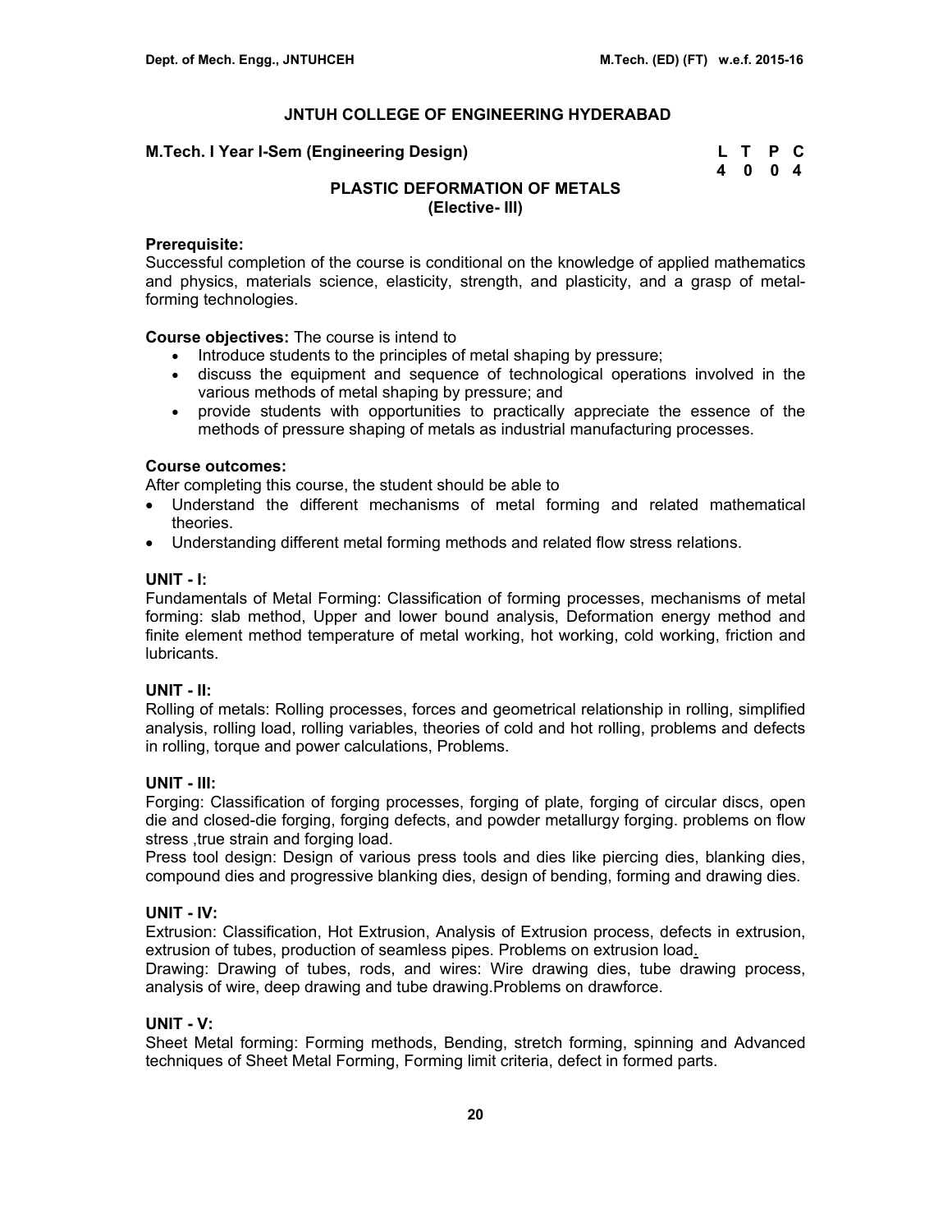# JNTUH COLLEGE OF ENGINEERING HYDERABAD

**M.Tech. I Year I-Sem (Engineering Design)**

| L | T | P | C |
|---|---|---|---|
| 4 | 0 | 0 | 4 |

## PLASTIC DEFORMATION OF METALS (Elective- III)

**Prerequisite:**
Successful completion of the course is conditional on the knowledge of applied mathematics and physics, materials science, elasticity, strength, and plasticity, and a grasp of metal-forming technologies.

**Course objectives:** The course is intend to

- Introduce students to the principles of metal shaping by pressure;
- discuss the equipment and sequence of technological operations involved in the various methods of metal shaping by pressure; and
- provide students with opportunities to practically appreciate the essence of the methods of pressure shaping of metals as industrial manufacturing processes.

**Course outcomes:**
After completing this course, the student should be able to

- Understand the different mechanisms of metal forming and related mathematical theories.
- Understanding different metal forming methods and related flow stress relations.

### UNIT - I:
Fundamentals of Metal Forming: Classification of forming processes, mechanisms of metal forming: slab method, Upper and lower bound analysis, Deformation energy method and finite element method temperature of metal working, hot working, cold working, friction and lubricants.

### UNIT - II:
Rolling of metals: Rolling processes, forces and geometrical relationship in rolling, simplified analysis, rolling load, rolling variables, theories of cold and hot rolling, problems and defects in rolling, torque and power calculations, Problems.

### UNIT - III:
Forging: Classification of forging processes, forging of plate, forging of circular discs, open die and closed-die forging, forging defects, and powder metallurgy forging. problems on flow stress ,true strain and forging load.

Press tool design: Design of various press tools and dies like piercing dies, blanking dies, compound dies and progressive blanking dies, design of bending, forming and drawing dies.

### UNIT - IV:
Extrusion: Classification, Hot Extrusion, Analysis of Extrusion process, defects in extrusion, extrusion of tubes, production of seamless pipes. Problems on extrusion load.

Drawing: Drawing of tubes, rods, and wires: Wire drawing dies, tube drawing process, analysis of wire, deep drawing and tube drawing.Problems on drawforce.

### UNIT - V:
Sheet Metal forming: Forming methods, Bending, stretch forming, spinning and Advanced techniques of Sheet Metal Forming, Forming limit criteria, defect in formed parts.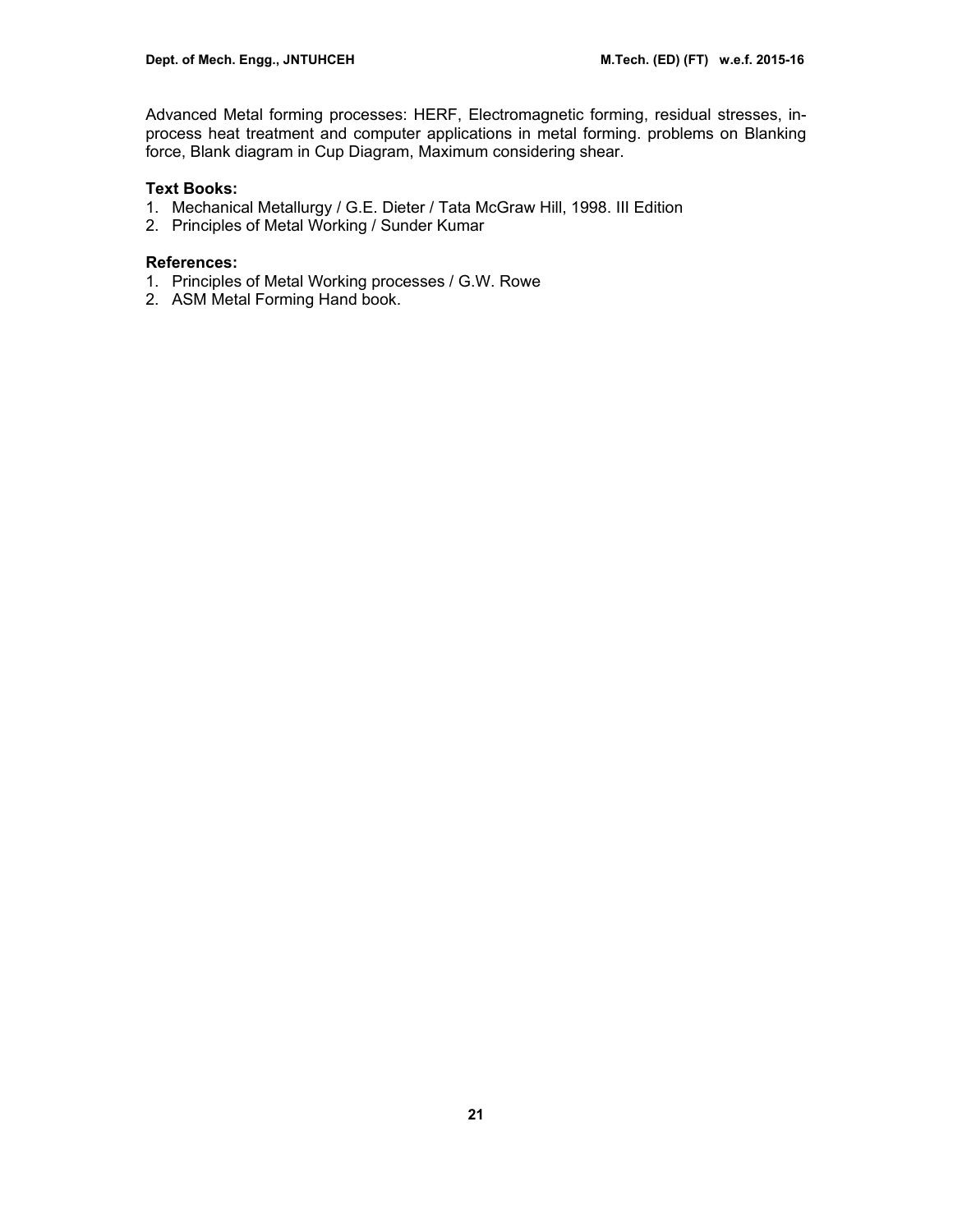Advanced Metal forming processes: HERF, Electromagnetic forming, residual stresses, in-process heat treatment and computer applications in metal forming. problems on Blanking force, Blank diagram in Cup Diagram, Maximum considering shear.

**Text Books:**

1. Mechanical Metallurgy / G.E. Dieter / Tata McGraw Hill, 1998. III Edition
2. Principles of Metal Working / Sunder Kumar

**References:**

1. Principles of Metal Working processes / G.W. Rowe
2. ASM Metal Forming Hand book.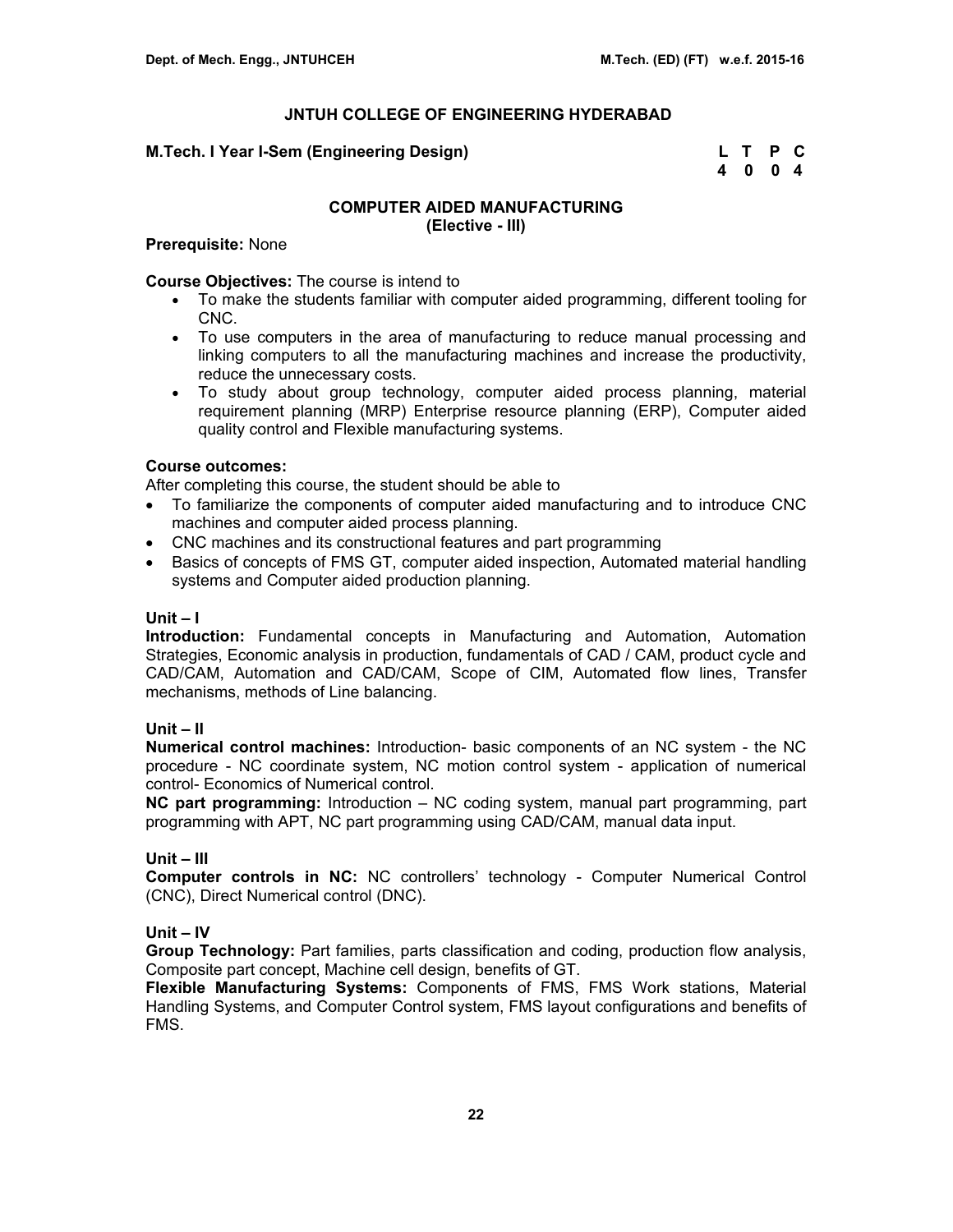## JNTUH COLLEGE OF ENGINEERING HYDERABAD

**M.Tech. I Year I-Sem (Engineering Design)**

| L | T | P | C |
|---|---|---|---|
| 4 | 0 | 0 | 4 |

### COMPUTER AIDED MANUFACTURING
### (Elective - III)

**Prerequisite:** None

**Course Objectives:** The course is intend to
- To make the students familiar with computer aided programming, different tooling for CNC.
- To use computers in the area of manufacturing to reduce manual processing and linking computers to all the manufacturing machines and increase the productivity, reduce the unnecessary costs.
- To study about group technology, computer aided process planning, material requirement planning (MRP) Enterprise resource planning (ERP), Computer aided quality control and Flexible manufacturing systems.

**Course outcomes:**
After completing this course, the student should be able to
- To familiarize the components of computer aided manufacturing and to introduce CNC machines and computer aided process planning.
- CNC machines and its constructional features and part programming
- Basics of concepts of FMS GT, computer aided inspection, Automated material handling systems and Computer aided production planning.

**Unit – I**
**Introduction:** Fundamental concepts in Manufacturing and Automation, Automation Strategies, Economic analysis in production, fundamentals of CAD / CAM, product cycle and CAD/CAM, Automation and CAD/CAM, Scope of CIM, Automated flow lines, Transfer mechanisms, methods of Line balancing.

**Unit – II**
**Numerical control machines:** Introduction- basic components of an NC system - the NC procedure - NC coordinate system, NC motion control system - application of numerical control- Economics of Numerical control.
**NC part programming:** Introduction – NC coding system, manual part programming, part programming with APT, NC part programming using CAD/CAM, manual data input.

**Unit – III**
**Computer controls in NC:** NC controllers' technology - Computer Numerical Control (CNC), Direct Numerical control (DNC).

**Unit – IV**
**Group Technology:** Part families, parts classification and coding, production flow analysis, Composite part concept, Machine cell design, benefits of GT.
**Flexible Manufacturing Systems:** Components of FMS, FMS Work stations, Material Handling Systems, and Computer Control system, FMS layout configurations and benefits of FMS.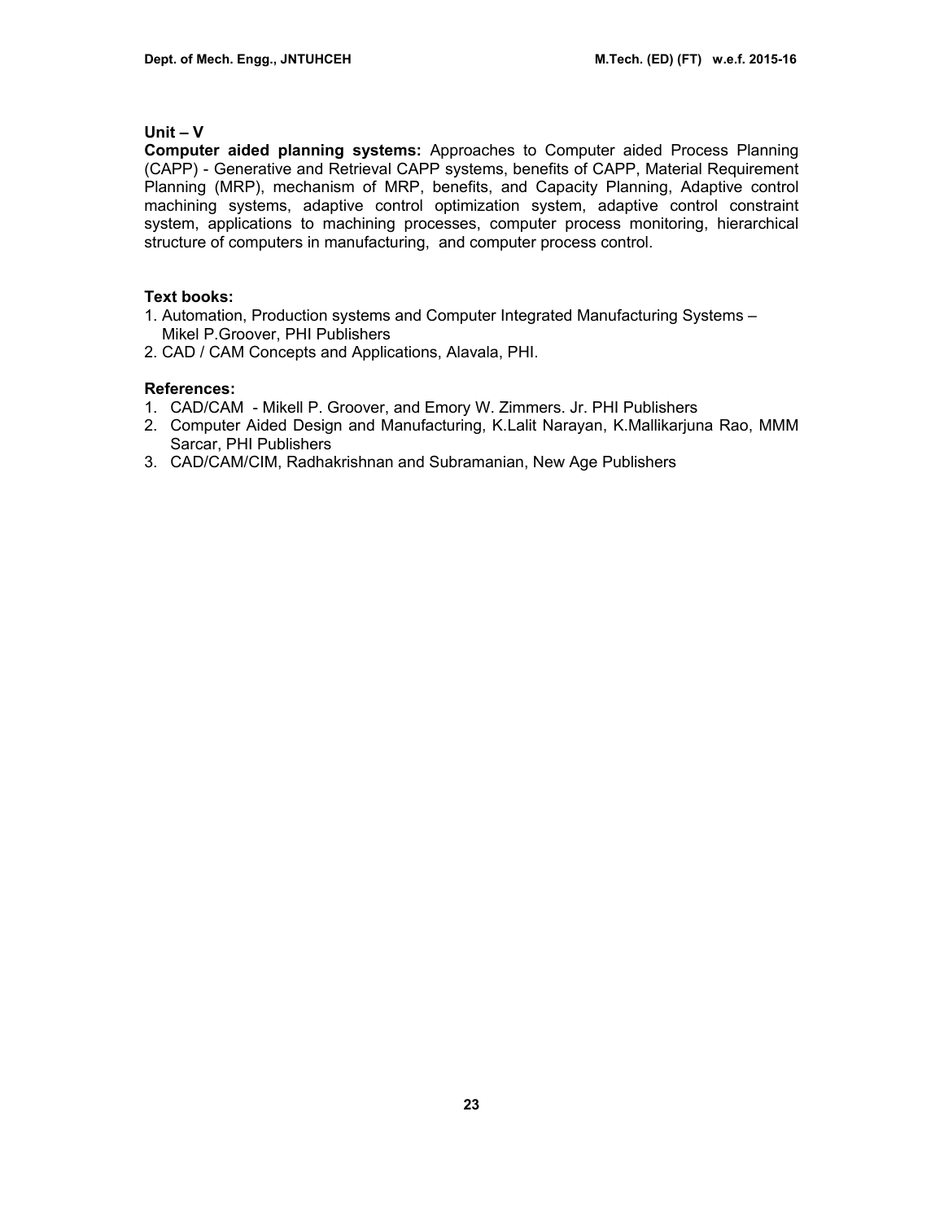**Unit – V**

**Computer aided planning systems:** Approaches to Computer aided Process Planning (CAPP) - Generative and Retrieval CAPP systems, benefits of CAPP, Material Requirement Planning (MRP), mechanism of MRP, benefits, and Capacity Planning, Adaptive control machining systems, adaptive control optimization system, adaptive control constraint system, applications to machining processes, computer process monitoring, hierarchical structure of computers in manufacturing, and computer process control.

**Text books:**

1. Automation, Production systems and Computer Integrated Manufacturing Systems – Mikel P.Groover, PHI Publishers
2. CAD / CAM Concepts and Applications, Alavala, PHI.

**References:**

1. CAD/CAM - Mikell P. Groover, and Emory W. Zimmers. Jr. PHI Publishers
2. Computer Aided Design and Manufacturing, K.Lalit Narayan, K.Mallikarjuna Rao, MMM Sarcar, PHI Publishers
3. CAD/CAM/CIM, Radhakrishnan and Subramanian, New Age Publishers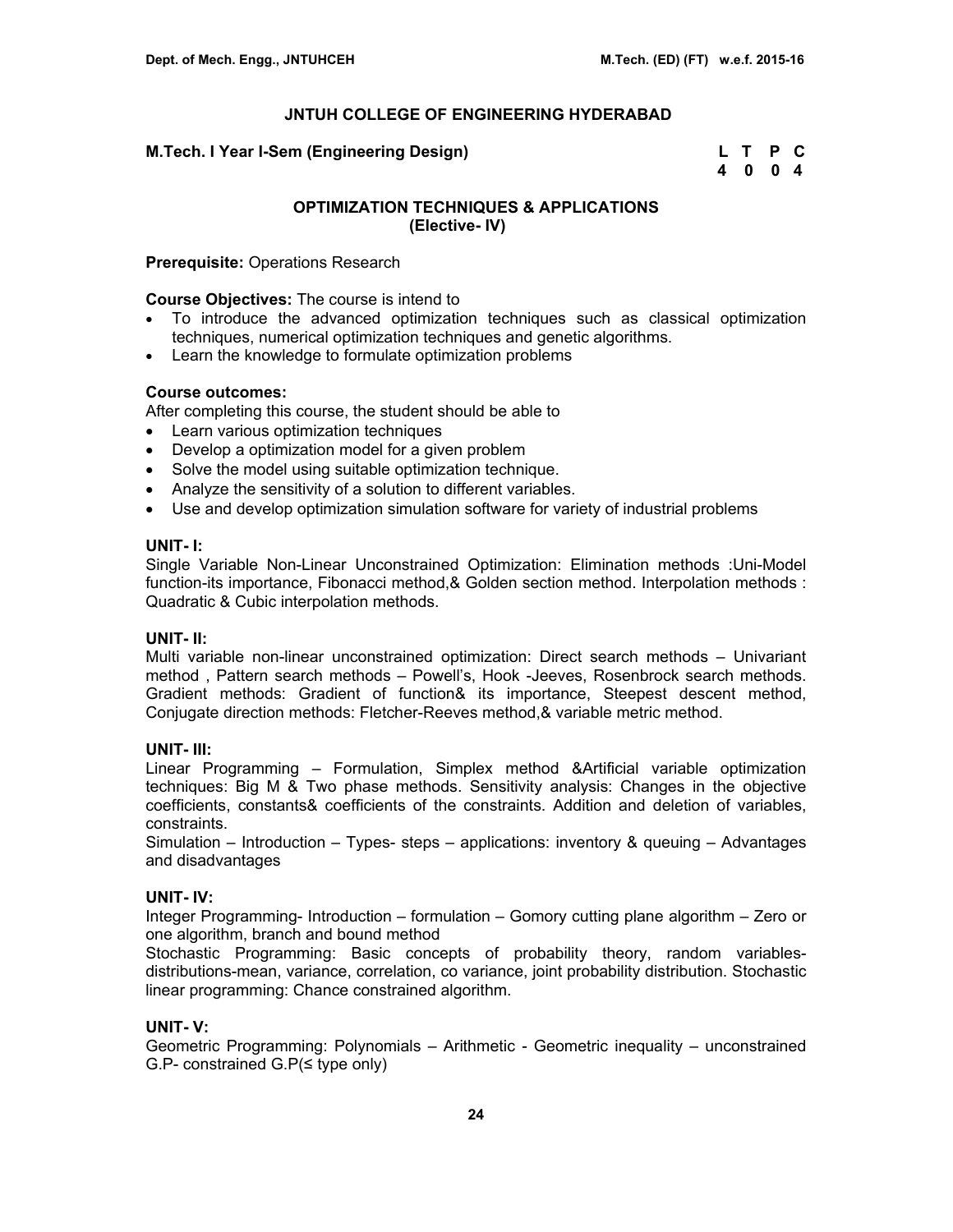## JNTUH COLLEGE OF ENGINEERING HYDERABAD

**M.Tech. I Year I-Sem (Engineering Design)**

| L | T | P | C |
|---|---|---|---|
| 4 | 0 | 0 | 4 |

### OPTIMIZATION TECHNIQUES & APPLICATIONS
### (Elective- IV)

**Prerequisite:** Operations Research

**Course Objectives:** The course is intend to

- To introduce the advanced optimization techniques such as classical optimization techniques, numerical optimization techniques and genetic algorithms.
- Learn the knowledge to formulate optimization problems

**Course outcomes:**

After completing this course, the student should be able to

- Learn various optimization techniques
- Develop a optimization model for a given problem
- Solve the model using suitable optimization technique.
- Analyze the sensitivity of a solution to different variables.
- Use and develop optimization simulation software for variety of industrial problems

**UNIT- I:**

Single Variable Non-Linear Unconstrained Optimization: Elimination methods :Uni-Model function-its importance, Fibonacci method,& Golden section method. Interpolation methods : Quadratic & Cubic interpolation methods.

**UNIT- II:**

Multi variable non-linear unconstrained optimization: Direct search methods – Univariant method , Pattern search methods – Powell's, Hook -Jeeves, Rosenbrock search methods. Gradient methods: Gradient of function& its importance, Steepest descent method, Conjugate direction methods: Fletcher-Reeves method,& variable metric method.

**UNIT- III:**

Linear Programming – Formulation, Simplex method &Artificial variable optimization techniques: Big M & Two phase methods. Sensitivity analysis: Changes in the objective coefficients, constants& coefficients of the constraints. Addition and deletion of variables, constraints.

Simulation – Introduction – Types- steps – applications: inventory & queuing – Advantages and disadvantages

**UNIT- IV:**

Integer Programming- Introduction – formulation – Gomory cutting plane algorithm – Zero or one algorithm, branch and bound method

Stochastic Programming: Basic concepts of probability theory, random variables-distributions-mean, variance, correlation, co variance, joint probability distribution. Stochastic linear programming: Chance constrained algorithm.

**UNIT- V:**

Geometric Programming: Polynomials – Arithmetic - Geometric inequality – unconstrained G.P- constrained G.P(≤ type only)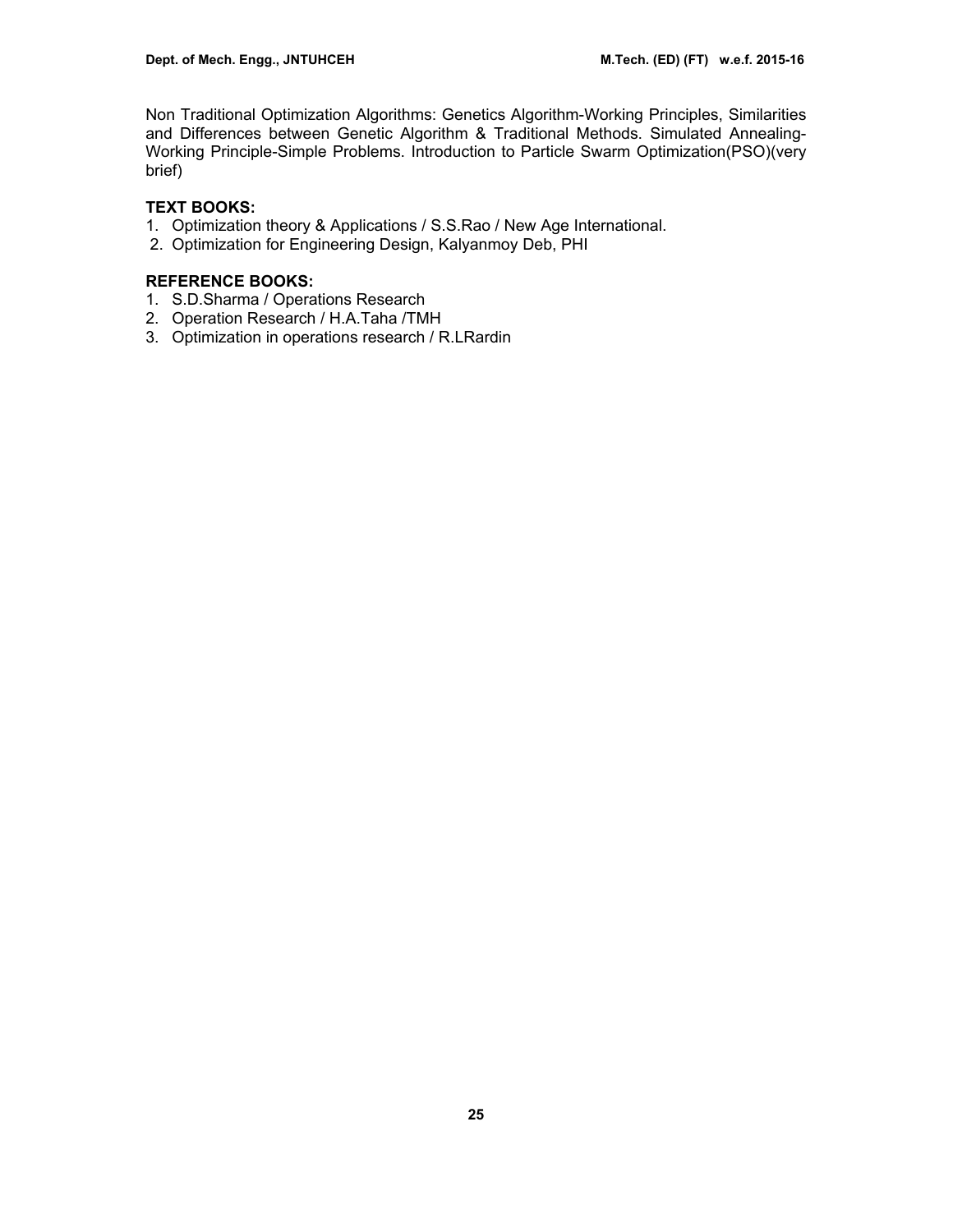Non Traditional Optimization Algorithms: Genetics Algorithm-Working Principles, Similarities and Differences between Genetic Algorithm & Traditional Methods. Simulated Annealing-Working Principle-Simple Problems. Introduction to Particle Swarm Optimization(PSO)(very brief)

**TEXT BOOKS:**

1. Optimization theory & Applications / S.S.Rao / New Age International.
2. Optimization for Engineering Design, Kalyanmoy Deb, PHI

**REFERENCE BOOKS:**

1. S.D.Sharma / Operations Research
2. Operation Research / H.A.Taha /TMH
3. Optimization in operations research / R.LRardin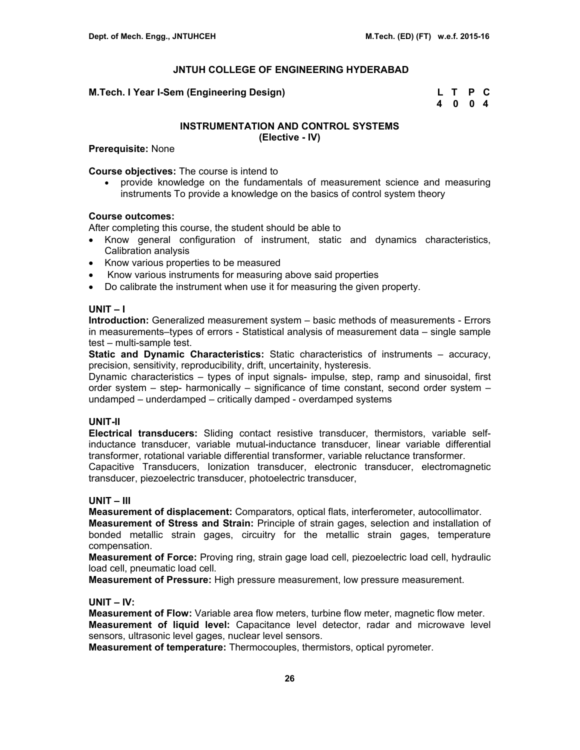### JNTUH COLLEGE OF ENGINEERING HYDERABAD

**M.Tech. I Year I-Sem (Engineering Design)**

| L | T | P | C |
|---|---|---|---|
| 4 | 0 | 0 | 4 |

## INSTRUMENTATION AND CONTROL SYSTEMS
**(Elective - IV)**

**Prerequisite:** None

**Course objectives:** The course is intend to
- provide knowledge on the fundamentals of measurement science and measuring instruments To provide a knowledge on the basics of control system theory

**Course outcomes:**
After completing this course, the student should be able to
- Know general configuration of instrument, static and dynamics characteristics, Calibration analysis
- Know various properties to be measured
- Know various instruments for measuring above said properties
- Do calibrate the instrument when use it for measuring the given property.

### UNIT – I
**Introduction:** Generalized measurement system – basic methods of measurements - Errors in measurements–types of errors - Statistical analysis of measurement data – single sample test – multi-sample test.

**Static and Dynamic Characteristics:** Static characteristics of instruments – accuracy, precision, sensitivity, reproducibility, drift, uncertainity, hysteresis.

Dynamic characteristics – types of input signals- impulse, step, ramp and sinusoidal, first order system – step- harmonically – significance of time constant, second order system – undamped – underdamped – critically damped - overdamped systems

### UNIT-II
**Electrical transducers:** Sliding contact resistive transducer, thermistors, variable self-inductance transducer, variable mutual-inductance transducer, linear variable differential transformer, rotational variable differential transformer, variable reluctance transformer.

Capacitive Transducers, Ionization transducer, electronic transducer, electromagnetic transducer, piezoelectric transducer, photoelectric transducer,

### UNIT – III
**Measurement of displacement:** Comparators, optical flats, interferometer, autocollimator.

**Measurement of Stress and Strain:** Principle of strain gages, selection and installation of bonded metallic strain gages, circuitry for the metallic strain gages, temperature compensation.

**Measurement of Force:** Proving ring, strain gage load cell, piezoelectric load cell, hydraulic load cell, pneumatic load cell.

**Measurement of Pressure:** High pressure measurement, low pressure measurement.

### UNIT – IV:
**Measurement of Flow:** Variable area flow meters, turbine flow meter, magnetic flow meter.

**Measurement of liquid level:** Capacitance level detector, radar and microwave level sensors, ultrasonic level gages, nuclear level sensors.

**Measurement of temperature:** Thermocouples, thermistors, optical pyrometer.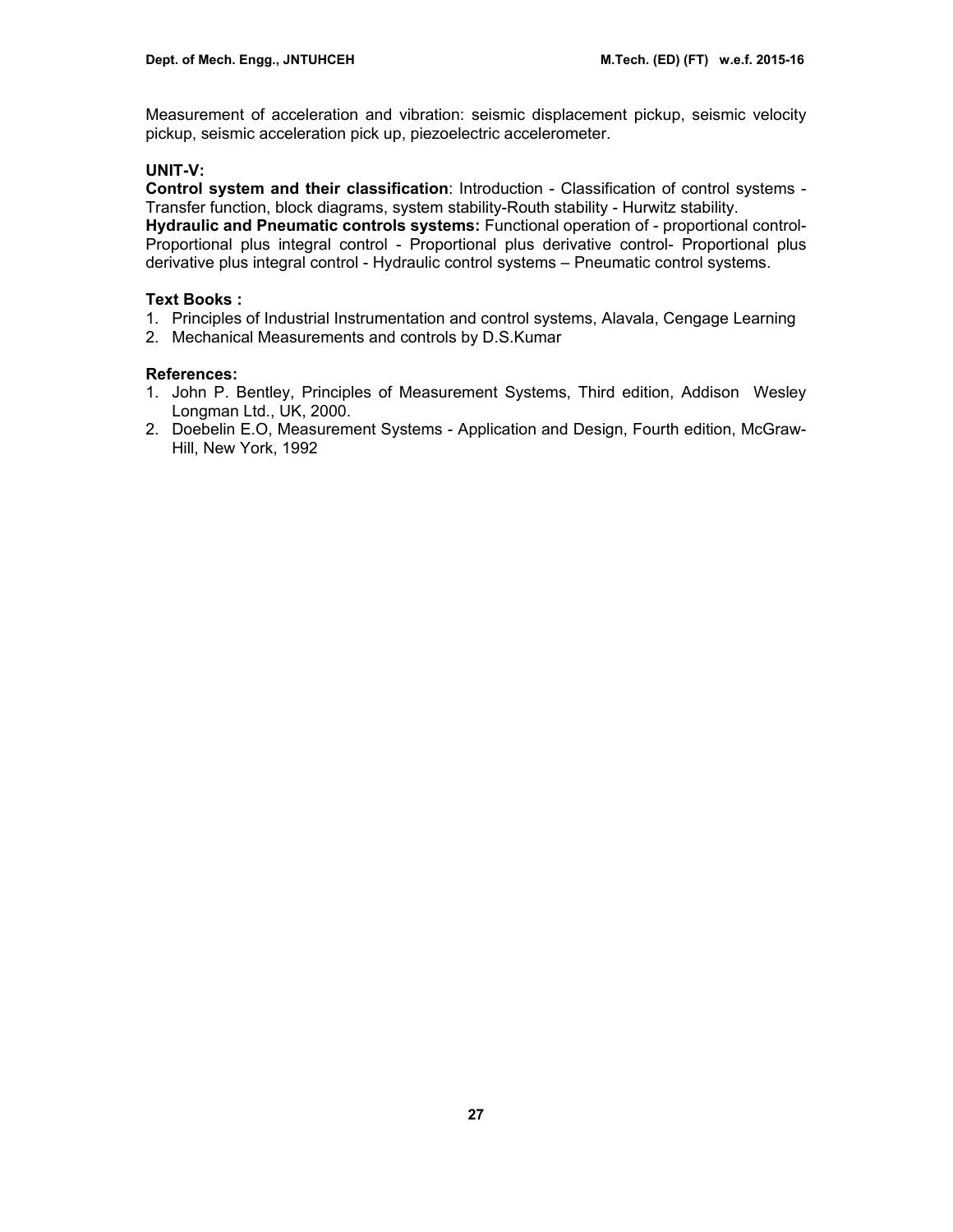Measurement of acceleration and vibration: seismic displacement pickup, seismic velocity pickup, seismic acceleration pick up, piezoelectric accelerometer.

**UNIT-V:**

**Control system and their classification**: Introduction - Classification of control systems - Transfer function, block diagrams, system stability-Routh stability - Hurwitz stability.

**Hydraulic and Pneumatic controls systems:** Functional operation of - proportional control-Proportional plus integral control - Proportional plus derivative control- Proportional plus derivative plus integral control - Hydraulic control systems – Pneumatic control systems.

**Text Books :**

1. Principles of Industrial Instrumentation and control systems, Alavala, Cengage Learning
2. Mechanical Measurements and controls by D.S.Kumar

**References:**

1. John P. Bentley, Principles of Measurement Systems, Third edition, Addison Wesley Longman Ltd., UK, 2000.
2. Doebelin E.O, Measurement Systems - Application and Design, Fourth edition, McGraw-Hill, New York, 1992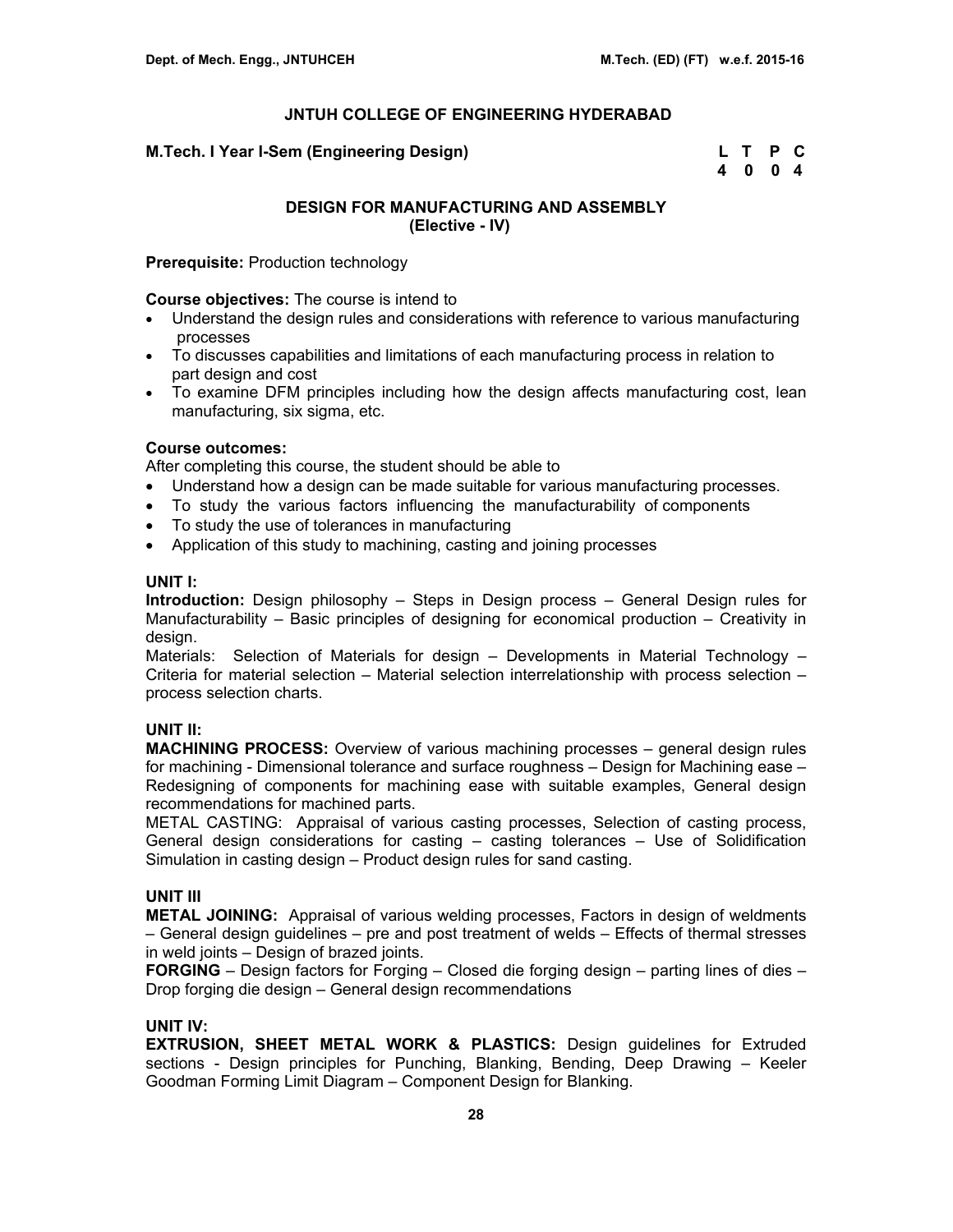# JNTUH COLLEGE OF ENGINEERING HYDERABAD

**M.Tech. I Year I-Sem (Engineering Design)**

| L | T | P | C |
|---|---|---|---|
| 4 | 0 | 0 | 4 |

## DESIGN FOR MANUFACTURING AND ASSEMBLY
## (Elective - IV)

**Prerequisite:** Production technology

**Course objectives:** The course is intend to

- Understand the design rules and considerations with reference to various manufacturing processes
- To discusses capabilities and limitations of each manufacturing process in relation to part design and cost
- To examine DFM principles including how the design affects manufacturing cost, lean manufacturing, six sigma, etc.

**Course outcomes:**

After completing this course, the student should be able to

- Understand how a design can be made suitable for various manufacturing processes.
- To study the various factors influencing the manufacturability of components
- To study the use of tolerances in manufacturing
- Application of this study to machining, casting and joining processes

### UNIT I:

**Introduction:** Design philosophy – Steps in Design process – General Design rules for Manufacturability – Basic principles of designing for economical production – Creativity in design.

Materials: Selection of Materials for design – Developments in Material Technology – Criteria for material selection – Material selection interrelationship with process selection – process selection charts.

### UNIT II:

**MACHINING PROCESS:** Overview of various machining processes – general design rules for machining - Dimensional tolerance and surface roughness – Design for Machining ease – Redesigning of components for machining ease with suitable examples, General design recommendations for machined parts.

METAL CASTING: Appraisal of various casting processes, Selection of casting process, General design considerations for casting – casting tolerances – Use of Solidification Simulation in casting design – Product design rules for sand casting.

### UNIT III

**METAL JOINING:** Appraisal of various welding processes, Factors in design of weldments – General design guidelines – pre and post treatment of welds – Effects of thermal stresses in weld joints – Design of brazed joints.

**FORGING** – Design factors for Forging – Closed die forging design – parting lines of dies – Drop forging die design – General design recommendations

### UNIT IV:

**EXTRUSION, SHEET METAL WORK & PLASTICS:** Design guidelines for Extruded sections - Design principles for Punching, Blanking, Bending, Deep Drawing – Keeler Goodman Forming Limit Diagram – Component Design for Blanking.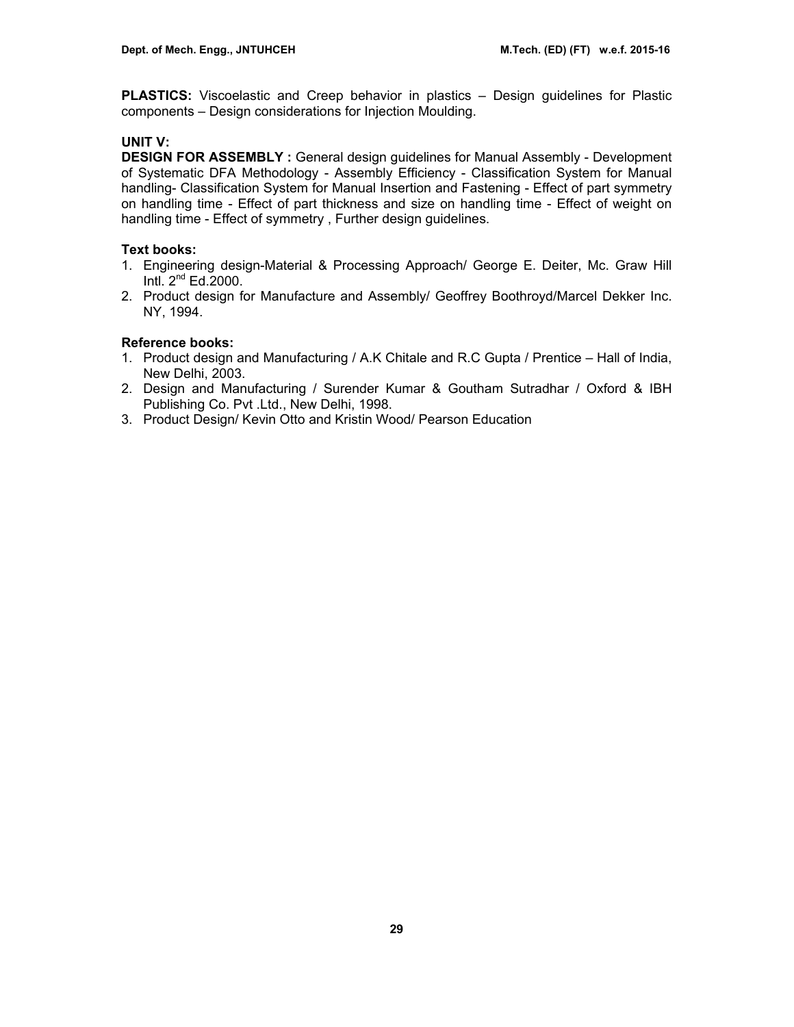**PLASTICS:** Viscoelastic and Creep behavior in plastics – Design guidelines for Plastic components – Design considerations for Injection Moulding.

**UNIT V:**

**DESIGN FOR ASSEMBLY :** General design guidelines for Manual Assembly - Development of Systematic DFA Methodology - Assembly Efficiency - Classification System for Manual handling- Classification System for Manual Insertion and Fastening - Effect of part symmetry on handling time - Effect of part thickness and size on handling time - Effect of weight on handling time - Effect of symmetry , Further design guidelines.

**Text books:**

1. Engineering design-Material & Processing Approach/ George E. Deiter, Mc. Graw Hill Intl. 2nd Ed.2000.
2. Product design for Manufacture and Assembly/ Geoffrey Boothroyd/Marcel Dekker Inc. NY, 1994.

**Reference books:**

1. Product design and Manufacturing / A.K Chitale and R.C Gupta / Prentice – Hall of India, New Delhi, 2003.
2. Design and Manufacturing / Surender Kumar & Goutham Sutradhar / Oxford & IBH Publishing Co. Pvt .Ltd., New Delhi, 1998.
3. Product Design/ Kevin Otto and Kristin Wood/ Pearson Education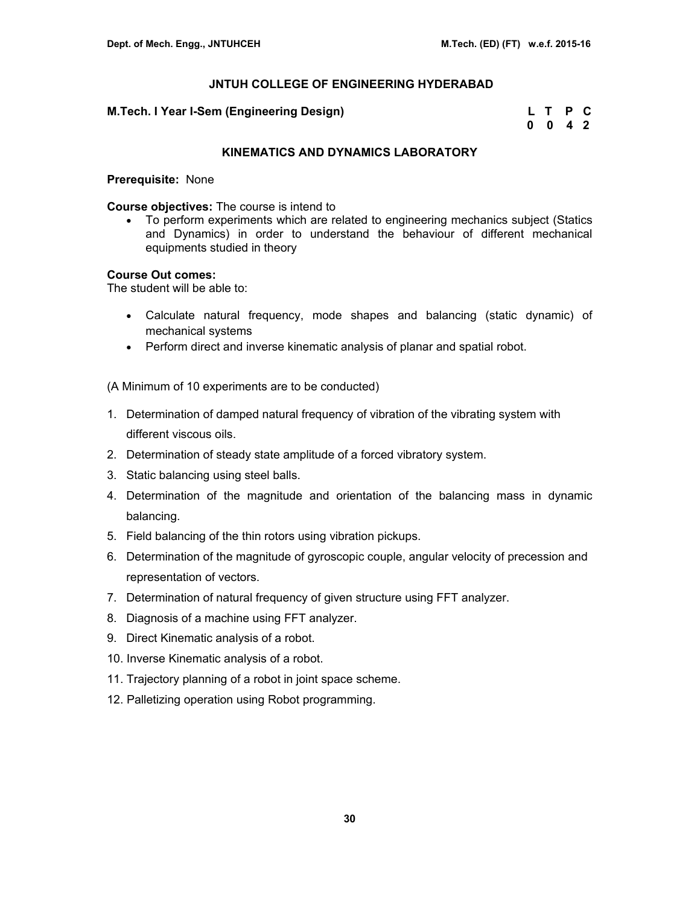# JNTUH COLLEGE OF ENGINEERING HYDERABAD

**M.Tech. I Year I-Sem (Engineering Design)**

| L | T | P | C |
|---|---|---|---|
| 0 | 0 | 4 | 2 |

## KINEMATICS AND DYNAMICS LABORATORY

**Prerequisite:** None

**Course objectives:** The course is intend to

- To perform experiments which are related to engineering mechanics subject (Statics and Dynamics) in order to understand the behaviour of different mechanical equipments studied in theory

**Course Out comes:**
The student will be able to:

- Calculate natural frequency, mode shapes and balancing (static dynamic) of mechanical systems
- Perform direct and inverse kinematic analysis of planar and spatial robot.

(A Minimum of 10 experiments are to be conducted)

1. Determination of damped natural frequency of vibration of the vibrating system with different viscous oils.
2. Determination of steady state amplitude of a forced vibratory system.
3. Static balancing using steel balls.
4. Determination of the magnitude and orientation of the balancing mass in dynamic balancing.
5. Field balancing of the thin rotors using vibration pickups.
6. Determination of the magnitude of gyroscopic couple, angular velocity of precession and representation of vectors.
7. Determination of natural frequency of given structure using FFT analyzer.
8. Diagnosis of a machine using FFT analyzer.
9. Direct Kinematic analysis of a robot.
10. Inverse Kinematic analysis of a robot.
11. Trajectory planning of a robot in joint space scheme.
12. Palletizing operation using Robot programming.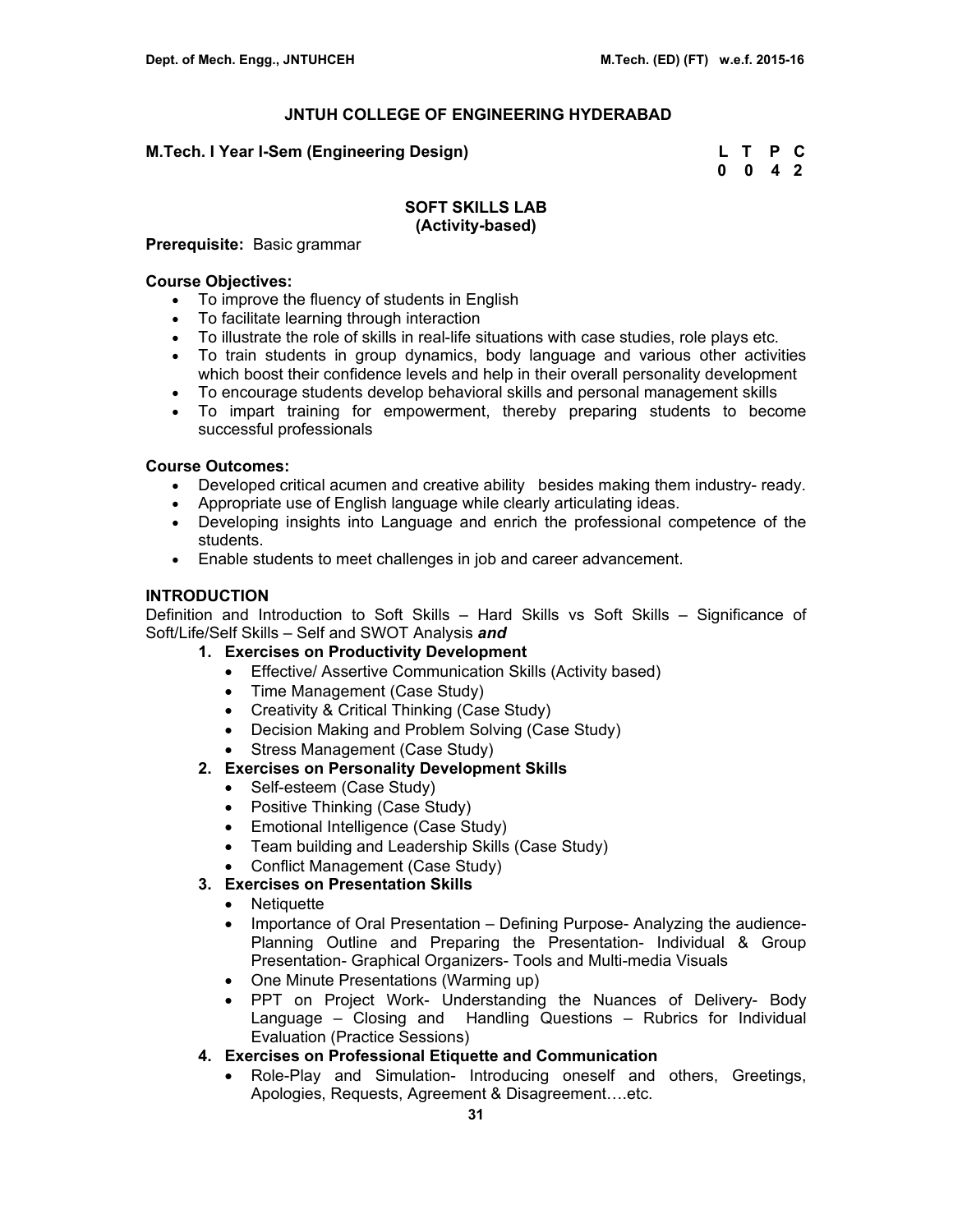## JNTUH COLLEGE OF ENGINEERING HYDERABAD

**M.Tech. I Year I-Sem (Engineering Design)**

| L | T | P | C |
|---|---|---|---|
| 0 | 0 | 4 | 2 |

### SOFT SKILLS LAB
### (Activity-based)

**Prerequisite:** Basic grammar

**Course Objectives:**

- To improve the fluency of students in English
- To facilitate learning through interaction
- To illustrate the role of skills in real-life situations with case studies, role plays etc.
- To train students in group dynamics, body language and various other activities which boost their confidence levels and help in their overall personality development
- To encourage students develop behavioral skills and personal management skills
- To impart training for empowerment, thereby preparing students to become successful professionals

**Course Outcomes:**

- Developed critical acumen and creative ability besides making them industry- ready.
- Appropriate use of English language while clearly articulating ideas.
- Developing insights into Language and enrich the professional competence of the students.
- Enable students to meet challenges in job and career advancement.

**INTRODUCTION**

Definition and Introduction to Soft Skills – Hard Skills vs Soft Skills – Significance of Soft/Life/Self Skills – Self and SWOT Analysis ***and***

1. **Exercises on Productivity Development**
   - Effective/ Assertive Communication Skills (Activity based)
   - Time Management (Case Study)
   - Creativity & Critical Thinking (Case Study)
   - Decision Making and Problem Solving (Case Study)
   - Stress Management (Case Study)
2. **Exercises on Personality Development Skills**
   - Self-esteem (Case Study)
   - Positive Thinking (Case Study)
   - Emotional Intelligence (Case Study)
   - Team building and Leadership Skills (Case Study)
   - Conflict Management (Case Study)
3. **Exercises on Presentation Skills**
   - Netiquette
   - Importance of Oral Presentation – Defining Purpose- Analyzing the audience- Planning Outline and Preparing the Presentation- Individual & Group Presentation- Graphical Organizers- Tools and Multi-media Visuals
   - One Minute Presentations (Warming up)
   - PPT on Project Work- Understanding the Nuances of Delivery- Body Language – Closing and Handling Questions – Rubrics for Individual Evaluation (Practice Sessions)
4. **Exercises on Professional Etiquette and Communication**
   - Role-Play and Simulation- Introducing oneself and others, Greetings, Apologies, Requests, Agreement & Disagreement….etc.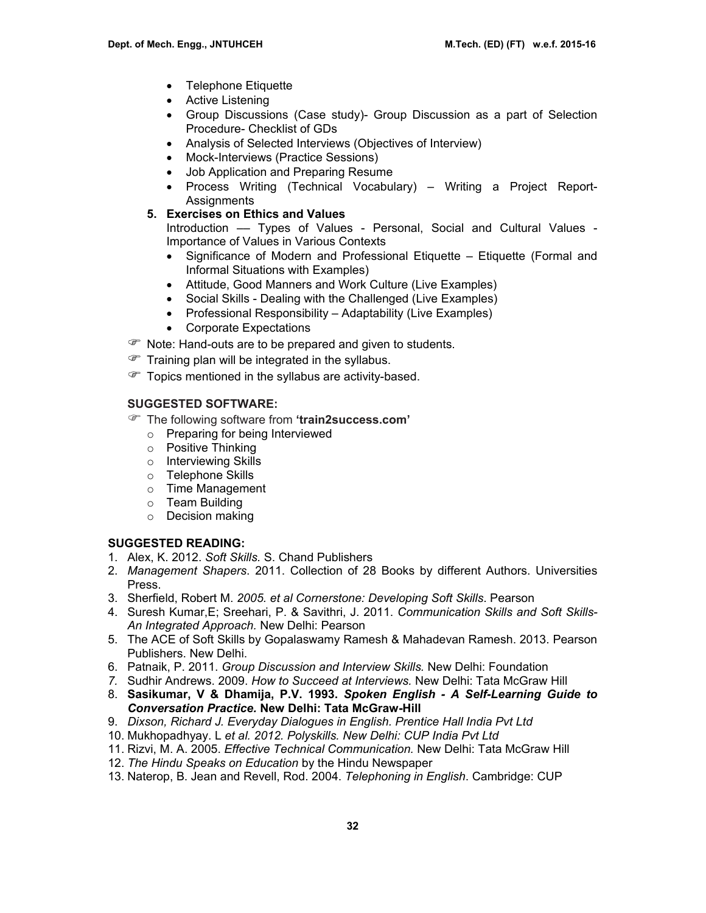- Telephone Etiquette
- Active Listening
- Group Discussions (Case study)- Group Discussion as a part of Selection Procedure- Checklist of GDs
- Analysis of Selected Interviews (Objectives of Interview)
- Mock-Interviews (Practice Sessions)
- Job Application and Preparing Resume
- Process Writing (Technical Vocabulary) – Writing a Project Report- Assignments

**5. Exercises on Ethics and Values**

Introduction –– Types of Values - Personal, Social and Cultural Values - Importance of Values in Various Contexts

- Significance of Modern and Professional Etiquette – Etiquette (Formal and Informal Situations with Examples)
- Attitude, Good Manners and Work Culture (Live Examples)
- Social Skills - Dealing with the Challenged (Live Examples)
- Professional Responsibility – Adaptability (Live Examples)
- Corporate Expectations

☞ Note: Hand-outs are to be prepared and given to students.

☞ Training plan will be integrated in the syllabus.

☞ Topics mentioned in the syllabus are activity-based.

**SUGGESTED SOFTWARE:**

☞ The following software from **'train2success.com'**

- Preparing for being Interviewed
- Positive Thinking
- Interviewing Skills
- Telephone Skills
- Time Management
- Team Building
- Decision making

**SUGGESTED READING:**

1. Alex, K. 2012. *Soft Skills.* S. Chand Publishers
2. *Management Shapers*. 2011. Collection of 28 Books by different Authors. Universities Press.
3. Sherfield, Robert M. *2005. et al Cornerstone: Developing Soft Skills*. Pearson
4. Suresh Kumar,E; Sreehari, P. & Savithri, J. 2011. *Communication Skills and Soft Skills- An Integrated Approach.* New Delhi: Pearson
5. The ACE of Soft Skills by Gopalaswamy Ramesh & Mahadevan Ramesh. 2013. Pearson Publishers. New Delhi.
6. Patnaik, P. 2011. *Group Discussion and Interview Skills.* New Delhi: Foundation
7. Sudhir Andrews. 2009. *How to Succeed at Interviews.* New Delhi: Tata McGraw Hill
8. **Sasikumar, V & Dhamija, P.V. 1993.** ***Spoken English - A Self-Learning Guide to Conversation Practice.*** **New Delhi: Tata McGraw-Hill**
9. *Dixson, Richard J. Everyday Dialogues in English. Prentice Hall India Pvt Ltd*
10. Mukhopadhyay. L *et al. 2012. Polyskills. New Delhi: CUP India Pvt Ltd*
11. Rizvi, M. A. 2005. *Effective Technical Communication.* New Delhi: Tata McGraw Hill
12. *The Hindu Speaks on Education* by the Hindu Newspaper
13. Naterop, B. Jean and Revell, Rod. 2004. *Telephoning in English*. Cambridge: CUP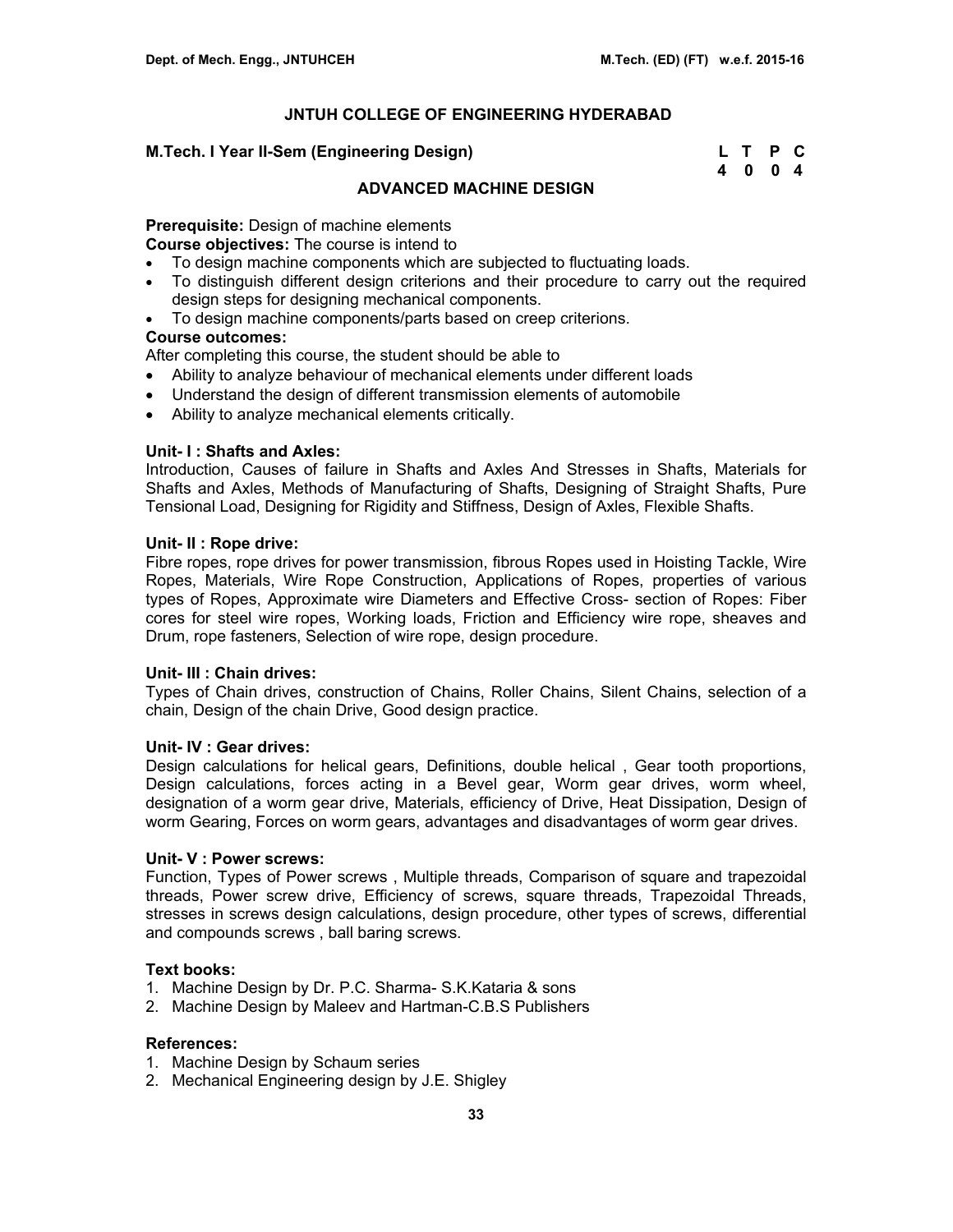# JNTUH COLLEGE OF ENGINEERING HYDERABAD

**M.Tech. I Year II-Sem (Engineering Design)**

| L | T | P | C |
|---|---|---|---|
| 4 | 0 | 0 | 4 |

## ADVANCED MACHINE DESIGN

**Prerequisite:** Design of machine elements

**Course objectives:** The course is intend to

- To design machine components which are subjected to fluctuating loads.
- To distinguish different design criterions and their procedure to carry out the required design steps for designing mechanical components.
- To design machine components/parts based on creep criterions.

**Course outcomes:**

After completing this course, the student should be able to

- Ability to analyze behaviour of mechanical elements under different loads
- Understand the design of different transmission elements of automobile
- Ability to analyze mechanical elements critically.

**Unit- I : Shafts and Axles:**

Introduction, Causes of failure in Shafts and Axles And Stresses in Shafts, Materials for Shafts and Axles, Methods of Manufacturing of Shafts, Designing of Straight Shafts, Pure Tensional Load, Designing for Rigidity and Stiffness, Design of Axles, Flexible Shafts.

**Unit- II : Rope drive:**

Fibre ropes, rope drives for power transmission, fibrous Ropes used in Hoisting Tackle, Wire Ropes, Materials, Wire Rope Construction, Applications of Ropes, properties of various types of Ropes, Approximate wire Diameters and Effective Cross- section of Ropes: Fiber cores for steel wire ropes, Working loads, Friction and Efficiency wire rope, sheaves and Drum, rope fasteners, Selection of wire rope, design procedure.

**Unit- III : Chain drives:**

Types of Chain drives, construction of Chains, Roller Chains, Silent Chains, selection of a chain, Design of the chain Drive, Good design practice.

**Unit- IV : Gear drives:**

Design calculations for helical gears, Definitions, double helical , Gear tooth proportions, Design calculations, forces acting in a Bevel gear, Worm gear drives, worm wheel, designation of a worm gear drive, Materials, efficiency of Drive, Heat Dissipation, Design of worm Gearing, Forces on worm gears, advantages and disadvantages of worm gear drives.

**Unit- V : Power screws:**

Function, Types of Power screws , Multiple threads, Comparison of square and trapezoidal threads, Power screw drive, Efficiency of screws, square threads, Trapezoidal Threads, stresses in screws design calculations, design procedure, other types of screws, differential and compounds screws , ball baring screws.

**Text books:**

1. Machine Design by Dr. P.C. Sharma- S.K.Kataria & sons
2. Machine Design by Maleev and Hartman-C.B.S Publishers

**References:**

1. Machine Design by Schaum series
2. Mechanical Engineering design by J.E. Shigley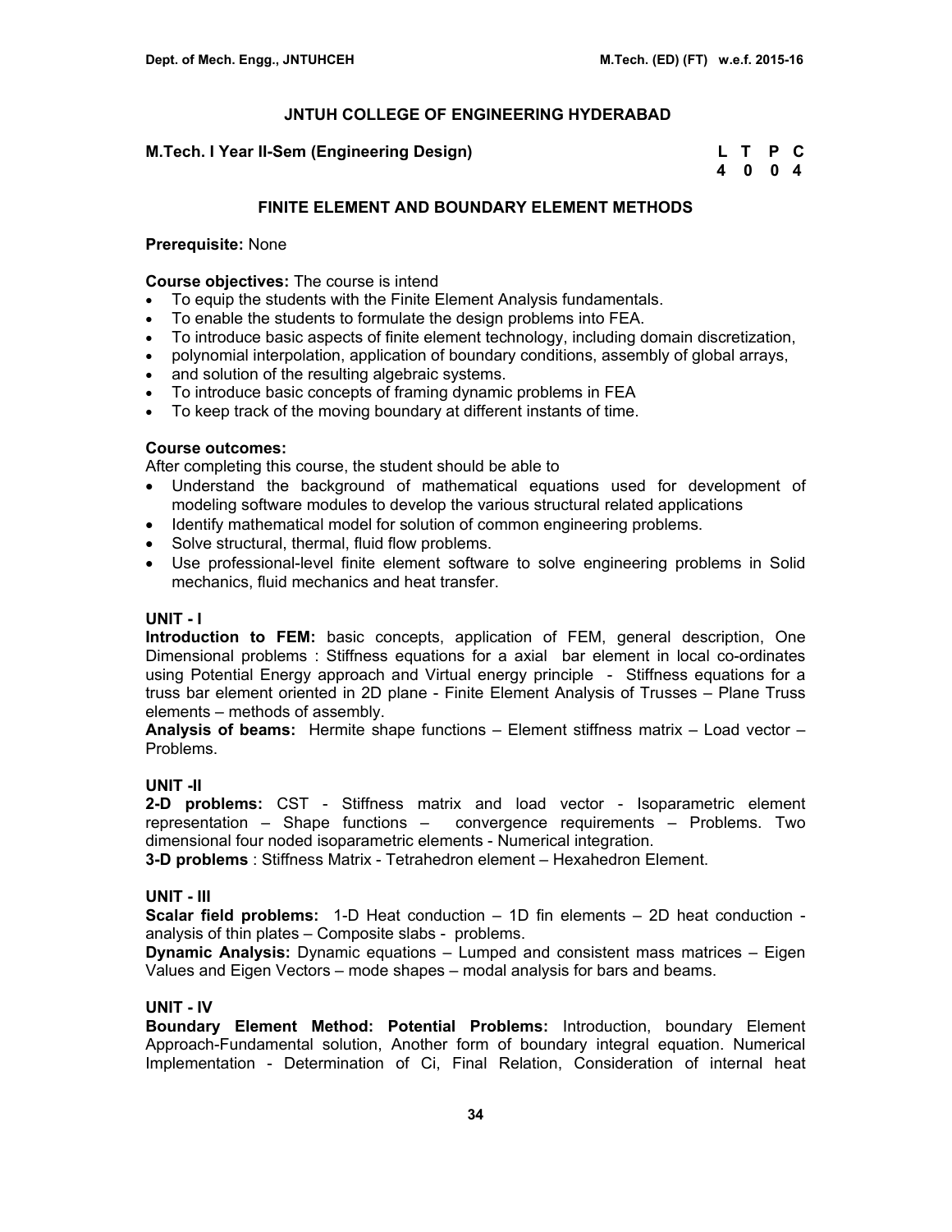## JNTUH COLLEGE OF ENGINEERING HYDERABAD

**M.Tech. I Year II-Sem (Engineering Design)**

| L | T | P | C |
|---|---|---|---|
| 4 | 0 | 0 | 4 |

### FINITE ELEMENT AND BOUNDARY ELEMENT METHODS

**Prerequisite:** None

**Course objectives:** The course is intend

- To equip the students with the Finite Element Analysis fundamentals.
- To enable the students to formulate the design problems into FEA.
- To introduce basic aspects of finite element technology, including domain discretization,
- polynomial interpolation, application of boundary conditions, assembly of global arrays,
- and solution of the resulting algebraic systems.
- To introduce basic concepts of framing dynamic problems in FEA
- To keep track of the moving boundary at different instants of time.

**Course outcomes:**

After completing this course, the student should be able to

- Understand the background of mathematical equations used for development of modeling software modules to develop the various structural related applications
- Identify mathematical model for solution of common engineering problems.
- Solve structural, thermal, fluid flow problems.
- Use professional-level finite element software to solve engineering problems in Solid mechanics, fluid mechanics and heat transfer.

**UNIT - I**

**Introduction to FEM:** basic concepts, application of FEM, general description, One Dimensional problems : Stiffness equations for a axial bar element in local co-ordinates using Potential Energy approach and Virtual energy principle - Stiffness equations for a truss bar element oriented in 2D plane - Finite Element Analysis of Trusses – Plane Truss elements – methods of assembly.

**Analysis of beams:** Hermite shape functions – Element stiffness matrix – Load vector – Problems.

**UNIT -II**

**2-D problems:** CST - Stiffness matrix and load vector - Isoparametric element representation – Shape functions – convergence requirements – Problems. Two dimensional four noded isoparametric elements - Numerical integration.

**3-D problems** : Stiffness Matrix - Tetrahedron element – Hexahedron Element.

**UNIT - III**

**Scalar field problems:** 1-D Heat conduction – 1D fin elements – 2D heat conduction - analysis of thin plates – Composite slabs - problems.

**Dynamic Analysis:** Dynamic equations – Lumped and consistent mass matrices – Eigen Values and Eigen Vectors – mode shapes – modal analysis for bars and beams.

**UNIT - IV**

**Boundary Element Method: Potential Problems:** Introduction, boundary Element Approach-Fundamental solution, Another form of boundary integral equation. Numerical Implementation - Determination of Ci, Final Relation, Consideration of internal heat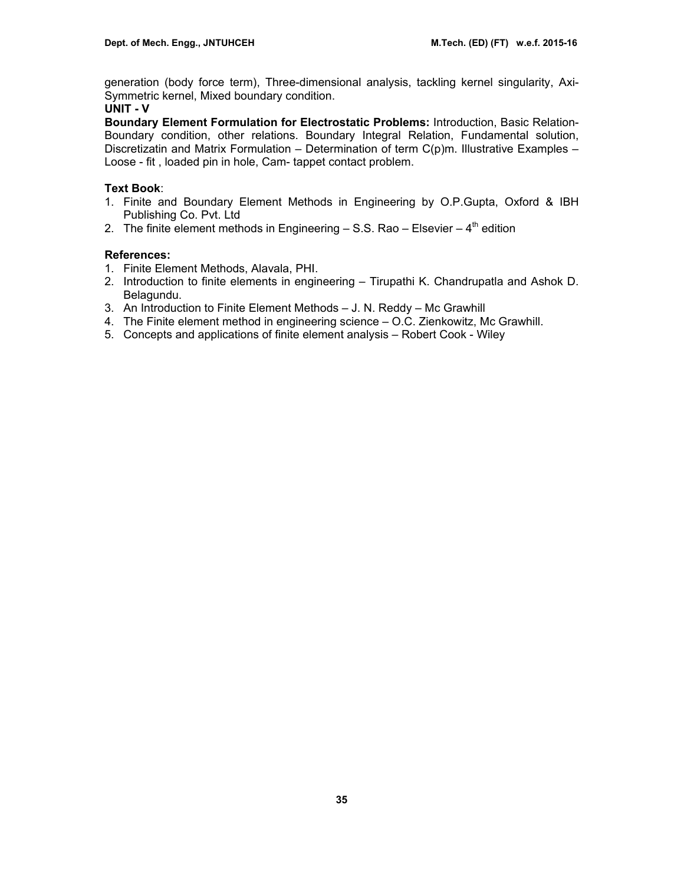generation (body force term), Three-dimensional analysis, tackling kernel singularity, Axi-Symmetric kernel, Mixed boundary condition.

**UNIT - V**

**Boundary Element Formulation for Electrostatic Problems:** Introduction, Basic Relation-Boundary condition, other relations. Boundary Integral Relation, Fundamental solution, Discretizatin and Matrix Formulation – Determination of term C(p)m. Illustrative Examples – Loose - fit , loaded pin in hole, Cam- tappet contact problem.

**Text Book**:

1. Finite and Boundary Element Methods in Engineering by O.P.Gupta, Oxford & IBH Publishing Co. Pvt. Ltd
2. The finite element methods in Engineering – S.S. Rao – Elsevier – $4^{th}$ edition

**References:**

1. Finite Element Methods, Alavala, PHI.
2. Introduction to finite elements in engineering – Tirupathi K. Chandrupatla and Ashok D. Belagundu.
3. An Introduction to Finite Element Methods – J. N. Reddy – Mc Grawhill
4. The Finite element method in engineering science – O.C. Zienkowitz, Mc Grawhill.
5. Concepts and applications of finite element analysis – Robert Cook - Wiley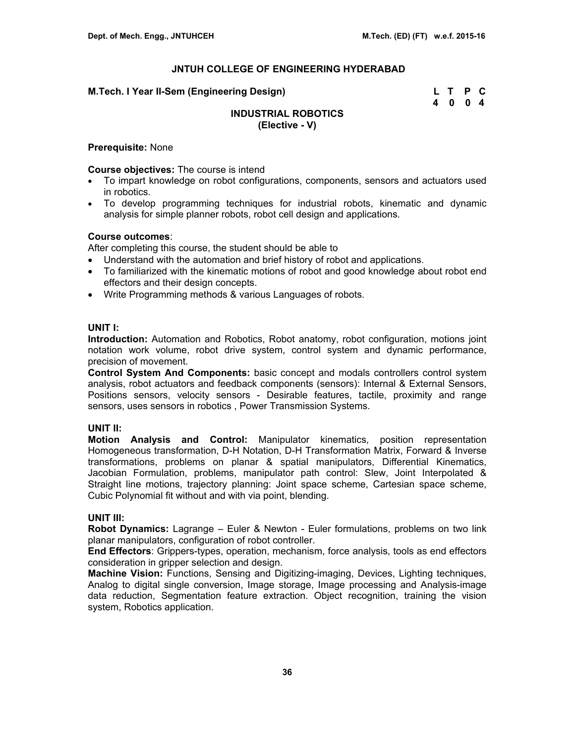## JNTUH COLLEGE OF ENGINEERING HYDERABAD

**M.Tech. I Year II-Sem (Engineering Design)**

| L | T | P | C |
|---|---|---|---|
| 4 | 0 | 0 | 4 |

### INDUSTRIAL ROBOTICS
### (Elective - V)

**Prerequisite:** None

**Course objectives:** The course is intend

- To impart knowledge on robot configurations, components, sensors and actuators used in robotics.
- To develop programming techniques for industrial robots, kinematic and dynamic analysis for simple planner robots, robot cell design and applications.

**Course outcomes**:
After completing this course, the student should be able to

- Understand with the automation and brief history of robot and applications.
- To familiarized with the kinematic motions of robot and good knowledge about robot end effectors and their design concepts.
- Write Programming methods & various Languages of robots.

**UNIT I:**

**Introduction:** Automation and Robotics, Robot anatomy, robot configuration, motions joint notation work volume, robot drive system, control system and dynamic performance, precision of movement.

**Control System And Components:** basic concept and modals controllers control system analysis, robot actuators and feedback components (sensors): Internal & External Sensors, Positions sensors, velocity sensors - Desirable features, tactile, proximity and range sensors, uses sensors in robotics , Power Transmission Systems.

**UNIT II:**

**Motion Analysis and Control:** Manipulator kinematics, position representation Homogeneous transformation, D-H Notation, D-H Transformation Matrix, Forward & Inverse transformations, problems on planar & spatial manipulators, Differential Kinematics, Jacobian Formulation, problems, manipulator path control: Slew, Joint Interpolated & Straight line motions, trajectory planning: Joint space scheme, Cartesian space scheme, Cubic Polynomial fit without and with via point, blending.

**UNIT III:**

**Robot Dynamics:** Lagrange – Euler & Newton - Euler formulations, problems on two link planar manipulators, configuration of robot controller.

**End Effectors**: Grippers-types, operation, mechanism, force analysis, tools as end effectors consideration in gripper selection and design.

**Machine Vision:** Functions, Sensing and Digitizing-imaging, Devices, Lighting techniques, Analog to digital single conversion, Image storage, Image processing and Analysis-image data reduction, Segmentation feature extraction. Object recognition, training the vision system, Robotics application.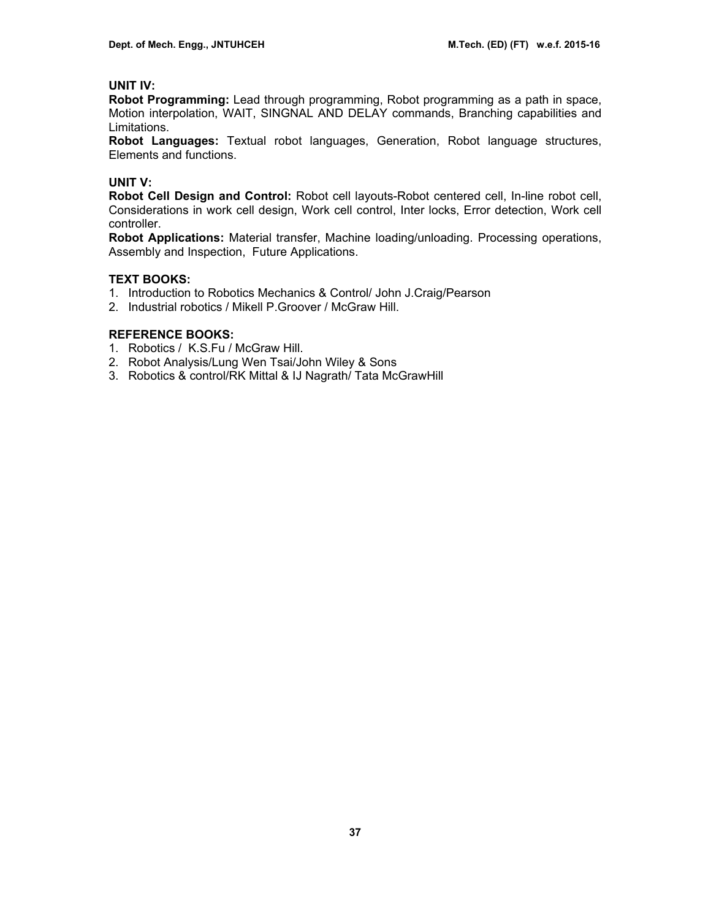### UNIT IV:

**Robot Programming:** Lead through programming, Robot programming as a path in space, Motion interpolation, WAIT, SINGNAL AND DELAY commands, Branching capabilities and Limitations.

**Robot Languages:** Textual robot languages, Generation, Robot language structures, Elements and functions.

### UNIT V:

**Robot Cell Design and Control:** Robot cell layouts-Robot centered cell, In-line robot cell, Considerations in work cell design, Work cell control, Inter locks, Error detection, Work cell controller.

**Robot Applications:** Material transfer, Machine loading/unloading. Processing operations, Assembly and Inspection, Future Applications.

### TEXT BOOKS:

1. Introduction to Robotics Mechanics & Control/ John J.Craig/Pearson
2. Industrial robotics / Mikell P.Groover / McGraw Hill.

### REFERENCE BOOKS:

1. Robotics / K.S.Fu / McGraw Hill.
2. Robot Analysis/Lung Wen Tsai/John Wiley & Sons
3. Robotics & control/RK Mittal & IJ Nagrath/ Tata McGrawHill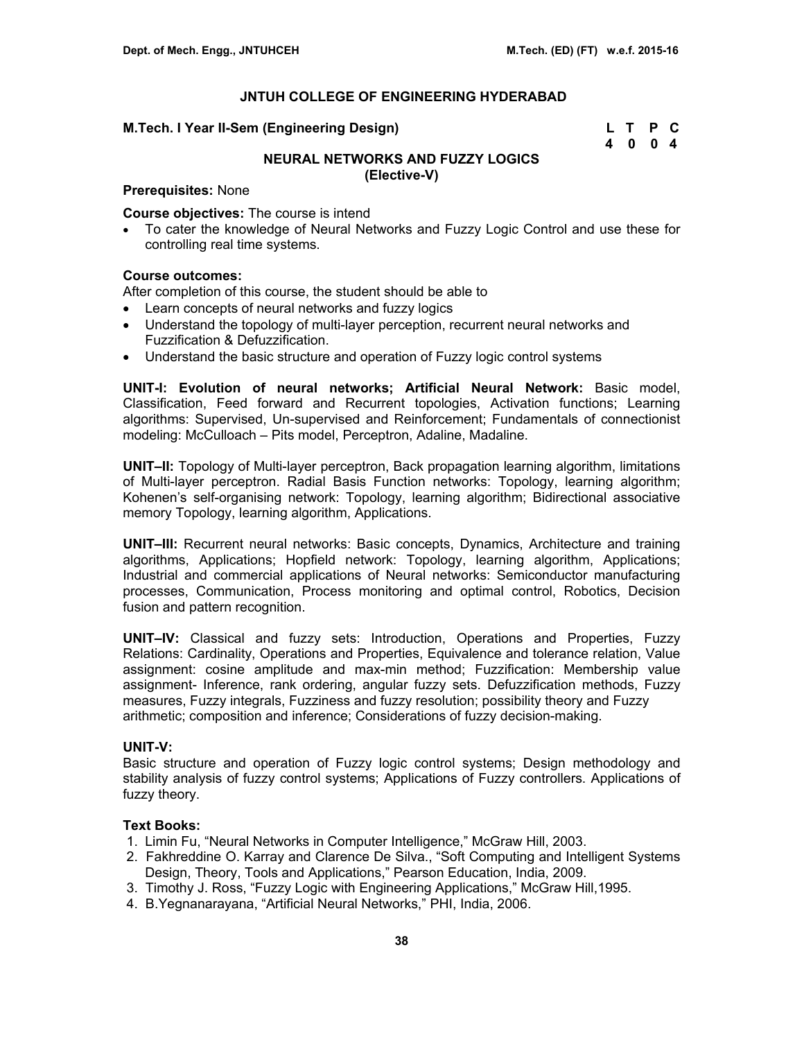# JNTUH COLLEGE OF ENGINEERING HYDERABAD

**M.Tech. I Year II-Sem (Engineering Design)**

| L | T | P | C |
|---|---|---|---|
| 4 | 0 | 0 | 4 |

## NEURAL NETWORKS AND FUZZY LOGICS
**(Elective-V)**

**Prerequisites:** None

**Course objectives:** The course is intend

- To cater the knowledge of Neural Networks and Fuzzy Logic Control and use these for controlling real time systems.

**Course outcomes:**

After completion of this course, the student should be able to

- Learn concepts of neural networks and fuzzy logics
- Understand the topology of multi-layer perception, recurrent neural networks and Fuzzification & Defuzzification.
- Understand the basic structure and operation of Fuzzy logic control systems

**UNIT-I: Evolution of neural networks; Artificial Neural Network:** Basic model, Classification, Feed forward and Recurrent topologies, Activation functions; Learning algorithms: Supervised, Un-supervised and Reinforcement; Fundamentals of connectionist modeling: McCulloach – Pits model, Perceptron, Adaline, Madaline.

**UNIT–II:** Topology of Multi-layer perceptron, Back propagation learning algorithm, limitations of Multi-layer perceptron. Radial Basis Function networks: Topology, learning algorithm; Kohenen's self-organising network: Topology, learning algorithm; Bidirectional associative memory Topology, learning algorithm, Applications.

**UNIT–III:** Recurrent neural networks: Basic concepts, Dynamics, Architecture and training algorithms, Applications; Hopfield network: Topology, learning algorithm, Applications; Industrial and commercial applications of Neural networks: Semiconductor manufacturing processes, Communication, Process monitoring and optimal control, Robotics, Decision fusion and pattern recognition.

**UNIT–IV:** Classical and fuzzy sets: Introduction, Operations and Properties, Fuzzy Relations: Cardinality, Operations and Properties, Equivalence and tolerance relation, Value assignment: cosine amplitude and max-min method; Fuzzification: Membership value assignment- Inference, rank ordering, angular fuzzy sets. Defuzzification methods, Fuzzy measures, Fuzzy integrals, Fuzziness and fuzzy resolution; possibility theory and Fuzzy arithmetic; composition and inference; Considerations of fuzzy decision-making.

**UNIT-V:**

Basic structure and operation of Fuzzy logic control systems; Design methodology and stability analysis of fuzzy control systems; Applications of Fuzzy controllers. Applications of fuzzy theory.

**Text Books:**

1. Limin Fu, "Neural Networks in Computer Intelligence," McGraw Hill, 2003.
2. Fakhreddine O. Karray and Clarence De Silva., "Soft Computing and Intelligent Systems Design, Theory, Tools and Applications," Pearson Education, India, 2009.
3. Timothy J. Ross, "Fuzzy Logic with Engineering Applications," McGraw Hill,1995.
4. B.Yegnanarayana, "Artificial Neural Networks," PHI, India, 2006.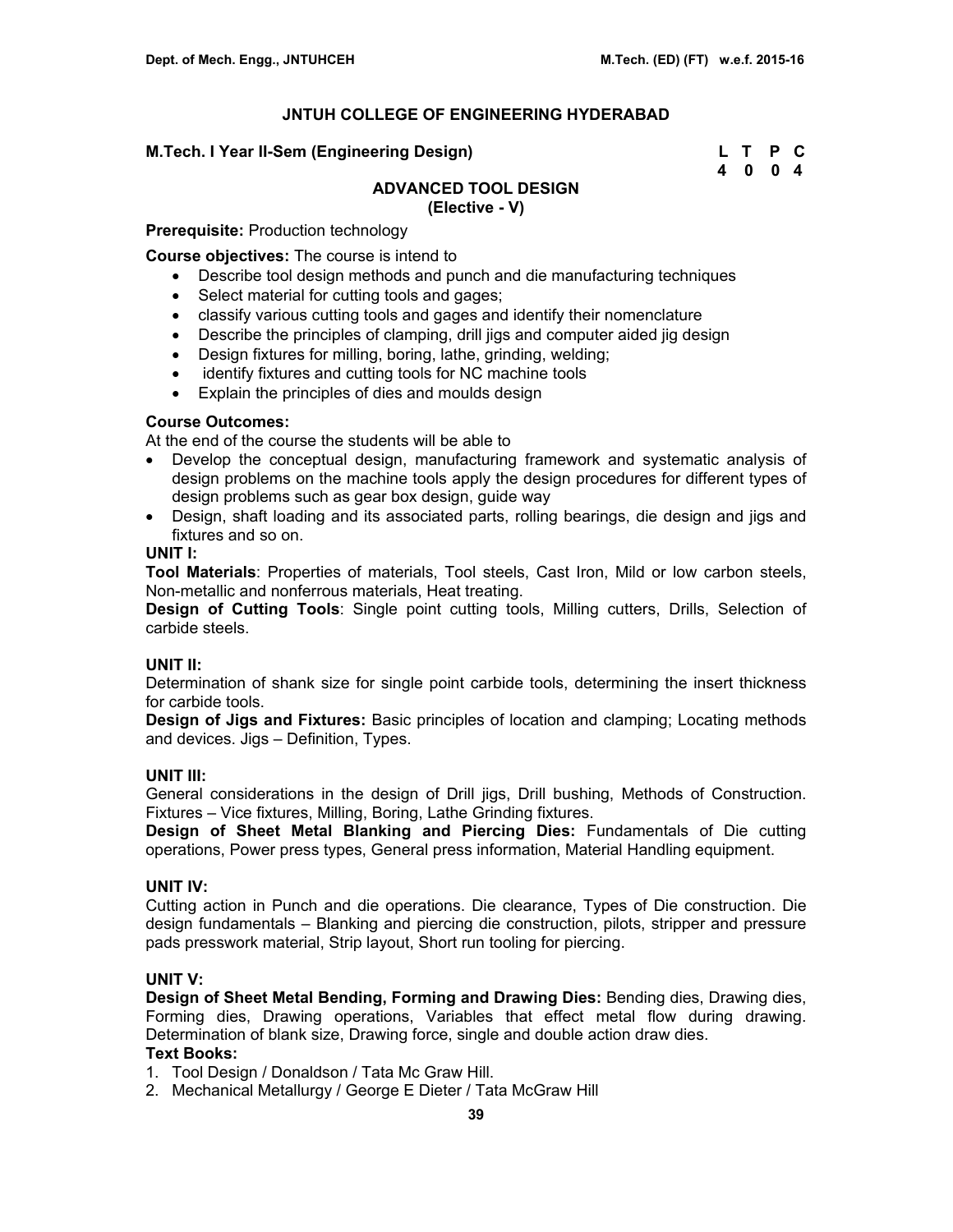# JNTUH COLLEGE OF ENGINEERING HYDERABAD

**M.Tech. I Year II-Sem (Engineering Design)**

| L | T | P | C |
|---|---|---|---|
| 4 | 0 | 0 | 4 |

## ADVANCED TOOL DESIGN
### (Elective - V)

**Prerequisite:** Production technology

**Course objectives:** The course is intend to

- Describe tool design methods and punch and die manufacturing techniques
- Select material for cutting tools and gages;
- classify various cutting tools and gages and identify their nomenclature
- Describe the principles of clamping, drill jigs and computer aided jig design
- Design fixtures for milling, boring, lathe, grinding, welding;
- identify fixtures and cutting tools for NC machine tools
- Explain the principles of dies and moulds design

**Course Outcomes:**

At the end of the course the students will be able to

- Develop the conceptual design, manufacturing framework and systematic analysis of design problems on the machine tools apply the design procedures for different types of design problems such as gear box design, guide way
- Design, shaft loading and its associated parts, rolling bearings, die design and jigs and fixtures and so on.

**UNIT I:**

**Tool Materials**: Properties of materials, Tool steels, Cast Iron, Mild or low carbon steels, Non-metallic and nonferrous materials, Heat treating.

**Design of Cutting Tools**: Single point cutting tools, Milling cutters, Drills, Selection of carbide steels.

**UNIT II:**

Determination of shank size for single point carbide tools, determining the insert thickness for carbide tools.

**Design of Jigs and Fixtures:** Basic principles of location and clamping; Locating methods and devices. Jigs – Definition, Types.

**UNIT III:**

General considerations in the design of Drill jigs, Drill bushing, Methods of Construction. Fixtures – Vice fixtures, Milling, Boring, Lathe Grinding fixtures.

**Design of Sheet Metal Blanking and Piercing Dies:** Fundamentals of Die cutting operations, Power press types, General press information, Material Handling equipment.

**UNIT IV:**

Cutting action in Punch and die operations. Die clearance, Types of Die construction. Die design fundamentals – Blanking and piercing die construction, pilots, stripper and pressure pads presswork material, Strip layout, Short run tooling for piercing.

**UNIT V:**

**Design of Sheet Metal Bending, Forming and Drawing Dies:** Bending dies, Drawing dies, Forming dies, Drawing operations, Variables that effect metal flow during drawing. Determination of blank size, Drawing force, single and double action draw dies.

**Text Books:**

1. Tool Design / Donaldson / Tata Mc Graw Hill.
2. Mechanical Metallurgy / George E Dieter / Tata McGraw Hill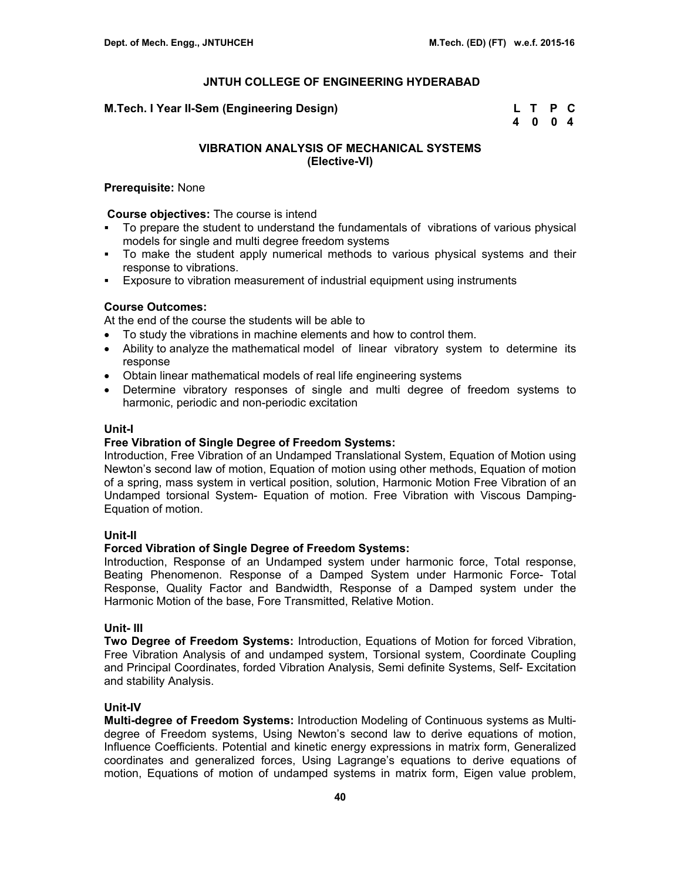## JNTUH COLLEGE OF ENGINEERING HYDERABAD

**M.Tech. I Year II-Sem (Engineering Design)**

| L | T | P | C |
|---|---|---|---|
| 4 | 0 | 0 | 4 |

### VIBRATION ANALYSIS OF MECHANICAL SYSTEMS
### (Elective-VI)

**Prerequisite:** None

**Course objectives:** The course is intend

- To prepare the student to understand the fundamentals of vibrations of various physical models for single and multi degree freedom systems
- To make the student apply numerical methods to various physical systems and their response to vibrations.
- Exposure to vibration measurement of industrial equipment using instruments

**Course Outcomes:**

At the end of the course the students will be able to

- To study the vibrations in machine elements and how to control them.
- Ability to analyze the mathematical model of linear vibratory system to determine its response
- Obtain linear mathematical models of real life engineering systems
- Determine vibratory responses of single and multi degree of freedom systems to harmonic, periodic and non-periodic excitation

**Unit-I**

**Free Vibration of Single Degree of Freedom Systems:**
Introduction, Free Vibration of an Undamped Translational System, Equation of Motion using Newton's second law of motion, Equation of motion using other methods, Equation of motion of a spring, mass system in vertical position, solution, Harmonic Motion Free Vibration of an Undamped torsional System- Equation of motion. Free Vibration with Viscous Damping-Equation of motion.

**Unit-II**

**Forced Vibration of Single Degree of Freedom Systems:**
Introduction, Response of an Undamped system under harmonic force, Total response, Beating Phenomenon. Response of a Damped System under Harmonic Force- Total Response, Quality Factor and Bandwidth, Response of a Damped system under the Harmonic Motion of the base, Fore Transmitted, Relative Motion.

**Unit- III**

**Two Degree of Freedom Systems:** Introduction, Equations of Motion for forced Vibration, Free Vibration Analysis of and undamped system, Torsional system, Coordinate Coupling and Principal Coordinates, forded Vibration Analysis, Semi definite Systems, Self- Excitation and stability Analysis.

**Unit-IV**

**Multi-degree of Freedom Systems:** Introduction Modeling of Continuous systems as Multi-degree of Freedom systems, Using Newton's second law to derive equations of motion, Influence Coefficients. Potential and kinetic energy expressions in matrix form, Generalized coordinates and generalized forces, Using Lagrange's equations to derive equations of motion, Equations of motion of undamped systems in matrix form, Eigen value problem,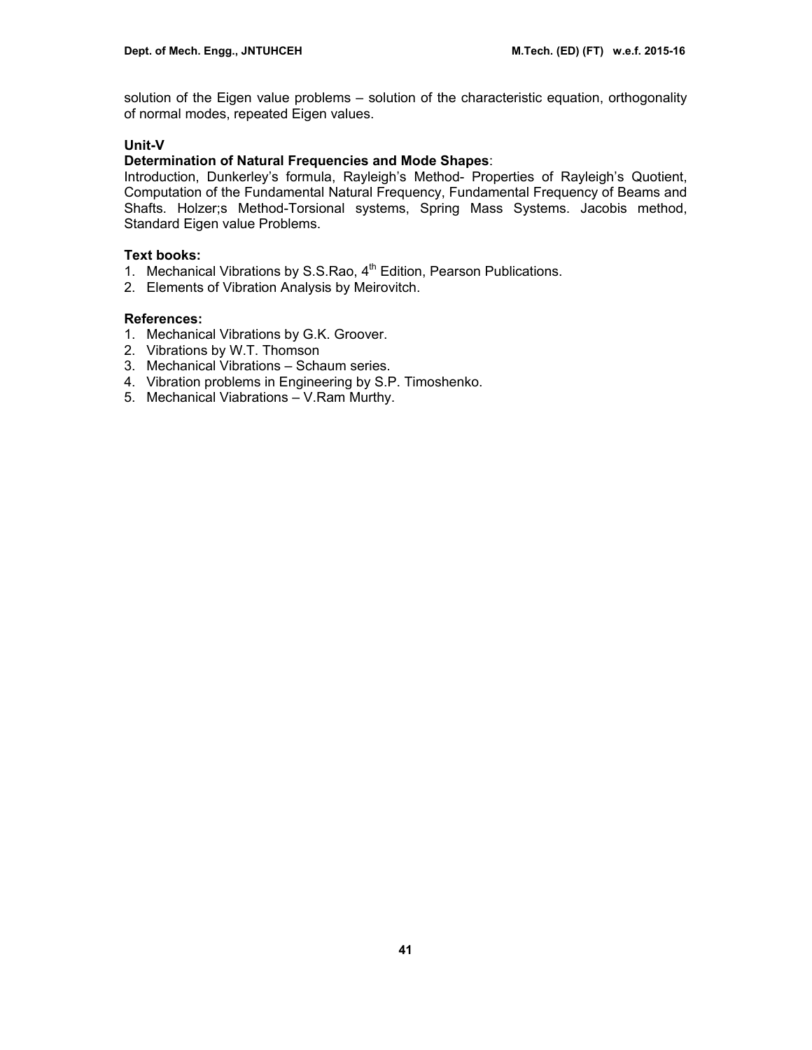solution of the Eigen value problems – solution of the characteristic equation, orthogonality of normal modes, repeated Eigen values.

**Unit-V**

**Determination of Natural Frequencies and Mode Shapes**:
Introduction, Dunkerley's formula, Rayleigh's Method- Properties of Rayleigh's Quotient, Computation of the Fundamental Natural Frequency, Fundamental Frequency of Beams and Shafts. Holzer;s Method-Torsional systems, Spring Mass Systems. Jacobis method, Standard Eigen value Problems.

**Text books:**

1. Mechanical Vibrations by S.S.Rao, $4^{th}$ Edition, Pearson Publications.
2. Elements of Vibration Analysis by Meirovitch.

**References:**

1. Mechanical Vibrations by G.K. Groover.
2. Vibrations by W.T. Thomson
3. Mechanical Vibrations – Schaum series.
4. Vibration problems in Engineering by S.P. Timoshenko.
5. Mechanical Viabrations – V.Ram Murthy.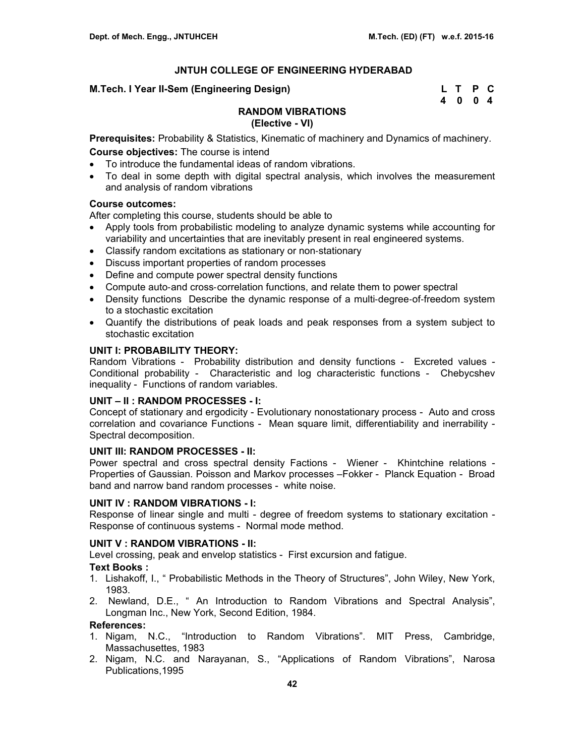# JNTUH COLLEGE OF ENGINEERING HYDERABAD

**M.Tech. I Year II-Sem (Engineering Design)**

| L | T | P | C |
|---|---|---|---|
| 4 | 0 | 0 | 4 |

## RANDOM VIBRATIONS
### (Elective - VI)

**Prerequisites:** Probability & Statistics, Kinematic of machinery and Dynamics of machinery.

**Course objectives:** The course is intend

- To introduce the fundamental ideas of random vibrations.
- To deal in some depth with digital spectral analysis, which involves the measurement and analysis of random vibrations

**Course outcomes:**

After completing this course, students should be able to

- Apply tools from probabilistic modeling to analyze dynamic systems while accounting for variability and uncertainties that are inevitably present in real engineered systems.
- Classify random excitations as stationary or non-stationary
- Discuss important properties of random processes
- Define and compute power spectral density functions
- Compute auto-and cross-correlation functions, and relate them to power spectral
- Density functions Describe the dynamic response of a multi-degree-of-freedom system to a stochastic excitation
- Quantify the distributions of peak loads and peak responses from a system subject to stochastic excitation

**UNIT I: PROBABILITY THEORY:**

Random Vibrations - Probability distribution and density functions - Excreted values - Conditional probability - Characteristic and log characteristic functions - Chebycshev inequality - Functions of random variables.

**UNIT – II : RANDOM PROCESSES - I:**

Concept of stationary and ergodicity - Evolutionary nonostationary process - Auto and cross correlation and covariance Functions - Mean square limit, differentiability and inerrability - Spectral decomposition.

**UNIT III: RANDOM PROCESSES - II:**

Power spectral and cross spectral density Factions - Wiener - Khintchine relations - Properties of Gaussian. Poisson and Markov processes –Fokker - Planck Equation - Broad band and narrow band random processes - white noise.

**UNIT IV : RANDOM VIBRATIONS - I:**

Response of linear single and multi - degree of freedom systems to stationary excitation - Response of continuous systems - Normal mode method.

**UNIT V : RANDOM VIBRATIONS - II:**

Level crossing, peak and envelop statistics - First excursion and fatigue.

**Text Books :**

1. Lishakoff, I., " Probabilistic Methods in the Theory of Structures", John Wiley, New York, 1983.
2. Newland, D.E., " An Introduction to Random Vibrations and Spectral Analysis", Longman Inc., New York, Second Edition, 1984.

**References:**

1. Nigam, N.C., "Introduction to Random Vibrations". MIT Press, Cambridge, Massachusettes, 1983
2. Nigam, N.C. and Narayanan, S., "Applications of Random Vibrations", Narosa Publications,1995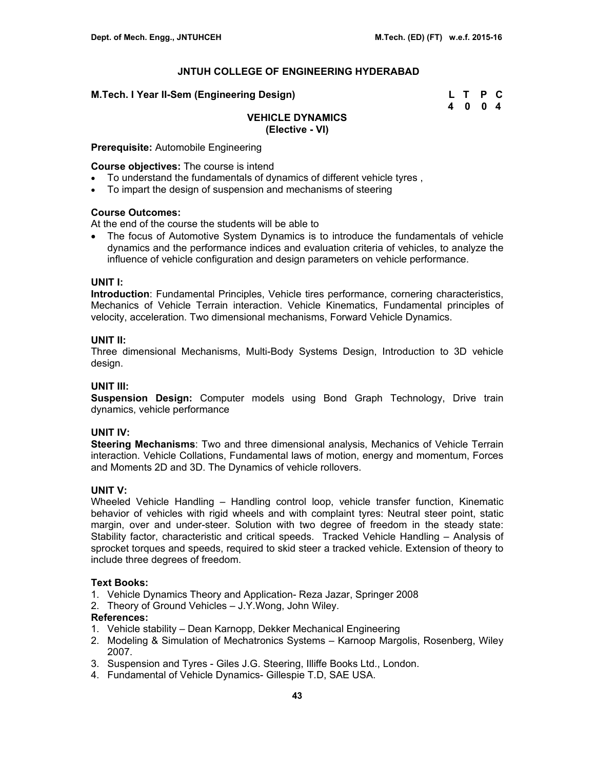## JNTUH COLLEGE OF ENGINEERING HYDERABAD

**M.Tech. I Year II-Sem (Engineering Design)**

| L | T | P | C |
|---|---|---|---|
| 4 | 0 | 0 | 4 |

### VEHICLE DYNAMICS
### (Elective - VI)

**Prerequisite:** Automobile Engineering

**Course objectives:** The course is intend

- To understand the fundamentals of dynamics of different vehicle tyres ,
- To impart the design of suspension and mechanisms of steering

**Course Outcomes:**

At the end of the course the students will be able to

- The focus of Automotive System Dynamics is to introduce the fundamentals of vehicle dynamics and the performance indices and evaluation criteria of vehicles, to analyze the influence of vehicle configuration and design parameters on vehicle performance.

**UNIT I:**

**Introduction**: Fundamental Principles, Vehicle tires performance, cornering characteristics, Mechanics of Vehicle Terrain interaction. Vehicle Kinematics, Fundamental principles of velocity, acceleration. Two dimensional mechanisms, Forward Vehicle Dynamics.

**UNIT II:**

Three dimensional Mechanisms, Multi-Body Systems Design, Introduction to 3D vehicle design.

**UNIT III:**

**Suspension Design:** Computer models using Bond Graph Technology, Drive train dynamics, vehicle performance

**UNIT IV:**

**Steering Mechanisms**: Two and three dimensional analysis, Mechanics of Vehicle Terrain interaction. Vehicle Collations, Fundamental laws of motion, energy and momentum, Forces and Moments 2D and 3D. The Dynamics of vehicle rollovers.

**UNIT V:**

Wheeled Vehicle Handling – Handling control loop, vehicle transfer function, Kinematic behavior of vehicles with rigid wheels and with complaint tyres: Neutral steer point, static margin, over and under-steer. Solution with two degree of freedom in the steady state: Stability factor, characteristic and critical speeds. Tracked Vehicle Handling – Analysis of sprocket torques and speeds, required to skid steer a tracked vehicle. Extension of theory to include three degrees of freedom.

**Text Books:**

1. Vehicle Dynamics Theory and Application- Reza Jazar, Springer 2008
2. Theory of Ground Vehicles – J.Y.Wong, John Wiley.

**References:**

1. Vehicle stability – Dean Karnopp, Dekker Mechanical Engineering
2. Modeling & Simulation of Mechatronics Systems – Karnoop Margolis, Rosenberg, Wiley 2007.
3. Suspension and Tyres - Giles J.G. Steering, Illiffe Books Ltd., London.
4. Fundamental of Vehicle Dynamics- Gillespie T.D, SAE USA.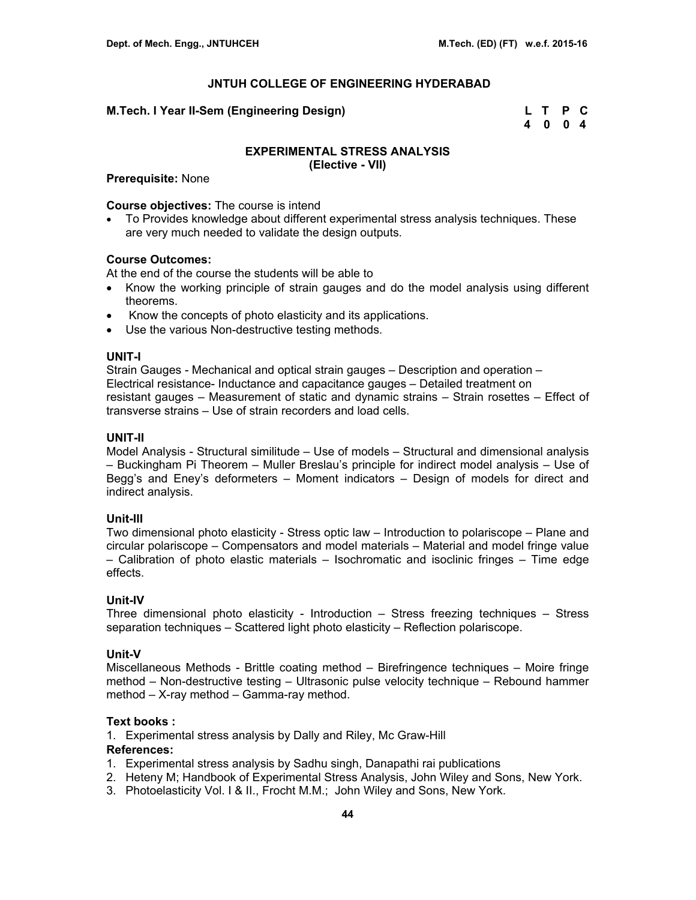# JNTUH COLLEGE OF ENGINEERING HYDERABAD

**M.Tech. I Year II-Sem (Engineering Design)**

| L | T | P | C |
|---|---|---|---|
| 4 | 0 | 0 | 4 |

## EXPERIMENTAL STRESS ANALYSIS
### (Elective - VII)

**Prerequisite:** None

**Course objectives:** The course is intend

- To Provides knowledge about different experimental stress analysis techniques. These are very much needed to validate the design outputs.

**Course Outcomes:**

At the end of the course the students will be able to

- Know the working principle of strain gauges and do the model analysis using different theorems.
- Know the concepts of photo elasticity and its applications.
- Use the various Non-destructive testing methods.

**UNIT-I**

Strain Gauges - Mechanical and optical strain gauges – Description and operation – Electrical resistance- Inductance and capacitance gauges – Detailed treatment on resistant gauges – Measurement of static and dynamic strains – Strain rosettes – Effect of transverse strains – Use of strain recorders and load cells.

**UNIT-II**

Model Analysis - Structural similitude – Use of models – Structural and dimensional analysis – Buckingham Pi Theorem – Muller Breslau's principle for indirect model analysis – Use of Begg's and Eney's deformeters – Moment indicators – Design of models for direct and indirect analysis.

**Unit-III**

Two dimensional photo elasticity - Stress optic law – Introduction to polariscope – Plane and circular polariscope – Compensators and model materials – Material and model fringe value – Calibration of photo elastic materials – Isochromatic and isoclinic fringes – Time edge effects.

**Unit-IV**

Three dimensional photo elasticity - Introduction – Stress freezing techniques – Stress separation techniques – Scattered light photo elasticity – Reflection polariscope.

**Unit-V**

Miscellaneous Methods - Brittle coating method – Birefringence techniques – Moire fringe method – Non-destructive testing – Ultrasonic pulse velocity technique – Rebound hammer method – X-ray method – Gamma-ray method.

**Text books :**

1. Experimental stress analysis by Dally and Riley, Mc Graw-Hill

**References:**

1. Experimental stress analysis by Sadhu singh, Danapathi rai publications
2. Heteny M; Handbook of Experimental Stress Analysis, John Wiley and Sons, New York.
3. Photoelasticity Vol. I & II., Frocht M.M.; John Wiley and Sons, New York.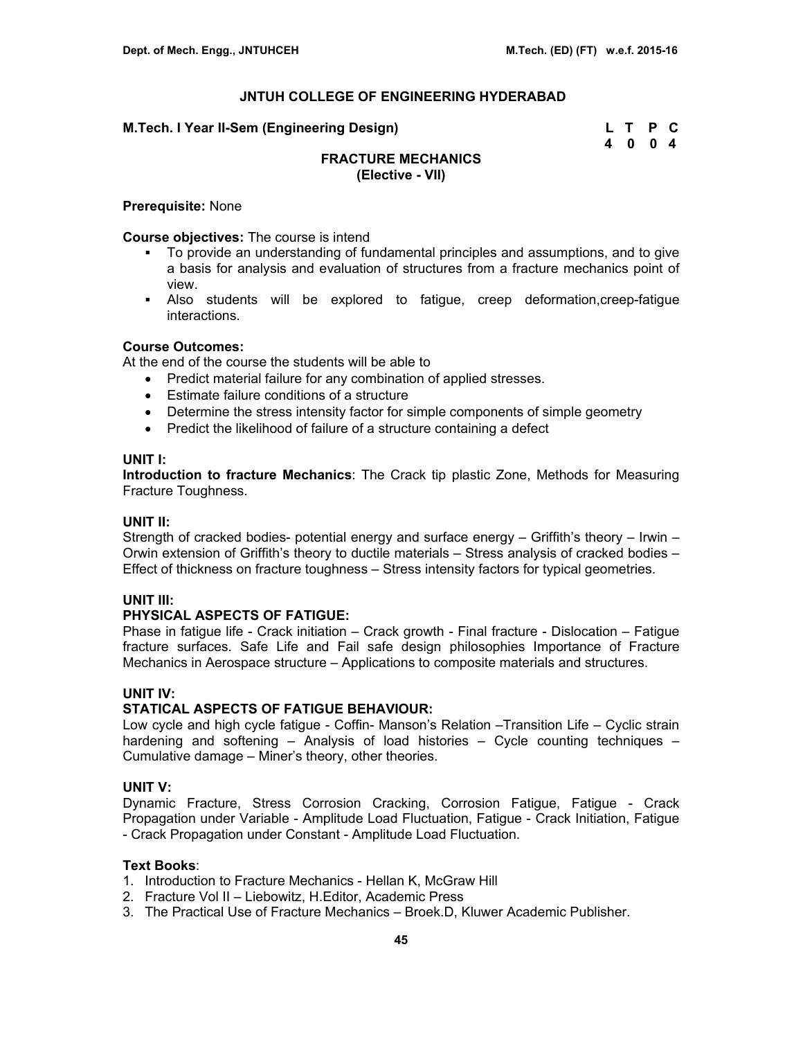# JNTUH COLLEGE OF ENGINEERING HYDERABAD

**M.Tech. I Year II-Sem (Engineering Design)**

| L | T | P | C |
|---|---|---|---|
| 4 | 0 | 0 | 4 |

## FRACTURE MECHANICS
### (Elective - VII)

**Prerequisite:** None

**Course objectives:** The course is intend

- To provide an understanding of fundamental principles and assumptions, and to give a basis for analysis and evaluation of structures from a fracture mechanics point of view.
- Also students will be explored to fatigue, creep deformation,creep-fatigue interactions.

**Course Outcomes:**
At the end of the course the students will be able to

- Predict material failure for any combination of applied stresses.
- Estimate failure conditions of a structure
- Determine the stress intensity factor for simple components of simple geometry
- Predict the likelihood of failure of a structure containing a defect

**UNIT I:**
**Introduction to fracture Mechanics**: The Crack tip plastic Zone, Methods for Measuring Fracture Toughness.

**UNIT II:**
Strength of cracked bodies- potential energy and surface energy – Griffith's theory – Irwin – Orwin extension of Griffith's theory to ductile materials – Stress analysis of cracked bodies – Effect of thickness on fracture toughness – Stress intensity factors for typical geometries.

**UNIT III:**
**PHYSICAL ASPECTS OF FATIGUE:**
Phase in fatigue life - Crack initiation – Crack growth - Final fracture - Dislocation – Fatigue fracture surfaces. Safe Life and Fail safe design philosophies Importance of Fracture Mechanics in Aerospace structure – Applications to composite materials and structures.

**UNIT IV:**
**STATICAL ASPECTS OF FATIGUE BEHAVIOUR:**
Low cycle and high cycle fatigue - Coffin- Manson's Relation –Transition Life – Cyclic strain hardening and softening – Analysis of load histories – Cycle counting techniques – Cumulative damage – Miner's theory, other theories.

**UNIT V:**
Dynamic Fracture, Stress Corrosion Cracking, Corrosion Fatigue, Fatigue - Crack Propagation under Variable - Amplitude Load Fluctuation, Fatigue - Crack Initiation, Fatigue - Crack Propagation under Constant - Amplitude Load Fluctuation.

**Text Books**:

1. Introduction to Fracture Mechanics - Hellan K, McGraw Hill
2. Fracture Vol II – Liebowitz, H.Editor, Academic Press
3. The Practical Use of Fracture Mechanics – Broek.D, Kluwer Academic Publisher.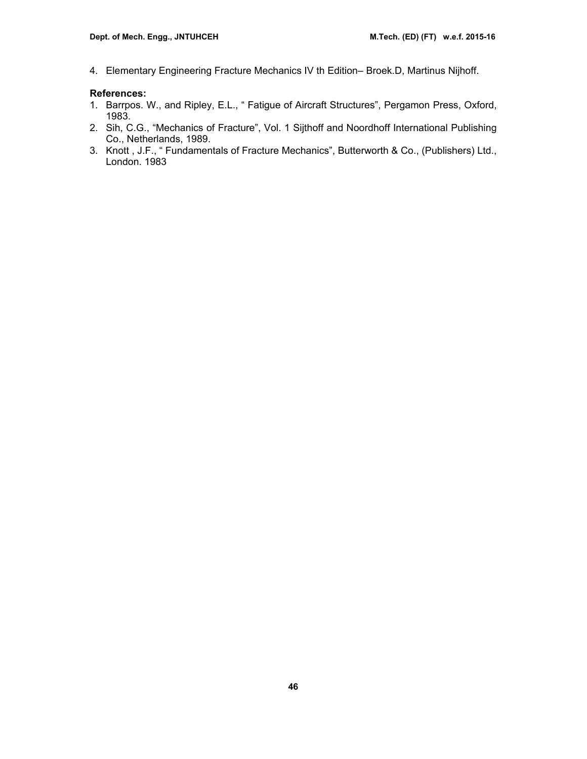4. Elementary Engineering Fracture Mechanics IV th Edition– Broek.D, Martinus Nijhoff.

**References:**

1. Barrpos. W., and Ripley, E.L., " Fatigue of Aircraft Structures", Pergamon Press, Oxford, 1983.
2. Sih, C.G., "Mechanics of Fracture", Vol. 1 Sijthoff and Noordhoff International Publishing Co., Netherlands, 1989.
3. Knott , J.F., " Fundamentals of Fracture Mechanics", Butterworth & Co., (Publishers) Ltd., London. 1983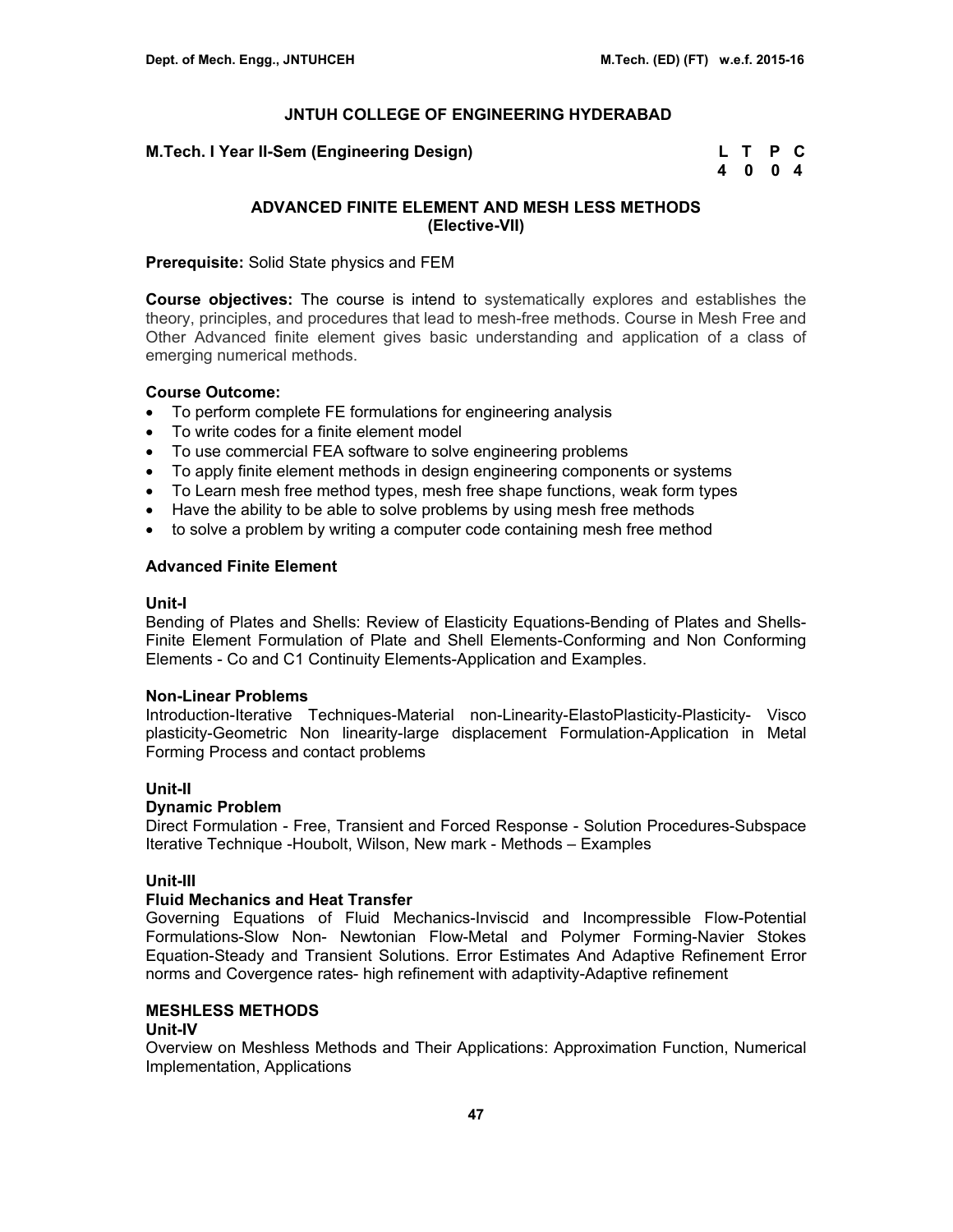## JNTUH COLLEGE OF ENGINEERING HYDERABAD

**M.Tech. I Year II-Sem (Engineering Design)**

| L | T | P | C |
|---|---|---|---|
| 4 | 0 | 0 | 4 |

### ADVANCED FINITE ELEMENT AND MESH LESS METHODS (Elective-VII)

**Prerequisite:** Solid State physics and FEM

**Course objectives:** The course is intend to systematically explores and establishes the theory, principles, and procedures that lead to mesh-free methods. Course in Mesh Free and Other Advanced finite element gives basic understanding and application of a class of emerging numerical methods.

**Course Outcome:**

- To perform complete FE formulations for engineering analysis
- To write codes for a finite element model
- To use commercial FEA software to solve engineering problems
- To apply finite element methods in design engineering components or systems
- To Learn mesh free method types, mesh free shape functions, weak form types
- Have the ability to be able to solve problems by using mesh free methods
- to solve a problem by writing a computer code containing mesh free method

**Advanced Finite Element**

**Unit-I**

Bending of Plates and Shells: Review of Elasticity Equations-Bending of Plates and Shells-Finite Element Formulation of Plate and Shell Elements-Conforming and Non Conforming Elements - Co and C1 Continuity Elements-Application and Examples.

**Non-Linear Problems**

Introduction-Iterative Techniques-Material non-Linearity-ElastoPlasticity-Plasticity- Visco plasticity-Geometric Non linearity-large displacement Formulation-Application in Metal Forming Process and contact problems

**Unit-II**

**Dynamic Problem**

Direct Formulation - Free, Transient and Forced Response - Solution Procedures-Subspace Iterative Technique -Houbolt, Wilson, New mark - Methods – Examples

**Unit-III**

**Fluid Mechanics and Heat Transfer**

Governing Equations of Fluid Mechanics-Inviscid and Incompressible Flow-Potential Formulations-Slow Non- Newtonian Flow-Metal and Polymer Forming-Navier Stokes Equation-Steady and Transient Solutions. Error Estimates And Adaptive Refinement Error norms and Covergence rates- high refinement with adaptivity-Adaptive refinement

**MESHLESS METHODS**

**Unit-IV**

Overview on Meshless Methods and Their Applications: Approximation Function, Numerical Implementation, Applications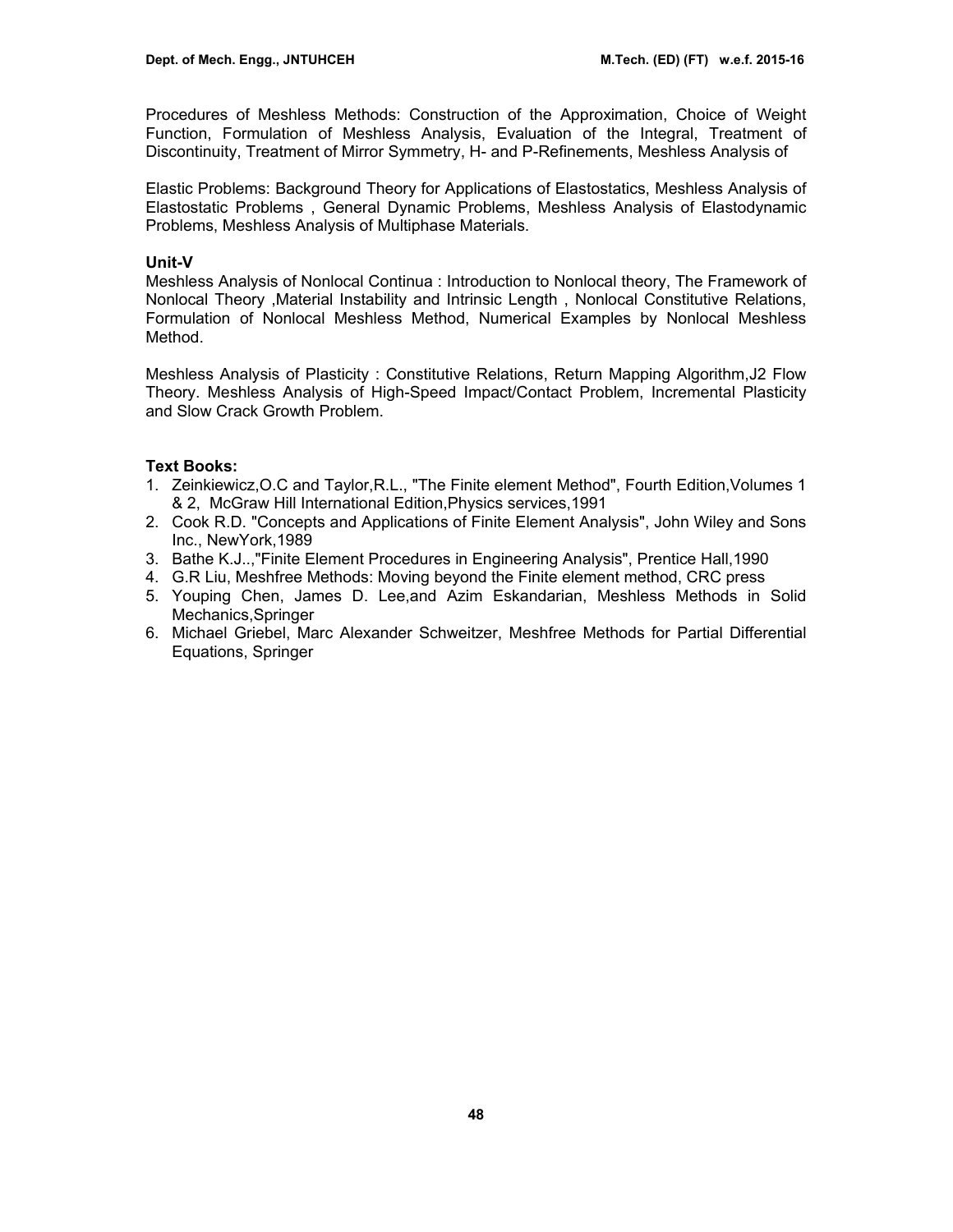Procedures of Meshless Methods: Construction of the Approximation, Choice of Weight Function, Formulation of Meshless Analysis, Evaluation of the Integral, Treatment of Discontinuity, Treatment of Mirror Symmetry, H- and P-Refinements, Meshless Analysis of

Elastic Problems: Background Theory for Applications of Elastostatics, Meshless Analysis of Elastostatic Problems , General Dynamic Problems, Meshless Analysis of Elastodynamic Problems, Meshless Analysis of Multiphase Materials.

**Unit-V**

Meshless Analysis of Nonlocal Continua : Introduction to Nonlocal theory, The Framework of Nonlocal Theory ,Material Instability and Intrinsic Length , Nonlocal Constitutive Relations, Formulation of Nonlocal Meshless Method, Numerical Examples by Nonlocal Meshless Method.

Meshless Analysis of Plasticity : Constitutive Relations, Return Mapping Algorithm,J2 Flow Theory. Meshless Analysis of High-Speed Impact/Contact Problem, Incremental Plasticity and Slow Crack Growth Problem.

**Text Books:**

1. Zeinkiewicz,O.C and Taylor,R.L., "The Finite element Method", Fourth Edition,Volumes 1 & 2, McGraw Hill International Edition,Physics services,1991
2. Cook R.D. "Concepts and Applications of Finite Element Analysis", John Wiley and Sons Inc., NewYork,1989
3. Bathe K.J..,"Finite Element Procedures in Engineering Analysis", Prentice Hall,1990
4. G.R Liu, Meshfree Methods: Moving beyond the Finite element method, CRC press
5. Youping Chen, James D. Lee,and Azim Eskandarian, Meshless Methods in Solid Mechanics,Springer
6. Michael Griebel, Marc Alexander Schweitzer, Meshfree Methods for Partial Differential Equations, Springer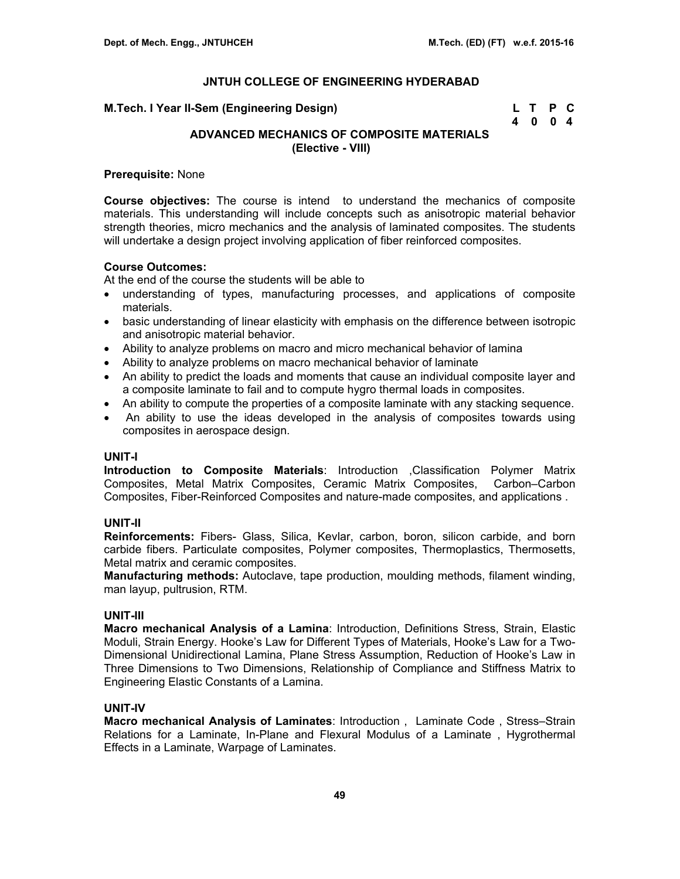# JNTUH COLLEGE OF ENGINEERING HYDERABAD

**M.Tech. I Year II-Sem (Engineering Design)**

| L | T | P | C |
|---|---|---|---|
| 4 | 0 | 0 | 4 |

## ADVANCED MECHANICS OF COMPOSITE MATERIALS
## (Elective - VIII)

**Prerequisite:** None

**Course objectives:** The course is intend to understand the mechanics of composite materials. This understanding will include concepts such as anisotropic material behavior strength theories, micro mechanics and the analysis of laminated composites. The students will undertake a design project involving application of fiber reinforced composites.

**Course Outcomes:**
At the end of the course the students will be able to

- understanding of types, manufacturing processes, and applications of composite materials.
- basic understanding of linear elasticity with emphasis on the difference between isotropic and anisotropic material behavior.
- Ability to analyze problems on macro and micro mechanical behavior of lamina
- Ability to analyze problems on macro mechanical behavior of laminate
- An ability to predict the loads and moments that cause an individual composite layer and a composite laminate to fail and to compute hygro thermal loads in composites.
- An ability to compute the properties of a composite laminate with any stacking sequence.
- An ability to use the ideas developed in the analysis of composites towards using composites in aerospace design.

### UNIT-I

**Introduction to Composite Materials**: Introduction ,Classification Polymer Matrix Composites, Metal Matrix Composites, Ceramic Matrix Composites, Carbon–Carbon Composites, Fiber-Reinforced Composites and nature-made composites, and applications .

### UNIT-II

**Reinforcements:** Fibers- Glass, Silica, Kevlar, carbon, boron, silicon carbide, and born carbide fibers. Particulate composites, Polymer composites, Thermoplastics, Thermosetts, Metal matrix and ceramic composites.

**Manufacturing methods:** Autoclave, tape production, moulding methods, filament winding, man layup, pultrusion, RTM.

### UNIT-III

**Macro mechanical Analysis of a Lamina**: Introduction, Definitions Stress, Strain, Elastic Moduli, Strain Energy. Hooke's Law for Different Types of Materials, Hooke's Law for a Two-Dimensional Unidirectional Lamina, Plane Stress Assumption, Reduction of Hooke's Law in Three Dimensions to Two Dimensions, Relationship of Compliance and Stiffness Matrix to Engineering Elastic Constants of a Lamina.

### UNIT-IV

**Macro mechanical Analysis of Laminates**: Introduction , Laminate Code , Stress–Strain Relations for a Laminate, In-Plane and Flexural Modulus of a Laminate , Hygrothermal Effects in a Laminate, Warpage of Laminates.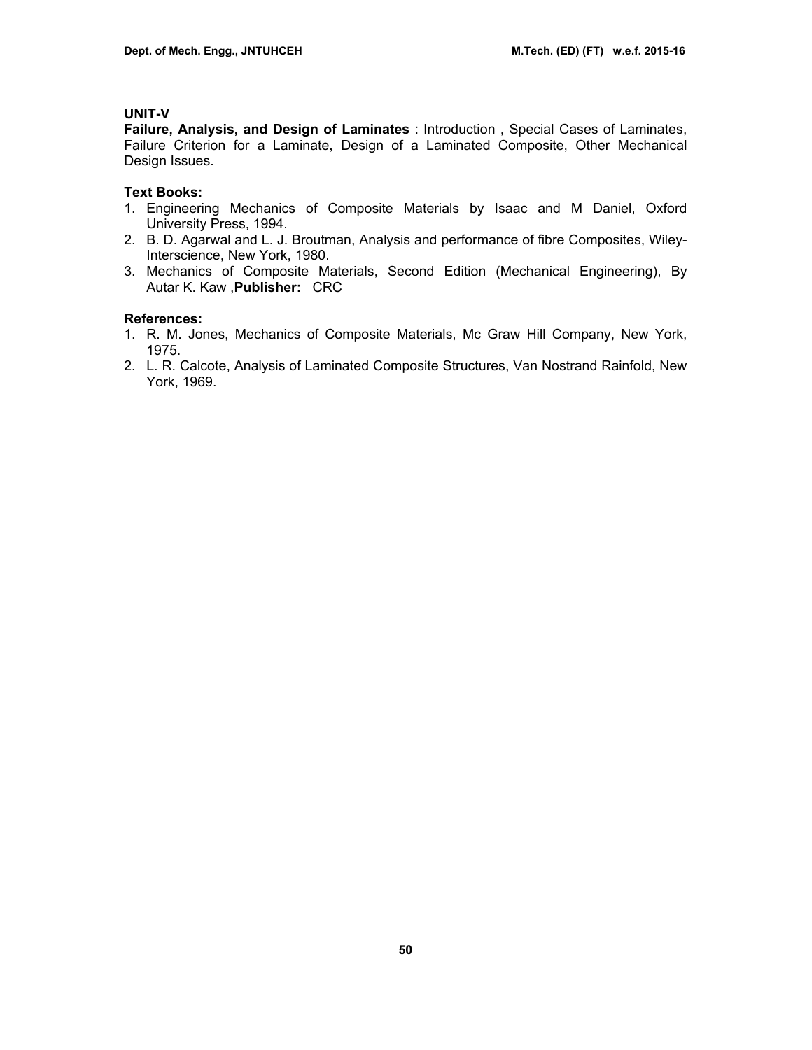### UNIT-V

**Failure, Analysis, and Design of Laminates** : Introduction , Special Cases of Laminates, Failure Criterion for a Laminate, Design of a Laminated Composite, Other Mechanical Design Issues.

**Text Books:**

1. Engineering Mechanics of Composite Materials by Isaac and M Daniel, Oxford University Press, 1994.
2. B. D. Agarwal and L. J. Broutman, Analysis and performance of fibre Composites, Wiley-Interscience, New York, 1980.
3. Mechanics of Composite Materials, Second Edition (Mechanical Engineering), By Autar K. Kaw ,**Publisher:** CRC

**References:**

1. R. M. Jones, Mechanics of Composite Materials, Mc Graw Hill Company, New York, 1975.
2. L. R. Calcote, Analysis of Laminated Composite Structures, Van Nostrand Rainfold, New York, 1969.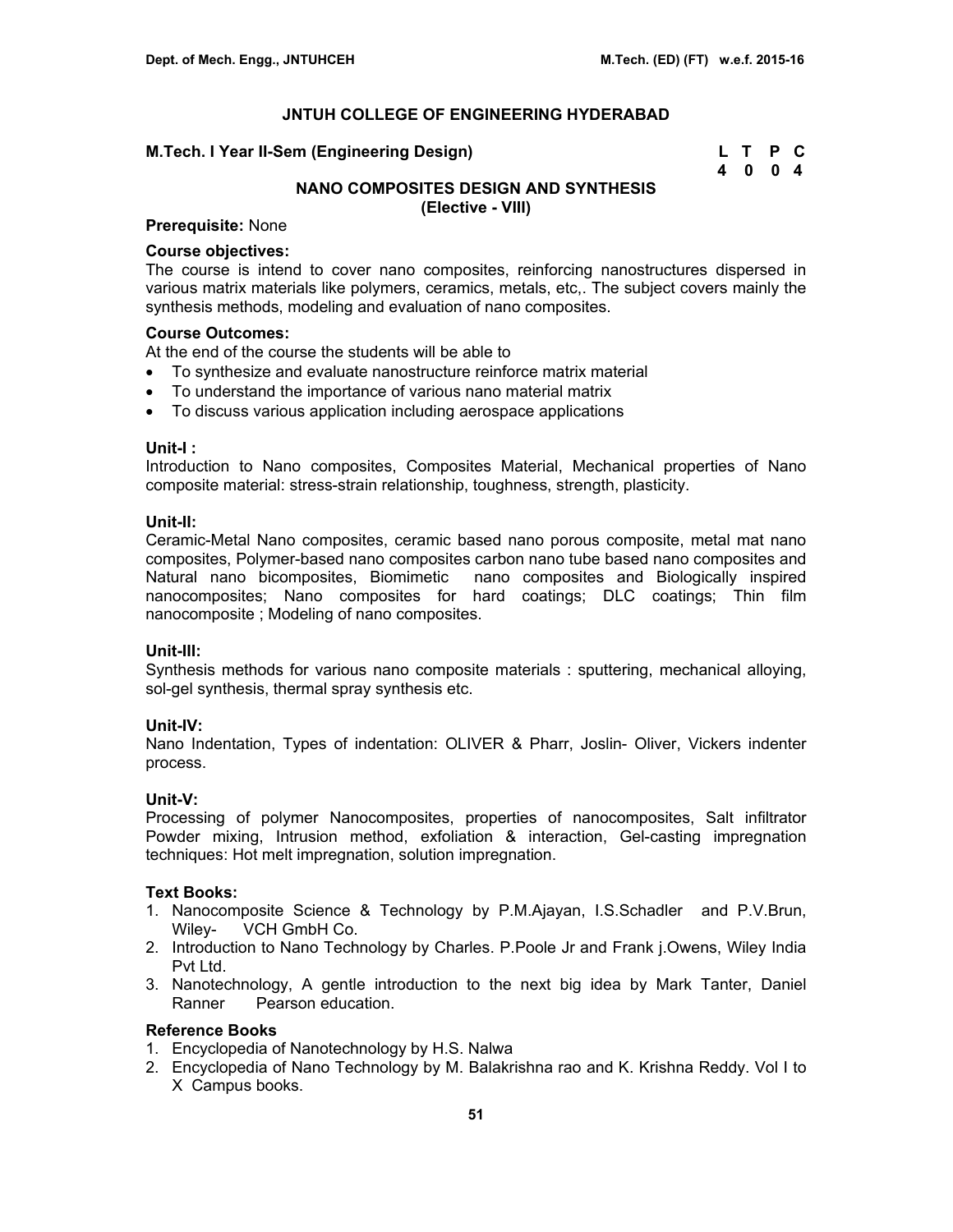# JNTUH COLLEGE OF ENGINEERING HYDERABAD

**M.Tech. I Year II-Sem (Engineering Design)**

| L | T | P | C |
|---|---|---|---|
| 4 | 0 | 0 | 4 |

## NANO COMPOSITES DESIGN AND SYNTHESIS
**(Elective - VIII)**

**Prerequisite:** None

**Course objectives:**
The course is intend to cover nano composites, reinforcing nanostructures dispersed in various matrix materials like polymers, ceramics, metals, etc,. The subject covers mainly the synthesis methods, modeling and evaluation of nano composites.

**Course Outcomes:**
At the end of the course the students will be able to

- To synthesize and evaluate nanostructure reinforce matrix material
- To understand the importance of various nano material matrix
- To discuss various application including aerospace applications

**Unit-I :**
Introduction to Nano composites, Composites Material, Mechanical properties of Nano composite material: stress-strain relationship, toughness, strength, plasticity.

**Unit-II:**
Ceramic-Metal Nano composites, ceramic based nano porous composite, metal mat nano composites, Polymer-based nano composites carbon nano tube based nano composites and Natural nano bicomposites, Biomimetic nano composites and Biologically inspired nanocomposites; Nano composites for hard coatings; DLC coatings; Thin film nanocomposite ; Modeling of nano composites.

**Unit-III:**
Synthesis methods for various nano composite materials : sputtering, mechanical alloying, sol-gel synthesis, thermal spray synthesis etc.

**Unit-IV:**
Nano Indentation, Types of indentation: OLIVER & Pharr, Joslin- Oliver, Vickers indenter process.

**Unit-V:**
Processing of polymer Nanocomposites, properties of nanocomposites, Salt infiltrator Powder mixing, Intrusion method, exfoliation & interaction, Gel-casting impregnation techniques: Hot melt impregnation, solution impregnation.

**Text Books:**

1. Nanocomposite Science & Technology by P.M.Ajayan, I.S.Schadler and P.V.Brun, Wiley- VCH GmbH Co.
2. Introduction to Nano Technology by Charles. P.Poole Jr and Frank j.Owens, Wiley India Pvt Ltd.
3. Nanotechnology, A gentle introduction to the next big idea by Mark Tanter, Daniel Ranner Pearson education.

**Reference Books**

1. Encyclopedia of Nanotechnology by H.S. Nalwa
2. Encyclopedia of Nano Technology by M. Balakrishna rao and K. Krishna Reddy. Vol I to X Campus books.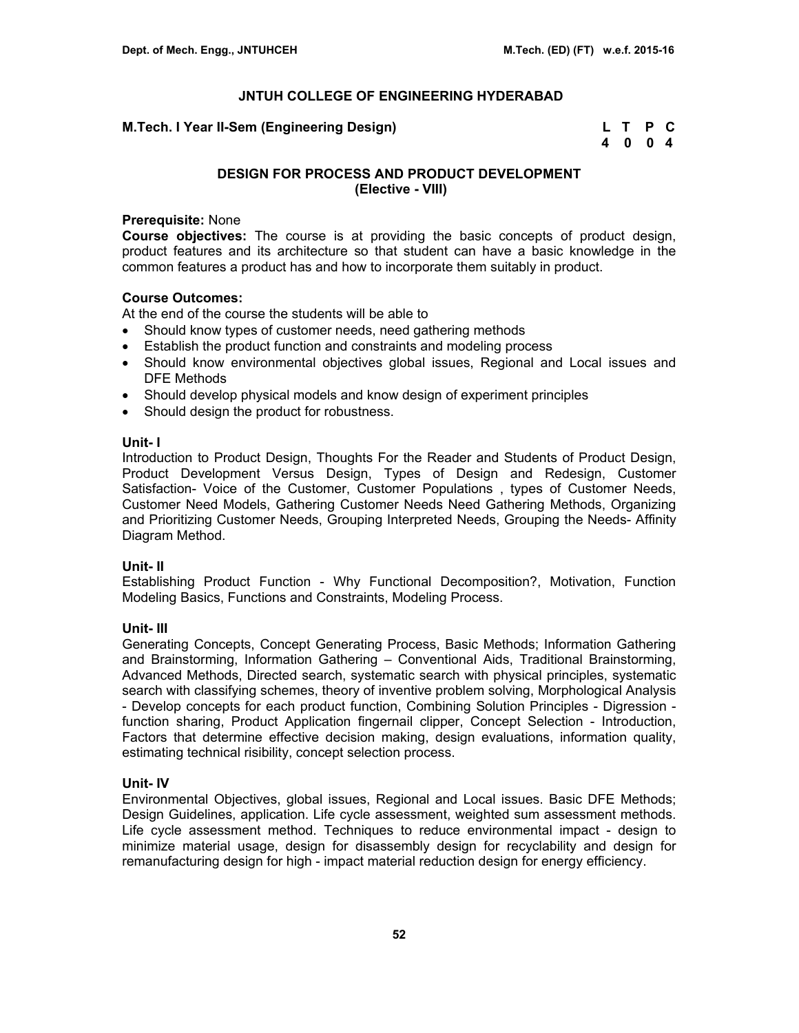# JNTUH COLLEGE OF ENGINEERING HYDERABAD

**M.Tech. I Year II-Sem (Engineering Design)**

| L | T | P | C |
|---|---|---|---|
| 4 | 0 | 0 | 4 |

## DESIGN FOR PROCESS AND PRODUCT DEVELOPMENT
## (Elective - VIII)

**Prerequisite:** None

**Course objectives:** The course is at providing the basic concepts of product design, product features and its architecture so that student can have a basic knowledge in the common features a product has and how to incorporate them suitably in product.

**Course Outcomes:**

At the end of the course the students will be able to

- Should know types of customer needs, need gathering methods
- Establish the product function and constraints and modeling process
- Should know environmental objectives global issues, Regional and Local issues and DFE Methods
- Should develop physical models and know design of experiment principles
- Should design the product for robustness.

### Unit- I

Introduction to Product Design, Thoughts For the Reader and Students of Product Design, Product Development Versus Design, Types of Design and Redesign, Customer Satisfaction- Voice of the Customer, Customer Populations , types of Customer Needs, Customer Need Models, Gathering Customer Needs Need Gathering Methods, Organizing and Prioritizing Customer Needs, Grouping Interpreted Needs, Grouping the Needs- Affinity Diagram Method.

### Unit- II

Establishing Product Function - Why Functional Decomposition?, Motivation, Function Modeling Basics, Functions and Constraints, Modeling Process.

### Unit- III

Generating Concepts, Concept Generating Process, Basic Methods; Information Gathering and Brainstorming, Information Gathering – Conventional Aids, Traditional Brainstorming, Advanced Methods, Directed search, systematic search with physical principles, systematic search with classifying schemes, theory of inventive problem solving, Morphological Analysis - Develop concepts for each product function, Combining Solution Principles - Digression - function sharing, Product Application fingernail clipper, Concept Selection - Introduction, Factors that determine effective decision making, design evaluations, information quality, estimating technical risibility, concept selection process.

### Unit- IV

Environmental Objectives, global issues, Regional and Local issues. Basic DFE Methods; Design Guidelines, application. Life cycle assessment, weighted sum assessment methods. Life cycle assessment method. Techniques to reduce environmental impact - design to minimize material usage, design for disassembly design for recyclability and design for remanufacturing design for high - impact material reduction design for energy efficiency.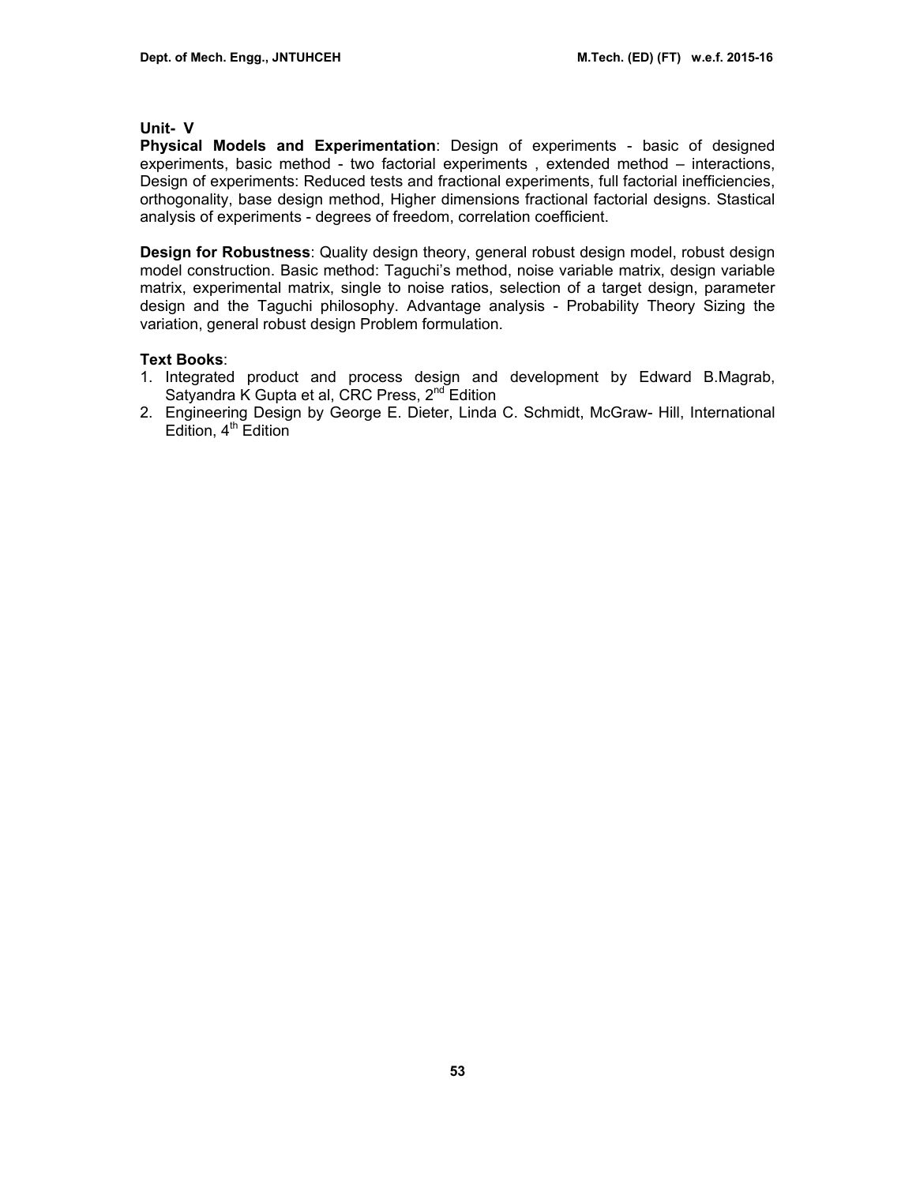### Unit- V

**Physical Models and Experimentation**: Design of experiments - basic of designed experiments, basic method - two factorial experiments , extended method – interactions, Design of experiments: Reduced tests and fractional experiments, full factorial inefficiencies, orthogonality, base design method, Higher dimensions fractional factorial designs. Stastical analysis of experiments - degrees of freedom, correlation coefficient.

**Design for Robustness**: Quality design theory, general robust design model, robust design model construction. Basic method: Taguchi's method, noise variable matrix, design variable matrix, experimental matrix, single to noise ratios, selection of a target design, parameter design and the Taguchi philosophy. Advantage analysis - Probability Theory Sizing the variation, general robust design Problem formulation.

**Text Books**:

1. Integrated product and process design and development by Edward B.Magrab, Satyandra K Gupta et al, CRC Press, 2nd Edition
2. Engineering Design by George E. Dieter, Linda C. Schmidt, McGraw- Hill, International Edition, 4th Edition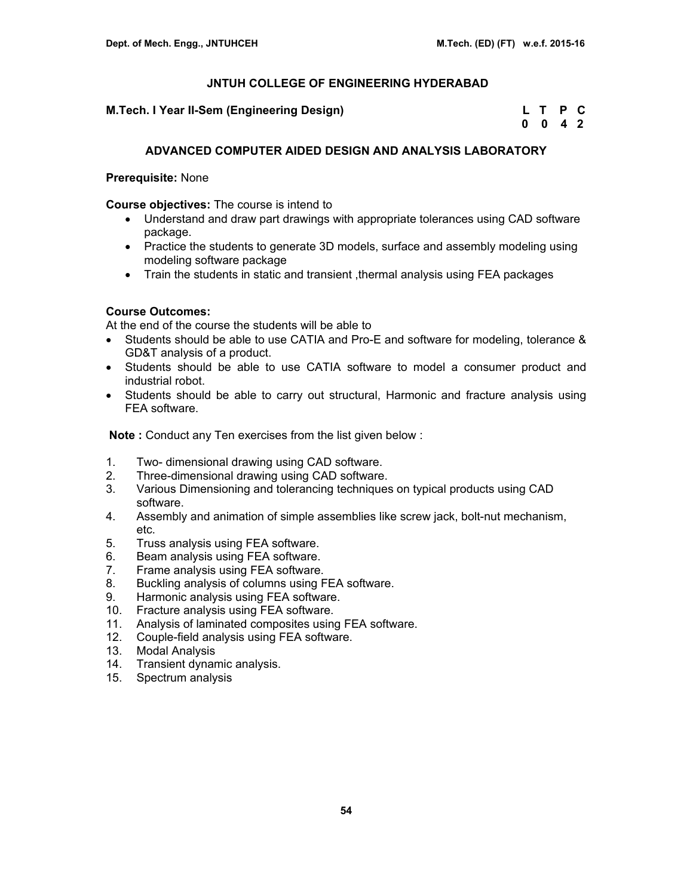## JNTUH COLLEGE OF ENGINEERING HYDERABAD

**M.Tech. I Year II-Sem (Engineering Design)**

| L | T | P | C |
|---|---|---|---|
| 0 | 0 | 4 | 2 |

### ADVANCED COMPUTER AIDED DESIGN AND ANALYSIS LABORATORY

**Prerequisite:** None

**Course objectives:** The course is intend to

- Understand and draw part drawings with appropriate tolerances using CAD software package.
- Practice the students to generate 3D models, surface and assembly modeling using modeling software package
- Train the students in static and transient ,thermal analysis using FEA packages

**Course Outcomes:**
At the end of the course the students will be able to

- Students should be able to use CATIA and Pro-E and software for modeling, tolerance & GD&T analysis of a product.
- Students should be able to use CATIA software to model a consumer product and industrial robot.
- Students should be able to carry out structural, Harmonic and fracture analysis using FEA software.

**Note :** Conduct any Ten exercises from the list given below :

1. Two- dimensional drawing using CAD software.
2. Three-dimensional drawing using CAD software.
3. Various Dimensioning and tolerancing techniques on typical products using CAD software.
4. Assembly and animation of simple assemblies like screw jack, bolt-nut mechanism, etc.
5. Truss analysis using FEA software.
6. Beam analysis using FEA software.
7. Frame analysis using FEA software.
8. Buckling analysis of columns using FEA software.
9. Harmonic analysis using FEA software.
10. Fracture analysis using FEA software.
11. Analysis of laminated composites using FEA software.
12. Couple-field analysis using FEA software.
13. Modal Analysis
14. Transient dynamic analysis.
15. Spectrum analysis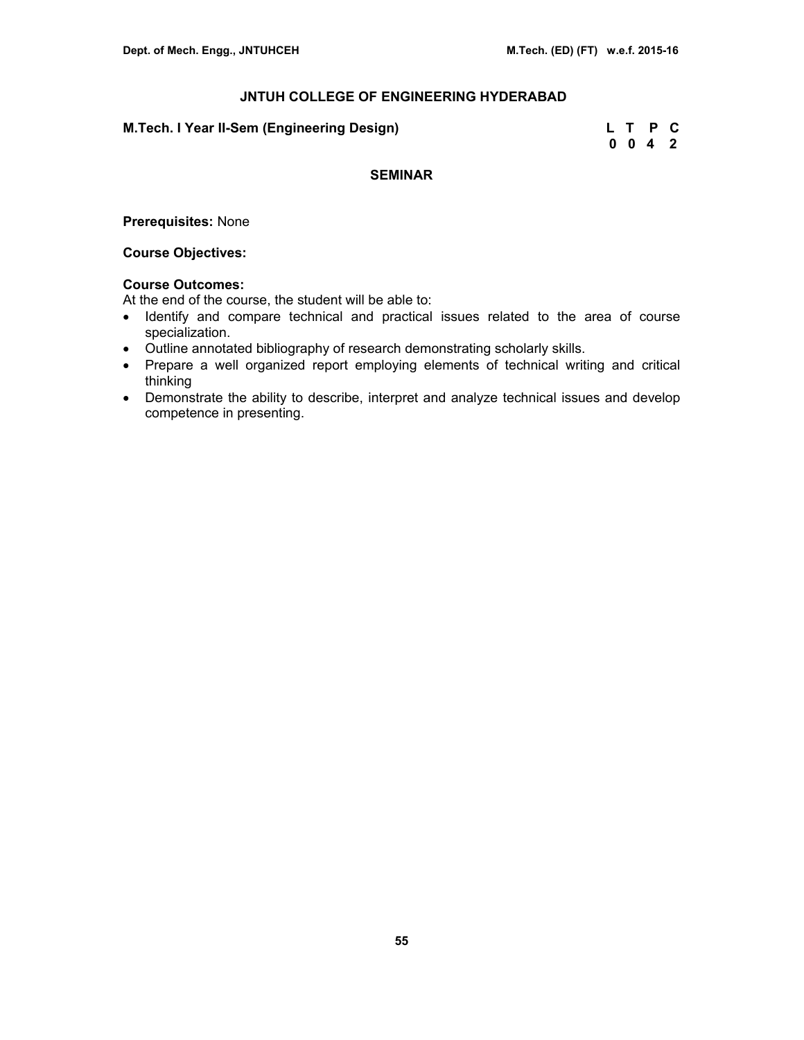# JNTUH COLLEGE OF ENGINEERING HYDERABAD

**M.Tech. I Year II-Sem (Engineering Design)**

| L | T | P | C |
|---|---|---|---|
| 0 | 0 | 4 | 2 |

## SEMINAR

**Prerequisites:** None

**Course Objectives:**

**Course Outcomes:**
At the end of the course, the student will be able to:

- Identify and compare technical and practical issues related to the area of course specialization.
- Outline annotated bibliography of research demonstrating scholarly skills.
- Prepare a well organized report employing elements of technical writing and critical thinking
- Demonstrate the ability to describe, interpret and analyze technical issues and develop competence in presenting.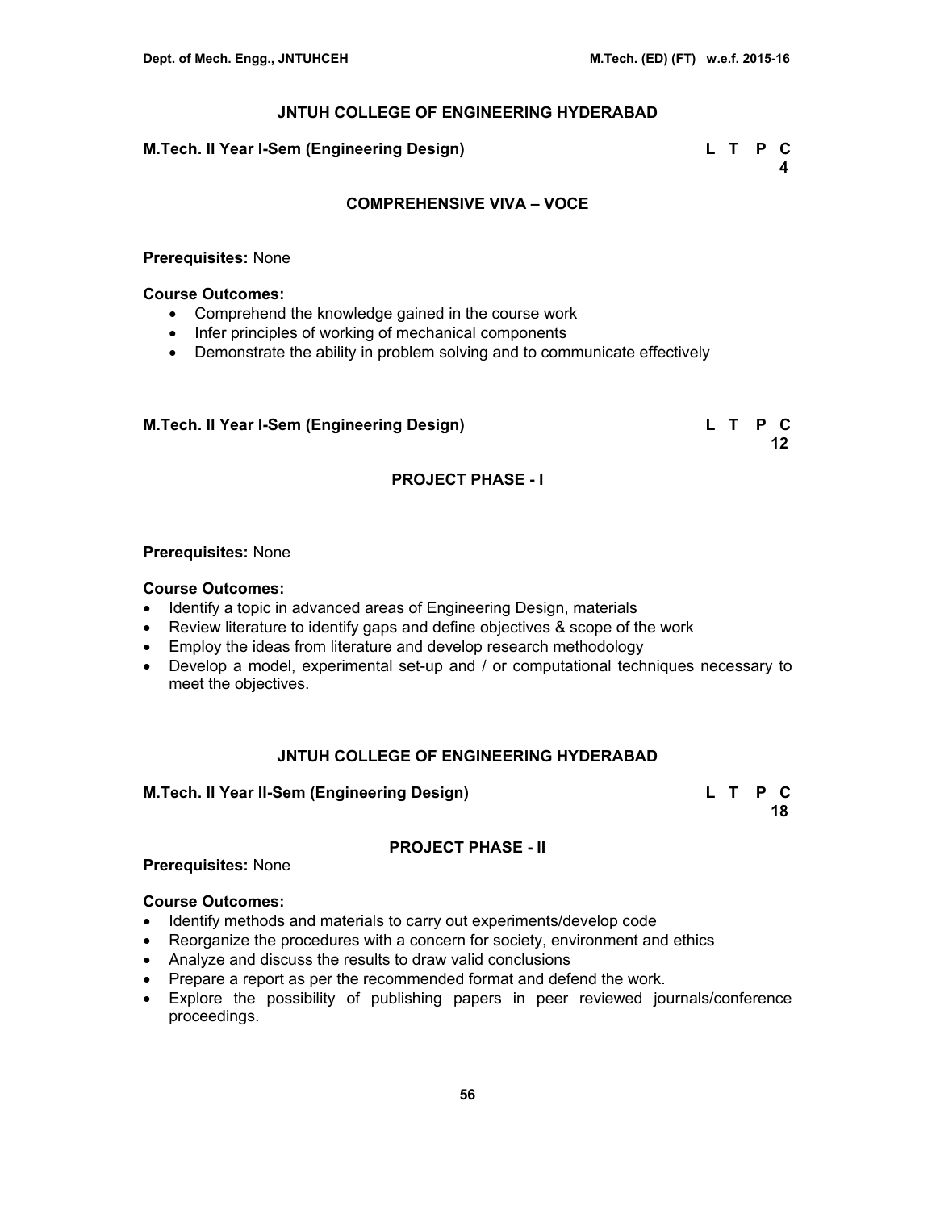## JNTUH COLLEGE OF ENGINEERING HYDERABAD

**M.Tech. II Year I-Sem (Engineering Design)**

| L | T | P | C |
|---|---|---|---|
| | | | 4 |

### COMPREHENSIVE VIVA – VOCE

**Prerequisites:** None

**Course Outcomes:**

- Comprehend the knowledge gained in the course work
- Infer principles of working of mechanical components
- Demonstrate the ability in problem solving and to communicate effectively

**M.Tech. II Year I-Sem (Engineering Design)**

| L | T | P | C |
|---|---|---|---|
| | | | 12 |

### PROJECT PHASE - I

**Prerequisites:** None

**Course Outcomes:**

- Identify a topic in advanced areas of Engineering Design, materials
- Review literature to identify gaps and define objectives & scope of the work
- Employ the ideas from literature and develop research methodology
- Develop a model, experimental set-up and / or computational techniques necessary to meet the objectives.

## JNTUH COLLEGE OF ENGINEERING HYDERABAD

**M.Tech. II Year II-Sem (Engineering Design)**

| L | T | P | C |
|---|---|---|---|
| | | | 18 |

### PROJECT PHASE - II

**Prerequisites:** None

**Course Outcomes:**

- Identify methods and materials to carry out experiments/develop code
- Reorganize the procedures with a concern for society, environment and ethics
- Analyze and discuss the results to draw valid conclusions
- Prepare a report as per the recommended format and defend the work.
- Explore the possibility of publishing papers in peer reviewed journals/conference proceedings.